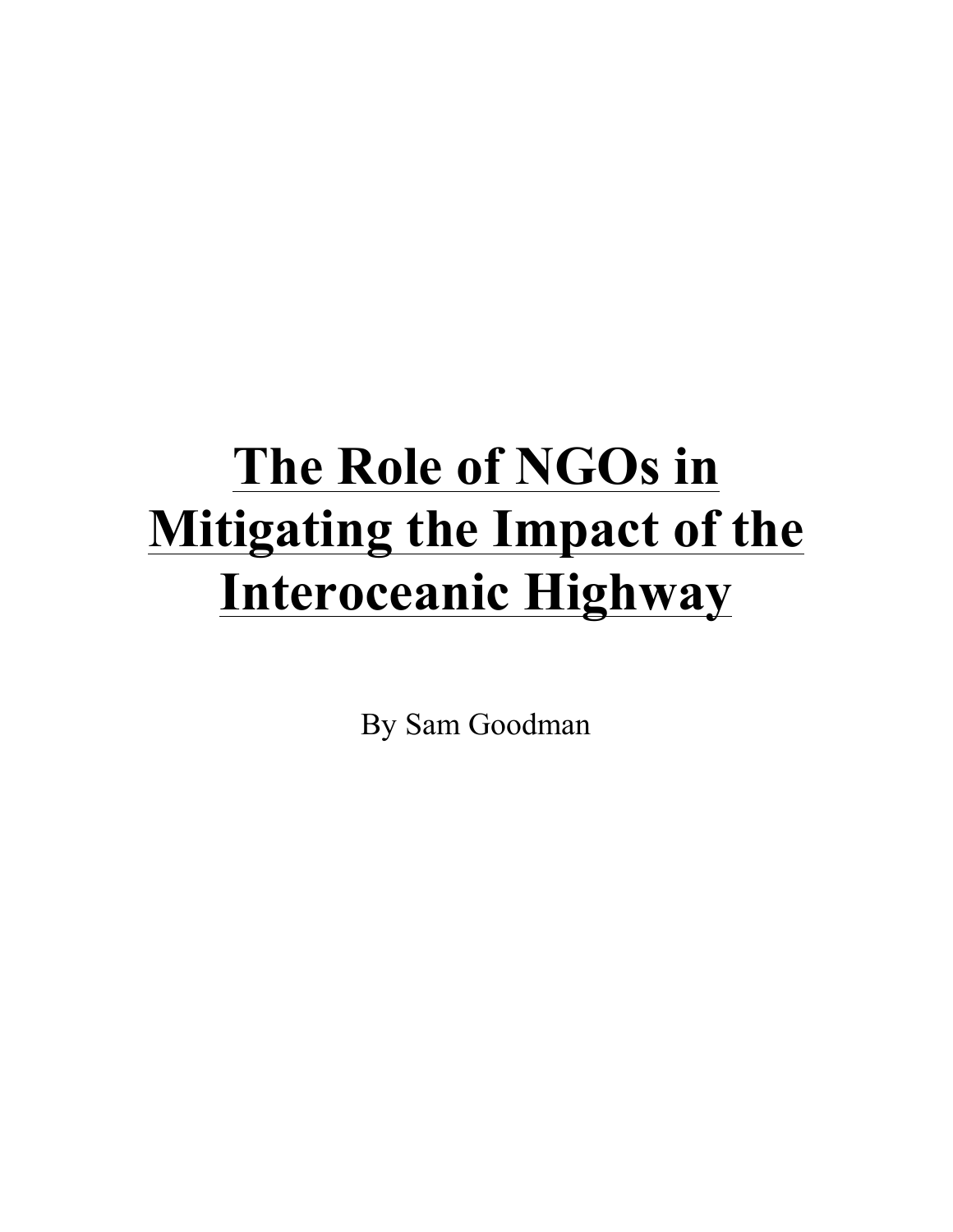# The Role of NGOs in Mitigating the Impact of the Interoceanic Highway

By Sam Goodman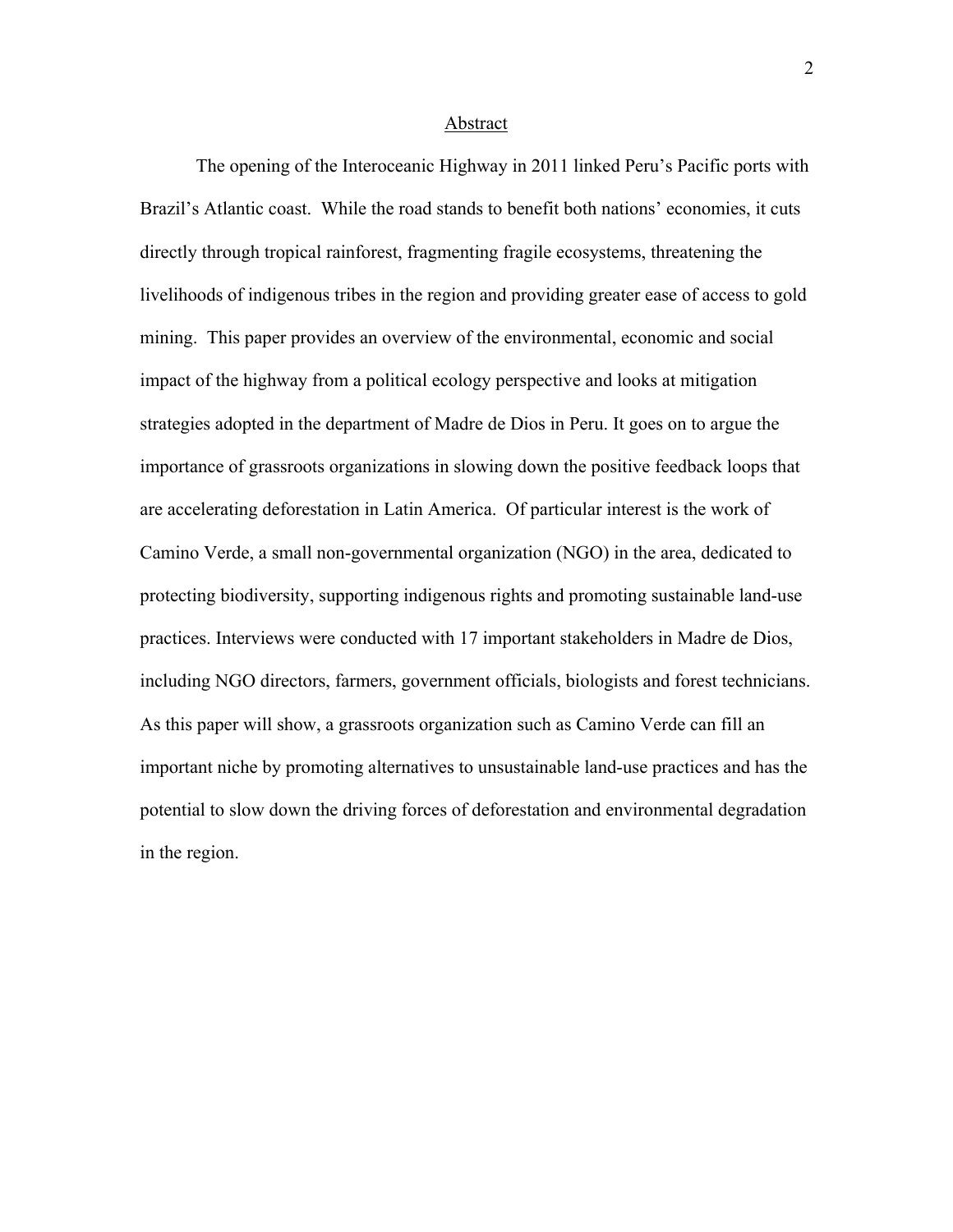## Abstract

The opening of the Interoceanic Highway in 2011 linked Peru's Pacific ports with Brazil's Atlantic coast. While the road stands to benefit both nations' economies, it cuts directly through tropical rainforest, fragmenting fragile ecosystems, threatening the livelihoods of indigenous tribes in the region and providing greater ease of access to gold mining. This paper provides an overview of the environmental, economic and social impact of the highway from a political ecology perspective and looks at mitigation strategies adopted in the department of Madre de Dios in Peru. It goes on to argue the importance of grassroots organizations in slowing down the positive feedback loops that are accelerating deforestation in Latin America. Of particular interest is the work of Camino Verde, a small non-governmental organization (NGO) in the area, dedicated to protecting biodiversity, supporting indigenous rights and promoting sustainable land-use practices. Interviews were conducted with 17 important stakeholders in Madre de Dios, including NGO directors, farmers, government officials, biologists and forest technicians. As this paper will show, a grassroots organization such as Camino Verde can fill an important niche by promoting alternatives to unsustainable land-use practices and has the potential to slow down the driving forces of deforestation and environmental degradation in the region.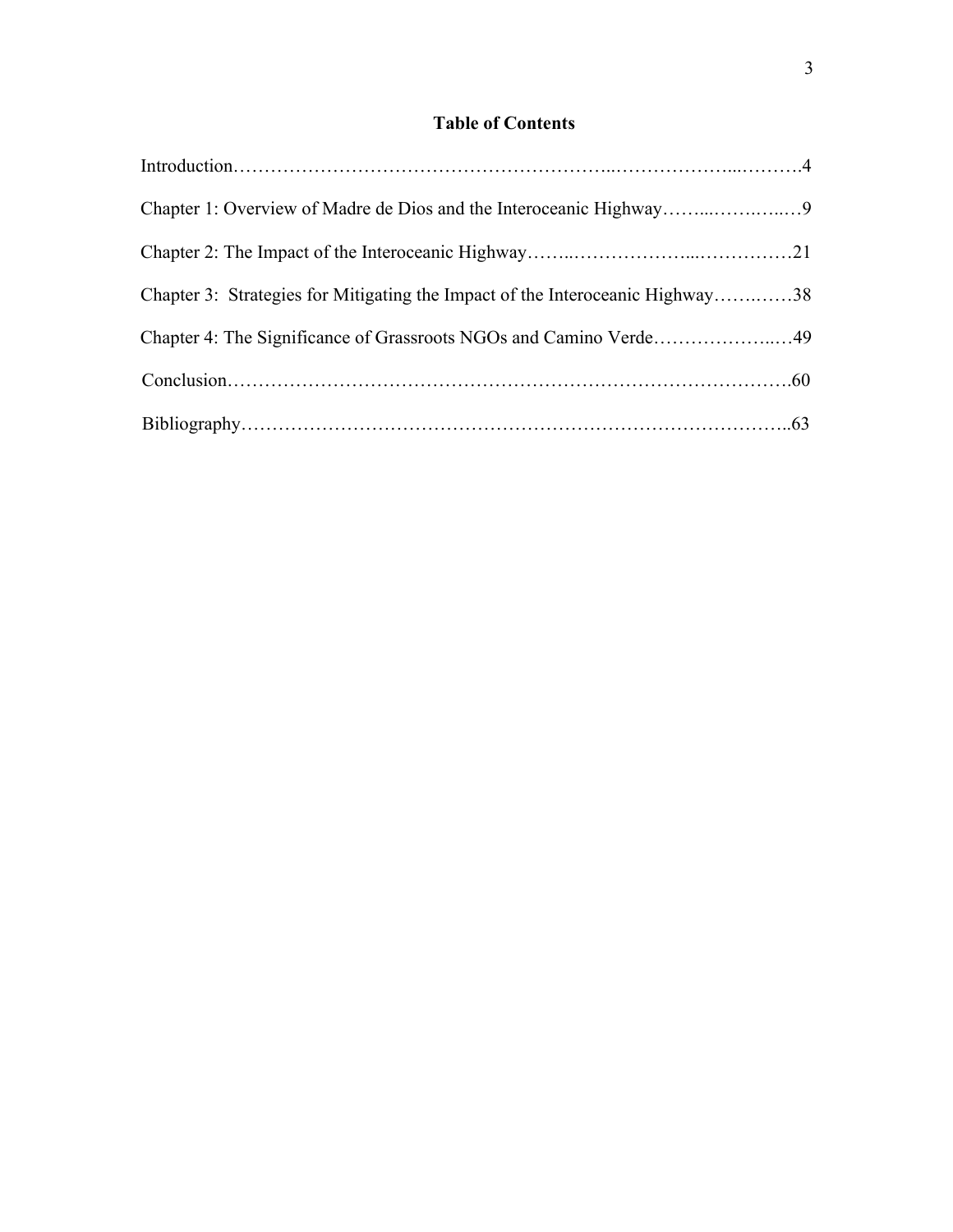## Table of Contents

Introduction……………………………………………………..………………...……….4

Chapter 1: Overview of Madre de Dios and the Interoceanic Highway……...…….…..…9

Chapter 2: The Impact of the Interoceanic Highway……..………………...……………21

Chapter 3: Strategies for Mitigating the Impact of the Interoceanic Highway…….……38

Chapter 4: The Significance of Grassroots NGOs and Camino Verde………………..…49

Conclusion…………………………………………………………………………….60

Bibliography…………………………………………………………………………..63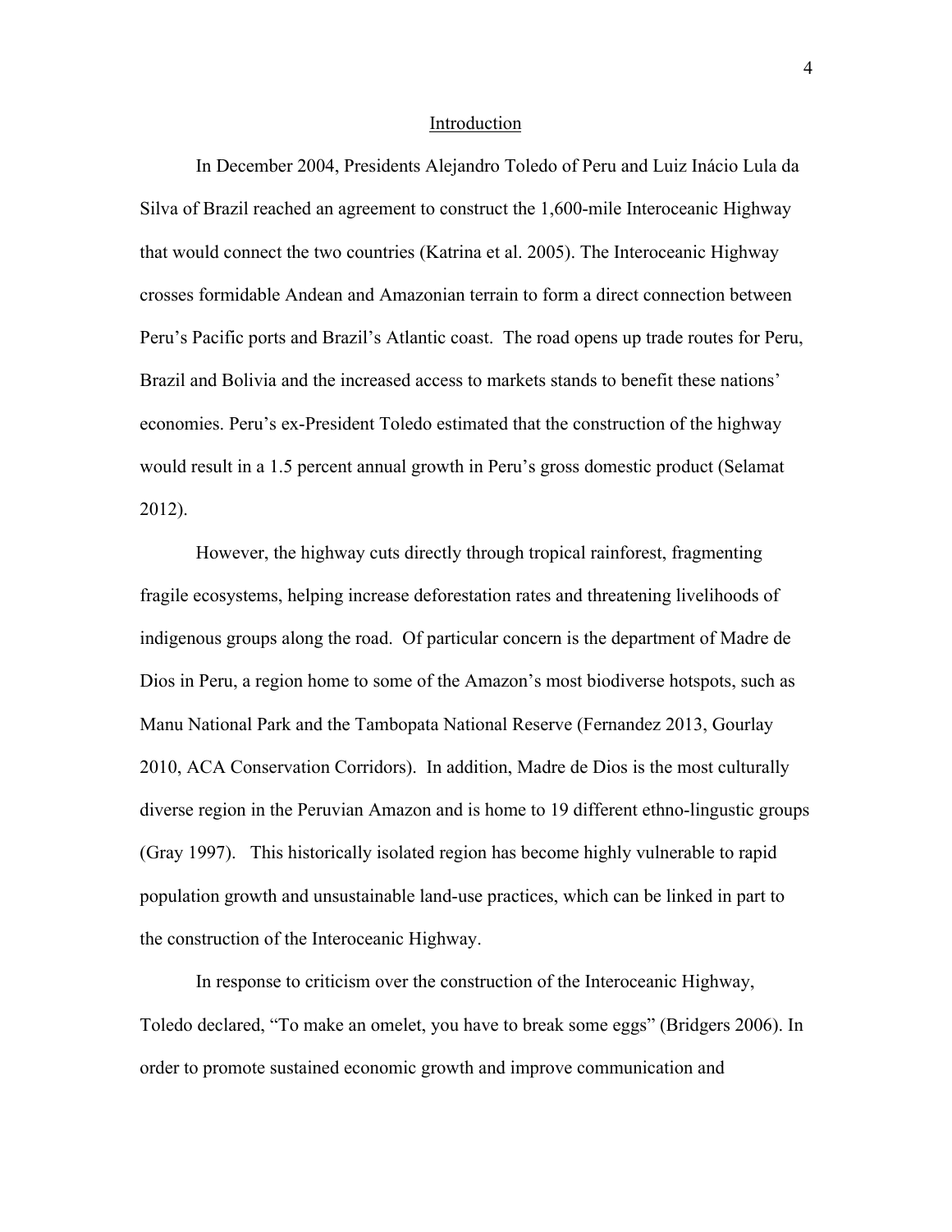## Introduction

In December 2004, Presidents Alejandro Toledo of Peru and Luiz Inácio Lula da Silva of Brazil reached an agreement to construct the 1,600-mile Interoceanic Highway that would connect the two countries (Katrina et al. 2005). The Interoceanic Highway crosses formidable Andean and Amazonian terrain to form a direct connection between Peru's Pacific ports and Brazil's Atlantic coast. The road opens up trade routes for Peru, Brazil and Bolivia and the increased access to markets stands to benefit these nations' economies. Peru's ex-President Toledo estimated that the construction of the highway would result in a 1.5 percent annual growth in Peru's gross domestic product (Selamat 2012).

However, the highway cuts directly through tropical rainforest, fragmenting fragile ecosystems, helping increase deforestation rates and threatening livelihoods of indigenous groups along the road. Of particular concern is the department of Madre de Dios in Peru, a region home to some of the Amazon's most biodiverse hotspots, such as Manu National Park and the Tambopata National Reserve (Fernandez 2013, Gourlay 2010, ACA Conservation Corridors). In addition, Madre de Dios is the most culturally diverse region in the Peruvian Amazon and is home to 19 different ethno-lingustic groups (Gray 1997). This historically isolated region has become highly vulnerable to rapid population growth and unsustainable land-use practices, which can be linked in part to the construction of the Interoceanic Highway.

In response to criticism over the construction of the Interoceanic Highway, Toledo declared, "To make an omelet, you have to break some eggs" (Bridgers 2006). In order to promote sustained economic growth and improve communication and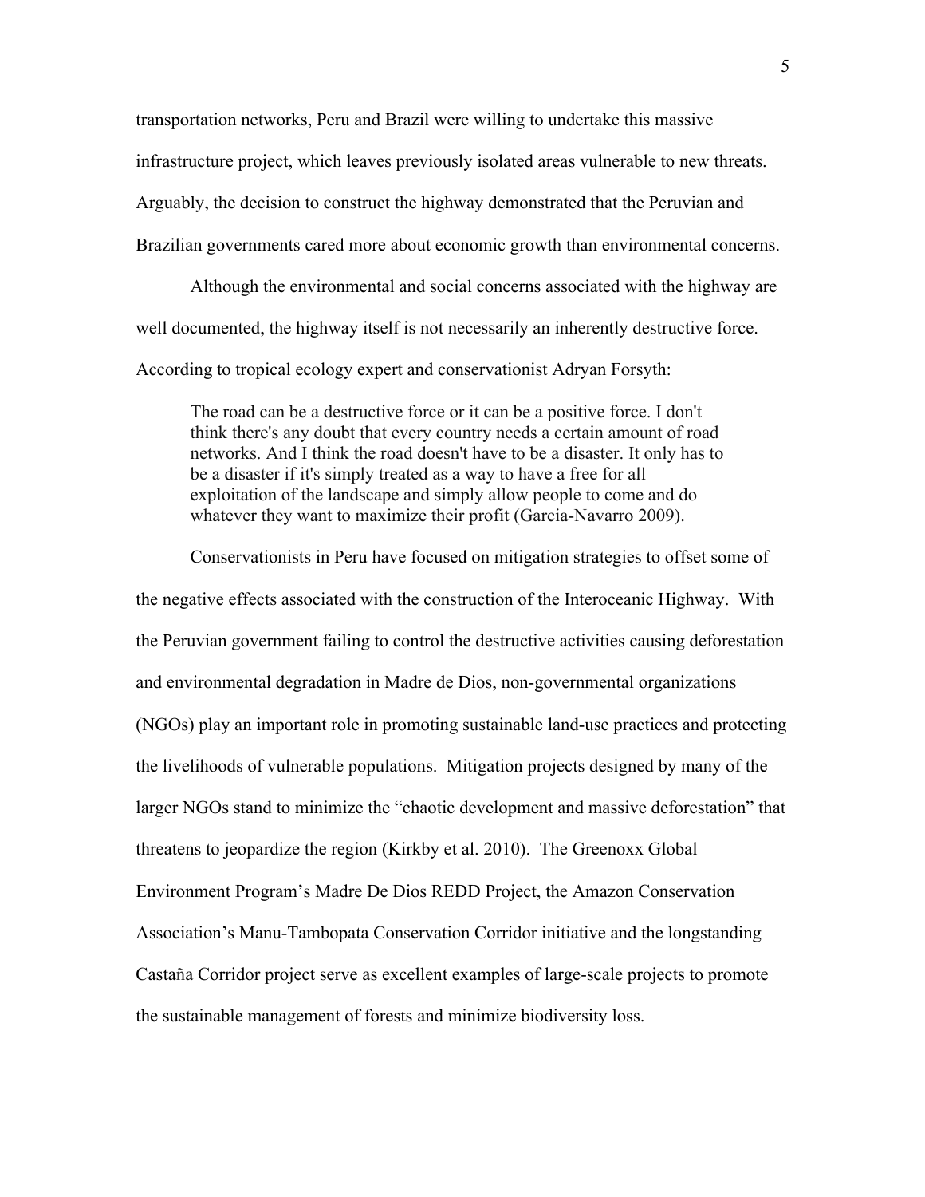transportation networks, Peru and Brazil were willing to undertake this massive infrastructure project, which leaves previously isolated areas vulnerable to new threats. Arguably, the decision to construct the highway demonstrated that the Peruvian and Brazilian governments cared more about economic growth than environmental concerns.

Although the environmental and social concerns associated with the highway are well documented, the highway itself is not necessarily an inherently destructive force. According to tropical ecology expert and conservationist Adryan Forsyth:

> The road can be a destructive force or it can be a positive force. I don't think there's any doubt that every country needs a certain amount of road networks. And I think the road doesn't have to be a disaster. It only has to be a disaster if it's simply treated as a way to have a free for all exploitation of the landscape and simply allow people to come and do whatever they want to maximize their profit (Garcia-Navarro 2009).

Conservationists in Peru have focused on mitigation strategies to offset some of the negative effects associated with the construction of the Interoceanic Highway. With the Peruvian government failing to control the destructive activities causing deforestation and environmental degradation in Madre de Dios, non-governmental organizations (NGOs) play an important role in promoting sustainable land-use practices and protecting the livelihoods of vulnerable populations. Mitigation projects designed by many of the larger NGOs stand to minimize the "chaotic development and massive deforestation" that threatens to jeopardize the region (Kirkby et al. 2010). The Greenoxx Global Environment Program's Madre De Dios REDD Project, the Amazon Conservation Association's Manu-Tambopata Conservation Corridor initiative and the longstanding Castaña Corridor project serve as excellent examples of large-scale projects to promote the sustainable management of forests and minimize biodiversity loss.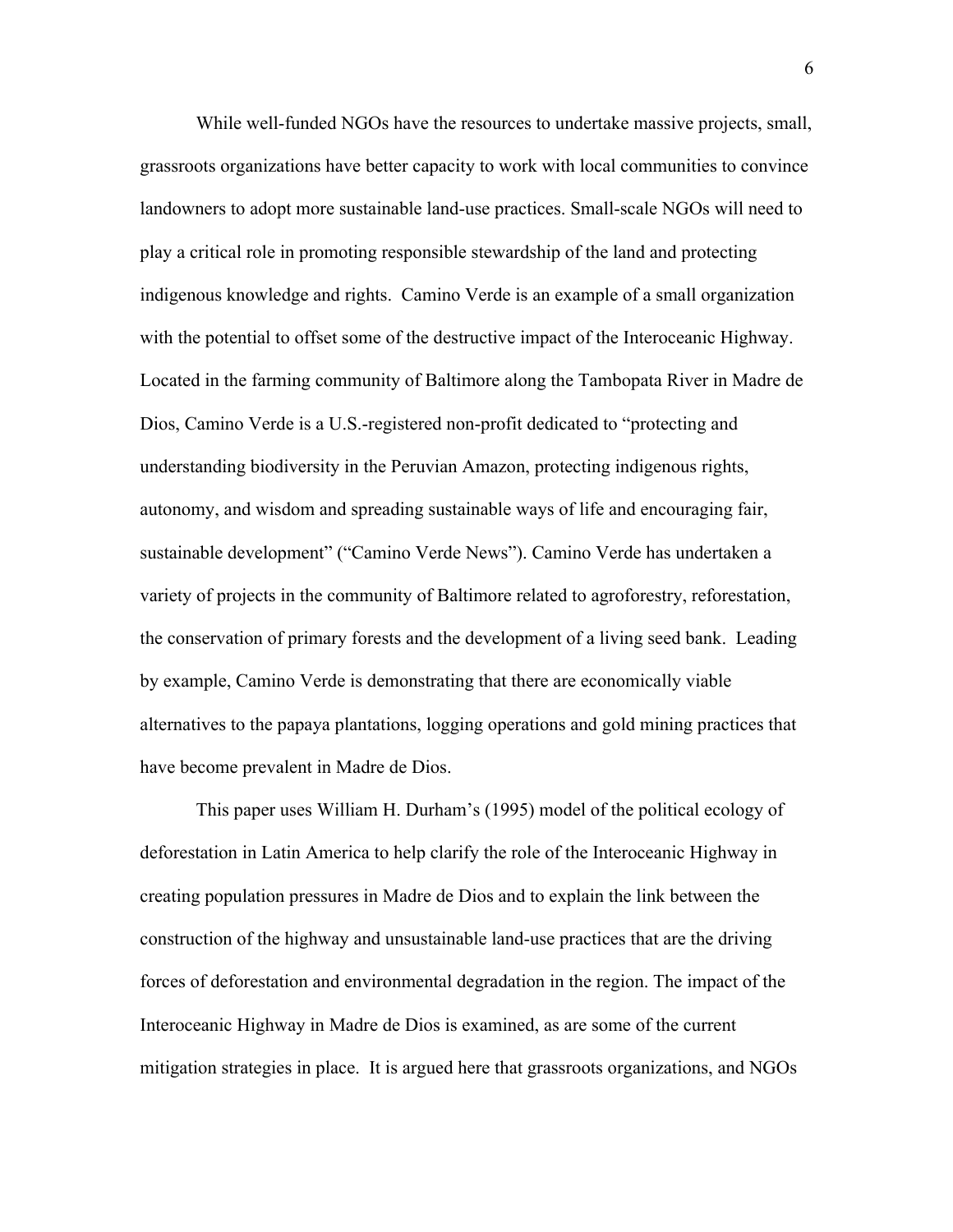While well-funded NGOs have the resources to undertake massive projects, small, grassroots organizations have better capacity to work with local communities to convince landowners to adopt more sustainable land-use practices. Small-scale NGOs will need to play a critical role in promoting responsible stewardship of the land and protecting indigenous knowledge and rights. Camino Verde is an example of a small organization with the potential to offset some of the destructive impact of the Interoceanic Highway. Located in the farming community of Baltimore along the Tambopata River in Madre de Dios, Camino Verde is a U.S.-registered non-profit dedicated to "protecting and understanding biodiversity in the Peruvian Amazon, protecting indigenous rights, autonomy, and wisdom and spreading sustainable ways of life and encouraging fair, sustainable development" ("Camino Verde News"). Camino Verde has undertaken a variety of projects in the community of Baltimore related to agroforestry, reforestation, the conservation of primary forests and the development of a living seed bank. Leading by example, Camino Verde is demonstrating that there are economically viable alternatives to the papaya plantations, logging operations and gold mining practices that have become prevalent in Madre de Dios.

This paper uses William H. Durham's (1995) model of the political ecology of deforestation in Latin America to help clarify the role of the Interoceanic Highway in creating population pressures in Madre de Dios and to explain the link between the construction of the highway and unsustainable land-use practices that are the driving forces of deforestation and environmental degradation in the region. The impact of the Interoceanic Highway in Madre de Dios is examined, as are some of the current mitigation strategies in place. It is argued here that grassroots organizations, and NGOs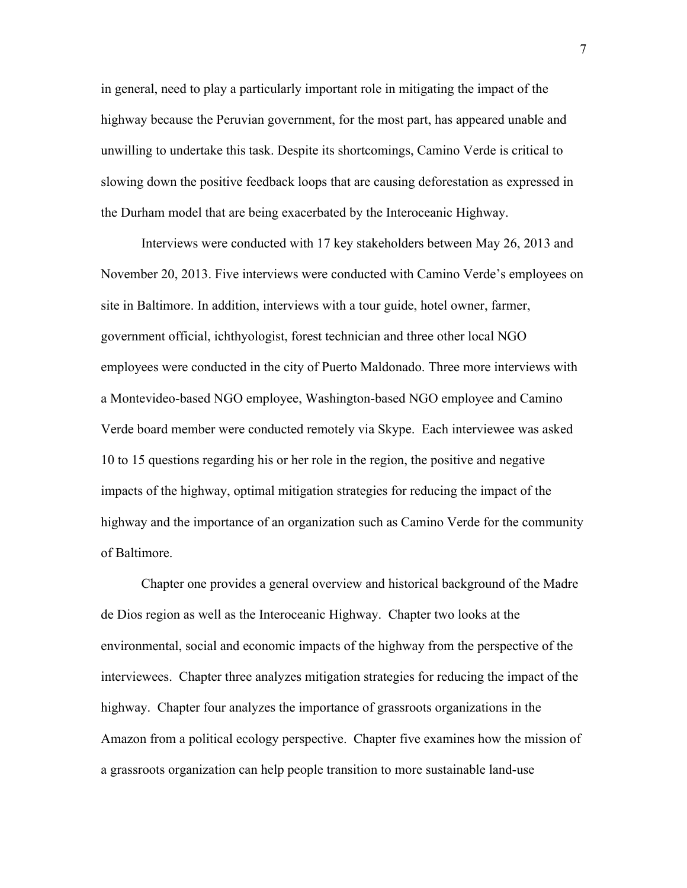in general, need to play a particularly important role in mitigating the impact of the highway because the Peruvian government, for the most part, has appeared unable and unwilling to undertake this task. Despite its shortcomings, Camino Verde is critical to slowing down the positive feedback loops that are causing deforestation as expressed in the Durham model that are being exacerbated by the Interoceanic Highway.

Interviews were conducted with 17 key stakeholders between May 26, 2013 and November 20, 2013. Five interviews were conducted with Camino Verde's employees on site in Baltimore. In addition, interviews with a tour guide, hotel owner, farmer, government official, ichthyologist, forest technician and three other local NGO employees were conducted in the city of Puerto Maldonado. Three more interviews with a Montevideo-based NGO employee, Washington-based NGO employee and Camino Verde board member were conducted remotely via Skype. Each interviewee was asked 10 to 15 questions regarding his or her role in the region, the positive and negative impacts of the highway, optimal mitigation strategies for reducing the impact of the highway and the importance of an organization such as Camino Verde for the community of Baltimore.

Chapter one provides a general overview and historical background of the Madre de Dios region as well as the Interoceanic Highway. Chapter two looks at the environmental, social and economic impacts of the highway from the perspective of the interviewees. Chapter three analyzes mitigation strategies for reducing the impact of the highway. Chapter four analyzes the importance of grassroots organizations in the Amazon from a political ecology perspective. Chapter five examines how the mission of a grassroots organization can help people transition to more sustainable land-use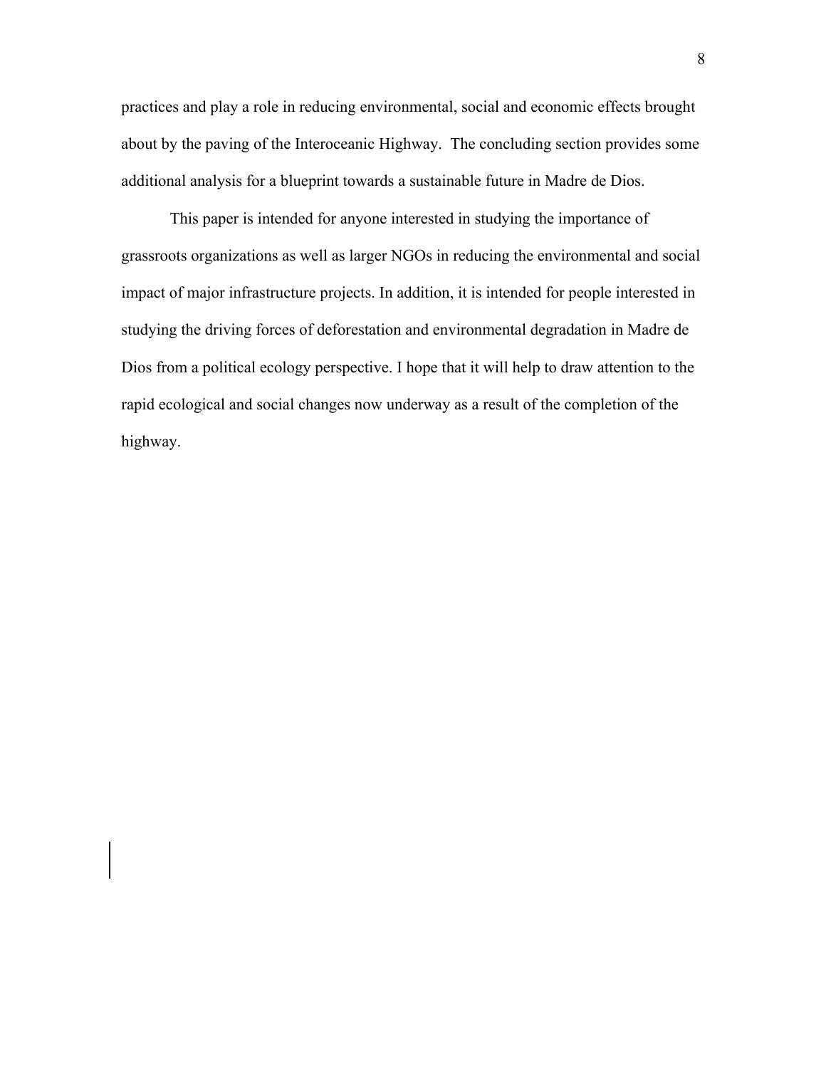practices and play a role in reducing environmental, social and economic effects brought about by the paving of the Interoceanic Highway. The concluding section provides some additional analysis for a blueprint towards a sustainable future in Madre de Dios.

This paper is intended for anyone interested in studying the importance of grassroots organizations as well as larger NGOs in reducing the environmental and social impact of major infrastructure projects. In addition, it is intended for people interested in studying the driving forces of deforestation and environmental degradation in Madre de Dios from a political ecology perspective. I hope that it will help to draw attention to the rapid ecological and social changes now underway as a result of the completion of the highway.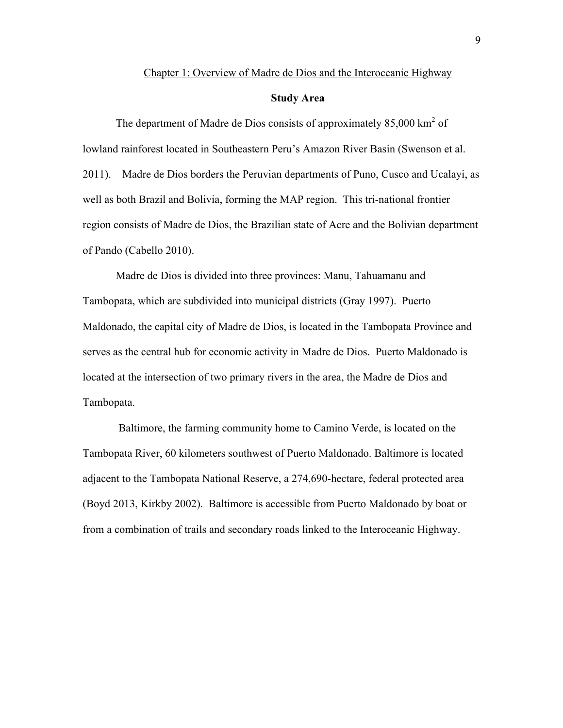## Chapter 1: Overview of Madre de Dios and the Interoceanic Highway

### Study Area

The department of Madre de Dios consists of approximately 85,000 $km^2$ of lowland rainforest located in Southeastern Peru's Amazon River Basin (Swenson et al. 2011). Madre de Dios borders the Peruvian departments of Puno, Cusco and Ucalayi, as well as both Brazil and Bolivia, forming the MAP region. This tri-national frontier region consists of Madre de Dios, the Brazilian state of Acre and the Bolivian department of Pando (Cabello 2010).

Madre de Dios is divided into three provinces: Manu, Tahuamanu and Tambopata, which are subdivided into municipal districts (Gray 1997). Puerto Maldonado, the capital city of Madre de Dios, is located in the Tambopata Province and serves as the central hub for economic activity in Madre de Dios. Puerto Maldonado is located at the intersection of two primary rivers in the area, the Madre de Dios and Tambopata.

Baltimore, the farming community home to Camino Verde, is located on the Tambopata River, 60 kilometers southwest of Puerto Maldonado. Baltimore is located adjacent to the Tambopata National Reserve, a 274,690-hectare, federal protected area (Boyd 2013, Kirkby 2002). Baltimore is accessible from Puerto Maldonado by boat or from a combination of trails and secondary roads linked to the Interoceanic Highway.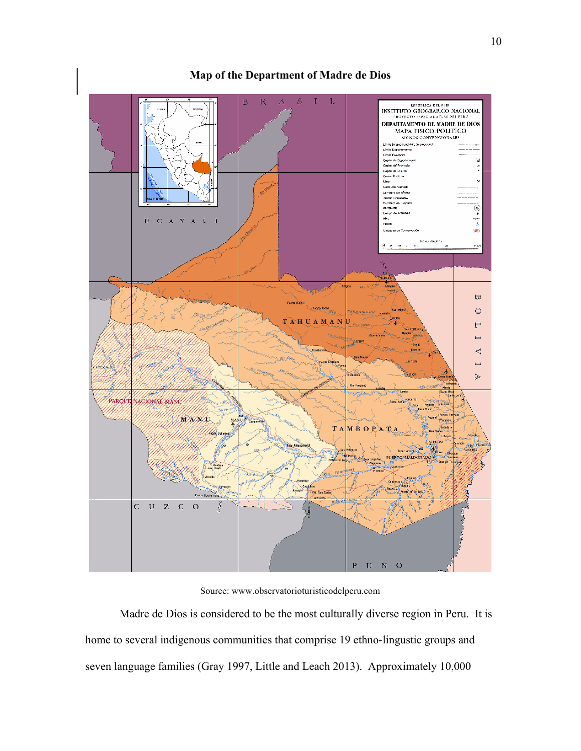**Map of the Department of Madre de Dios**

Source: www.observatorioturisticodelperu.com

Madre de Dios is considered to be the most culturally diverse region in Peru. It is home to several indigenous communities that comprise 19 ethno-lingustic groups and seven language families (Gray 1997, Little and Leach 2013). Approximately 10,000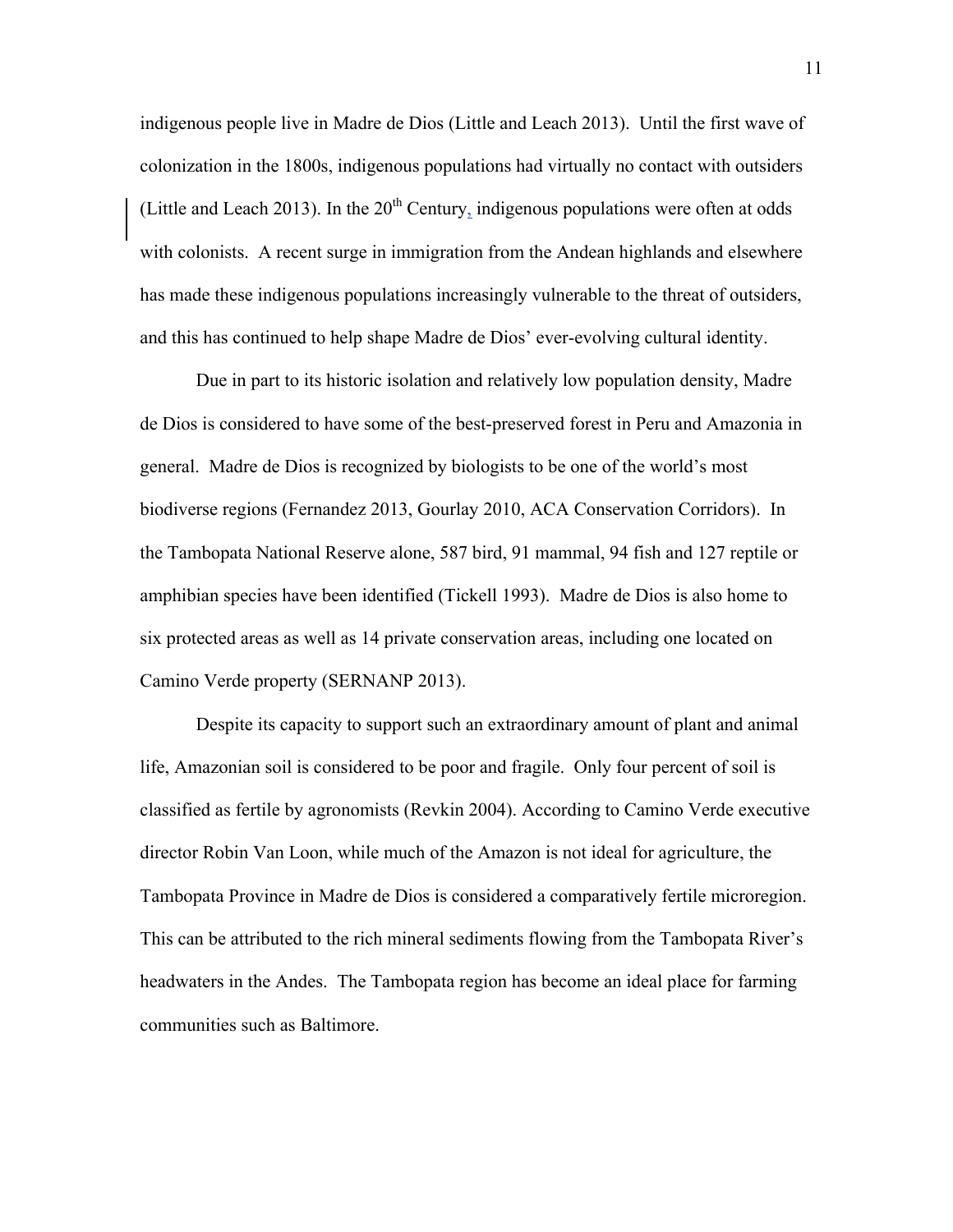indigenous people live in Madre de Dios (Little and Leach 2013). Until the first wave of colonization in the 1800s, indigenous populations had virtually no contact with outsiders (Little and Leach 2013). In the $20^{th}$ Century, indigenous populations were often at odds with colonists. A recent surge in immigration from the Andean highlands and elsewhere has made these indigenous populations increasingly vulnerable to the threat of outsiders, and this has continued to help shape Madre de Dios' ever-evolving cultural identity.

Due in part to its historic isolation and relatively low population density, Madre de Dios is considered to have some of the best-preserved forest in Peru and Amazonia in general. Madre de Dios is recognized by biologists to be one of the world's most biodiverse regions (Fernandez 2013, Gourlay 2010, ACA Conservation Corridors). In the Tambopata National Reserve alone, 587 bird, 91 mammal, 94 fish and 127 reptile or amphibian species have been identified (Tickell 1993). Madre de Dios is also home to six protected areas as well as 14 private conservation areas, including one located on Camino Verde property (SERNANP 2013).

Despite its capacity to support such an extraordinary amount of plant and animal life, Amazonian soil is considered to be poor and fragile. Only four percent of soil is classified as fertile by agronomists (Revkin 2004). According to Camino Verde executive director Robin Van Loon, while much of the Amazon is not ideal for agriculture, the Tambopata Province in Madre de Dios is considered a comparatively fertile microregion. This can be attributed to the rich mineral sediments flowing from the Tambopata River's headwaters in the Andes. The Tambopata region has become an ideal place for farming communities such as Baltimore.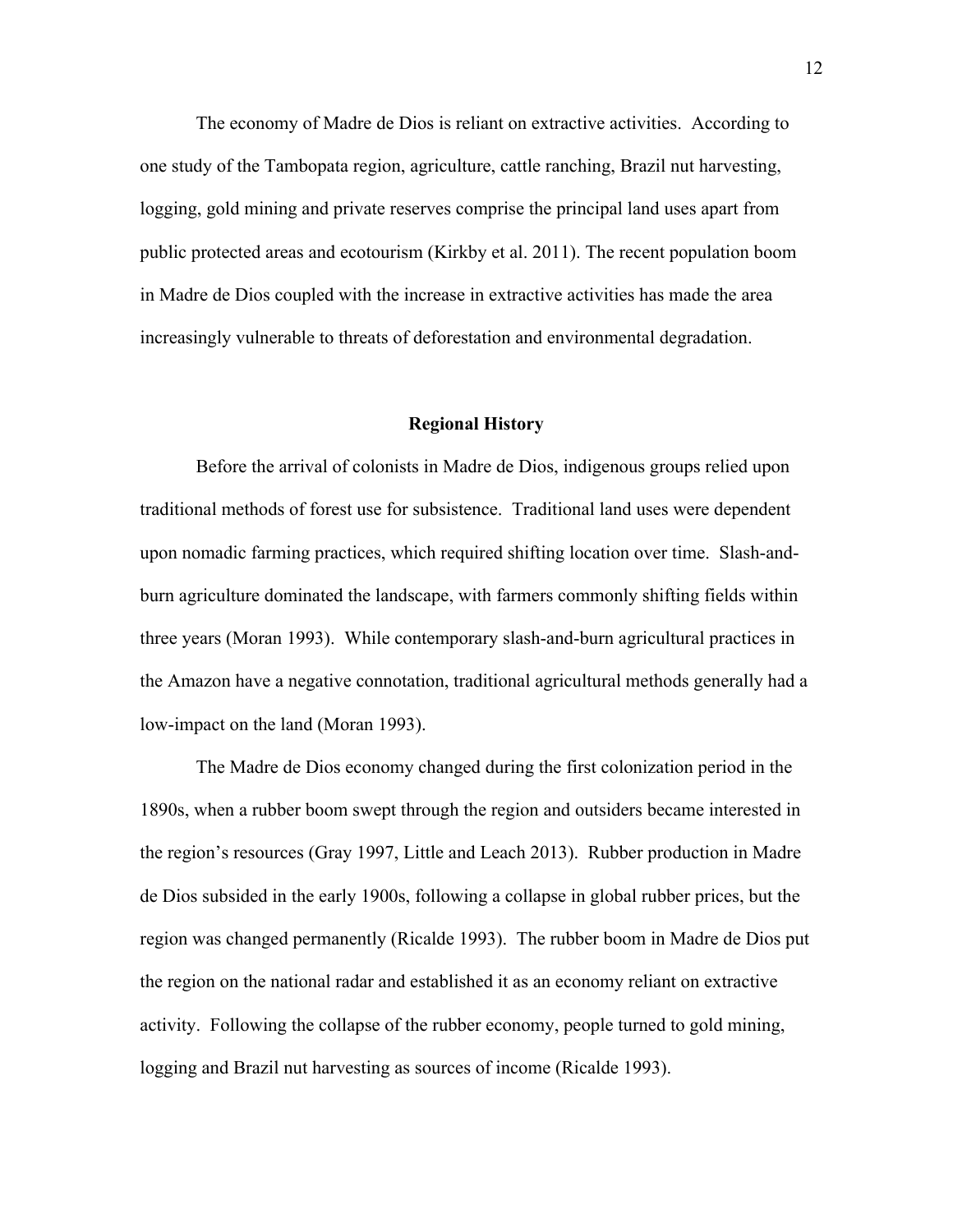The economy of Madre de Dios is reliant on extractive activities. According to one study of the Tambopata region, agriculture, cattle ranching, Brazil nut harvesting, logging, gold mining and private reserves comprise the principal land uses apart from public protected areas and ecotourism (Kirkby et al. 2011). The recent population boom in Madre de Dios coupled with the increase in extractive activities has made the area increasingly vulnerable to threats of deforestation and environmental degradation.

## Regional History

Before the arrival of colonists in Madre de Dios, indigenous groups relied upon traditional methods of forest use for subsistence. Traditional land uses were dependent upon nomadic farming practices, which required shifting location over time. Slash-and-burn agriculture dominated the landscape, with farmers commonly shifting fields within three years (Moran 1993). While contemporary slash-and-burn agricultural practices in the Amazon have a negative connotation, traditional agricultural methods generally had a low-impact on the land (Moran 1993).

The Madre de Dios economy changed during the first colonization period in the 1890s, when a rubber boom swept through the region and outsiders became interested in the region's resources (Gray 1997, Little and Leach 2013). Rubber production in Madre de Dios subsided in the early 1900s, following a collapse in global rubber prices, but the region was changed permanently (Ricalde 1993). The rubber boom in Madre de Dios put the region on the national radar and established it as an economy reliant on extractive activity. Following the collapse of the rubber economy, people turned to gold mining, logging and Brazil nut harvesting as sources of income (Ricalde 1993).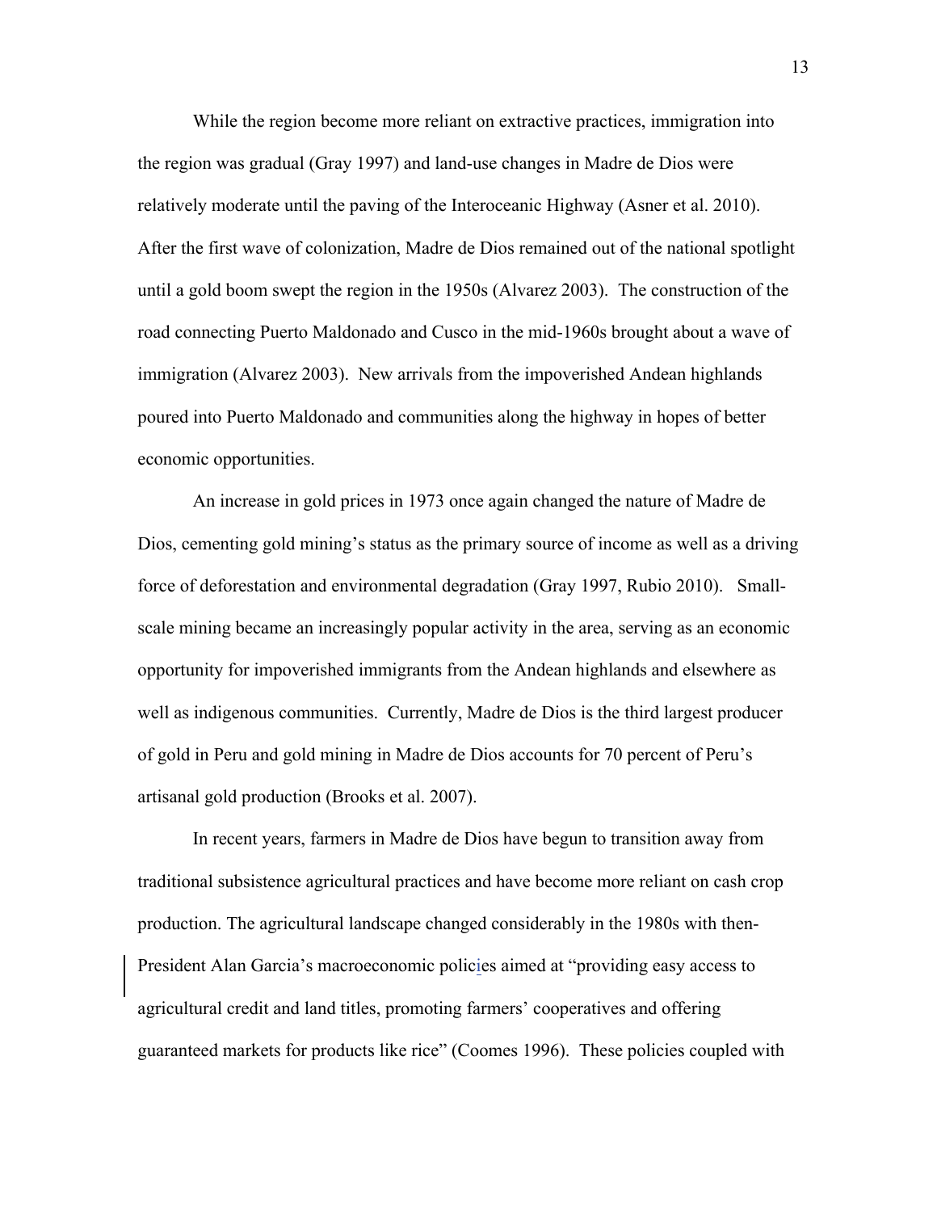While the region become more reliant on extractive practices, immigration into the region was gradual (Gray 1997) and land-use changes in Madre de Dios were relatively moderate until the paving of the Interoceanic Highway (Asner et al. 2010). After the first wave of colonization, Madre de Dios remained out of the national spotlight until a gold boom swept the region in the 1950s (Alvarez 2003). The construction of the road connecting Puerto Maldonado and Cusco in the mid-1960s brought about a wave of immigration (Alvarez 2003). New arrivals from the impoverished Andean highlands poured into Puerto Maldonado and communities along the highway in hopes of better economic opportunities.

An increase in gold prices in 1973 once again changed the nature of Madre de Dios, cementing gold mining's status as the primary source of income as well as a driving force of deforestation and environmental degradation (Gray 1997, Rubio 2010). Small-scale mining became an increasingly popular activity in the area, serving as an economic opportunity for impoverished immigrants from the Andean highlands and elsewhere as well as indigenous communities. Currently, Madre de Dios is the third largest producer of gold in Peru and gold mining in Madre de Dios accounts for 70 percent of Peru's artisanal gold production (Brooks et al. 2007).

In recent years, farmers in Madre de Dios have begun to transition away from traditional subsistence agricultural practices and have become more reliant on cash crop production. The agricultural landscape changed considerably in the 1980s with then-President Alan Garcia's macroeconomic policies aimed at "providing easy access to agricultural credit and land titles, promoting farmers' cooperatives and offering guaranteed markets for products like rice" (Coomes 1996). These policies coupled with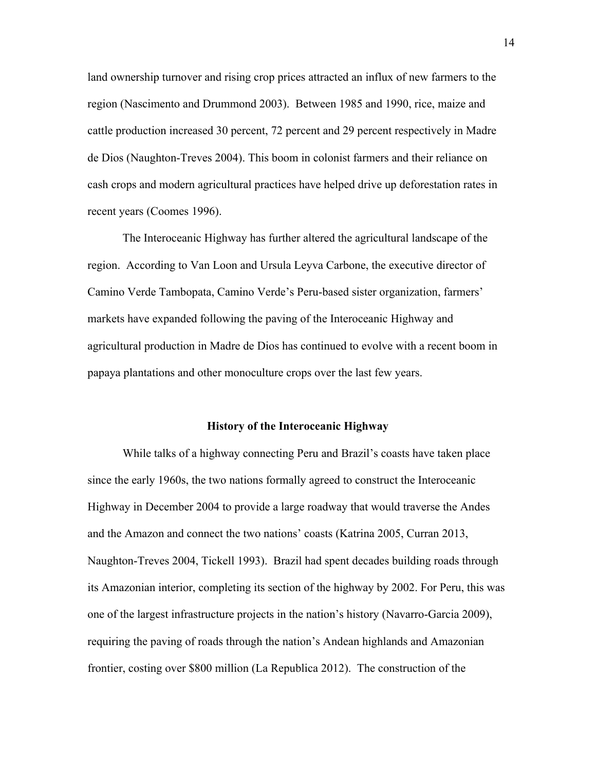land ownership turnover and rising crop prices attracted an influx of new farmers to the region (Nascimento and Drummond 2003). Between 1985 and 1990, rice, maize and cattle production increased 30 percent, 72 percent and 29 percent respectively in Madre de Dios (Naughton-Treves 2004). This boom in colonist farmers and their reliance on cash crops and modern agricultural practices have helped drive up deforestation rates in recent years (Coomes 1996).

The Interoceanic Highway has further altered the agricultural landscape of the region. According to Van Loon and Ursula Leyva Carbone, the executive director of Camino Verde Tambopata, Camino Verde's Peru-based sister organization, farmers' markets have expanded following the paving of the Interoceanic Highway and agricultural production in Madre de Dios has continued to evolve with a recent boom in papaya plantations and other monoculture crops over the last few years.

## History of the Interoceanic Highway

While talks of a highway connecting Peru and Brazil's coasts have taken place since the early 1960s, the two nations formally agreed to construct the Interoceanic Highway in December 2004 to provide a large roadway that would traverse the Andes and the Amazon and connect the two nations' coasts (Katrina 2005, Curran 2013, Naughton-Treves 2004, Tickell 1993). Brazil had spent decades building roads through its Amazonian interior, completing its section of the highway by 2002. For Peru, this was one of the largest infrastructure projects in the nation's history (Navarro-Garcia 2009), requiring the paving of roads through the nation's Andean highlands and Amazonian frontier, costing over $800 million (La Republica 2012). The construction of the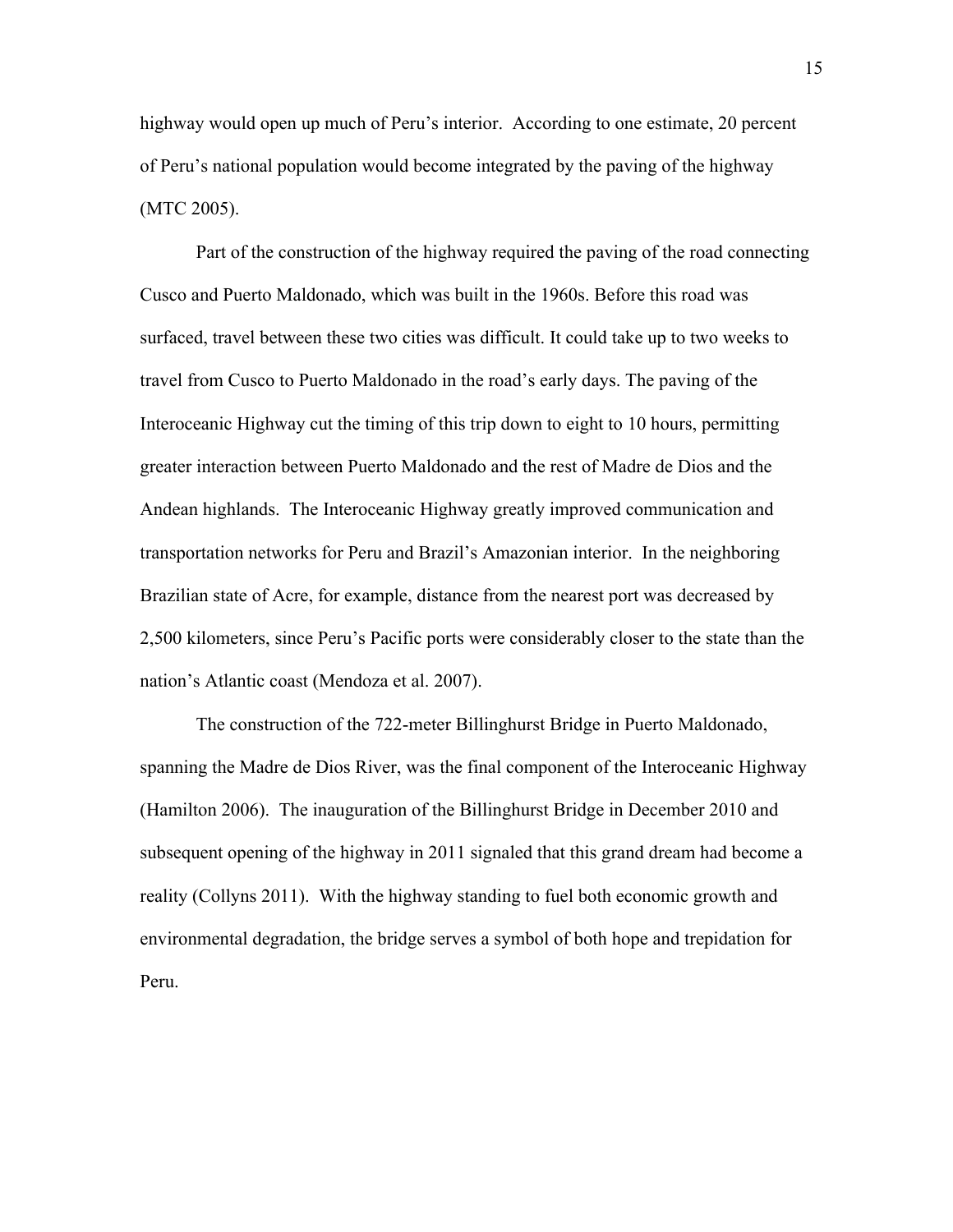highway would open up much of Peru's interior. According to one estimate, 20 percent of Peru's national population would become integrated by the paving of the highway (MTC 2005).

Part of the construction of the highway required the paving of the road connecting Cusco and Puerto Maldonado, which was built in the 1960s. Before this road was surfaced, travel between these two cities was difficult. It could take up to two weeks to travel from Cusco to Puerto Maldonado in the road's early days. The paving of the Interoceanic Highway cut the timing of this trip down to eight to 10 hours, permitting greater interaction between Puerto Maldonado and the rest of Madre de Dios and the Andean highlands. The Interoceanic Highway greatly improved communication and transportation networks for Peru and Brazil's Amazonian interior. In the neighboring Brazilian state of Acre, for example, distance from the nearest port was decreased by 2,500 kilometers, since Peru's Pacific ports were considerably closer to the state than the nation's Atlantic coast (Mendoza et al. 2007).

The construction of the 722-meter Billinghurst Bridge in Puerto Maldonado, spanning the Madre de Dios River, was the final component of the Interoceanic Highway (Hamilton 2006). The inauguration of the Billinghurst Bridge in December 2010 and subsequent opening of the highway in 2011 signaled that this grand dream had become a reality (Collyns 2011). With the highway standing to fuel both economic growth and environmental degradation, the bridge serves a symbol of both hope and trepidation for Peru.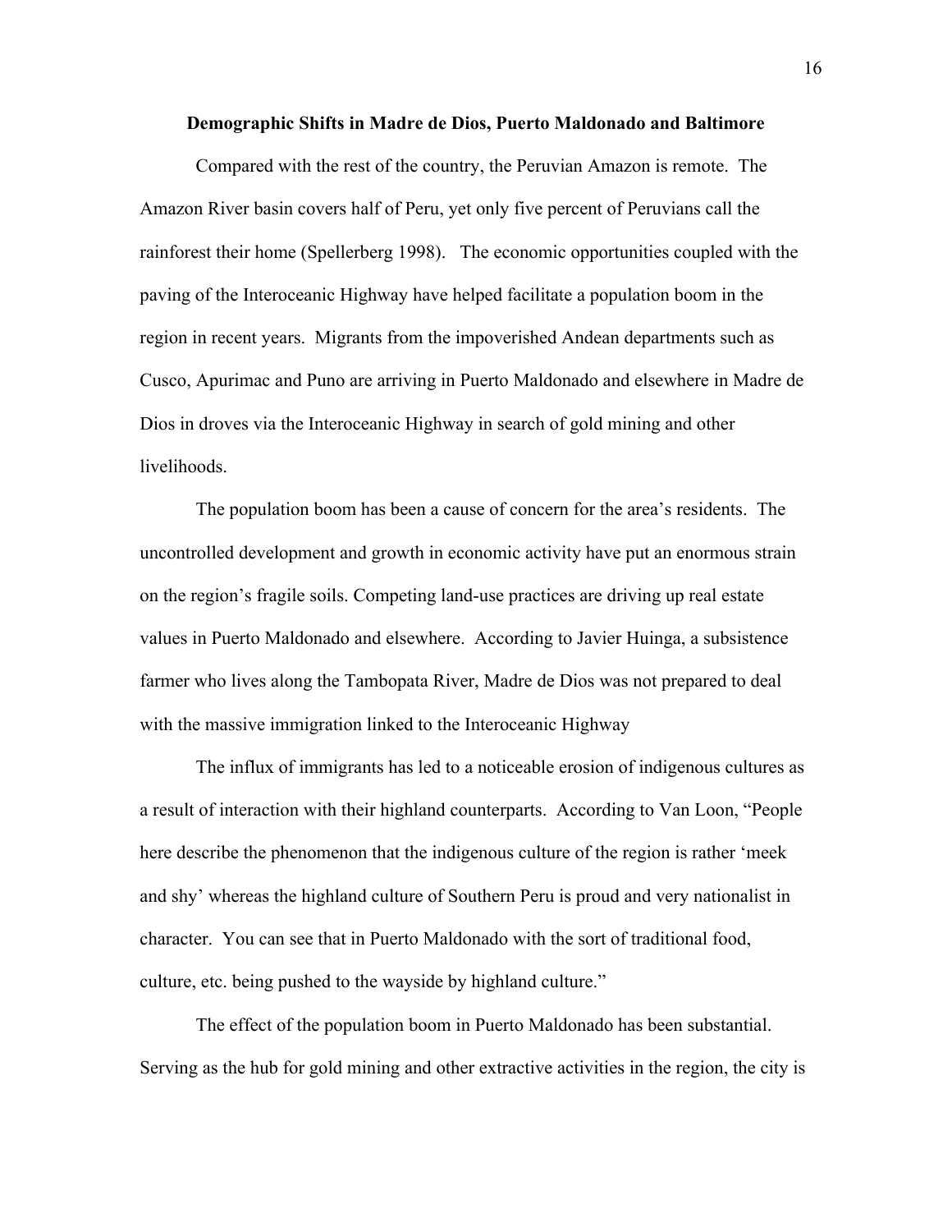## Demographic Shifts in Madre de Dios, Puerto Maldonado and Baltimore

Compared with the rest of the country, the Peruvian Amazon is remote. The Amazon River basin covers half of Peru, yet only five percent of Peruvians call the rainforest their home (Spellerberg 1998). The economic opportunities coupled with the paving of the Interoceanic Highway have helped facilitate a population boom in the region in recent years. Migrants from the impoverished Andean departments such as Cusco, Apurimac and Puno are arriving in Puerto Maldonado and elsewhere in Madre de Dios in droves via the Interoceanic Highway in search of gold mining and other livelihoods.

The population boom has been a cause of concern for the area's residents. The uncontrolled development and growth in economic activity have put an enormous strain on the region's fragile soils. Competing land-use practices are driving up real estate values in Puerto Maldonado and elsewhere. According to Javier Huinga, a subsistence farmer who lives along the Tambopata River, Madre de Dios was not prepared to deal with the massive immigration linked to the Interoceanic Highway

The influx of immigrants has led to a noticeable erosion of indigenous cultures as a result of interaction with their highland counterparts. According to Van Loon, "People here describe the phenomenon that the indigenous culture of the region is rather 'meek and shy' whereas the highland culture of Southern Peru is proud and very nationalist in character. You can see that in Puerto Maldonado with the sort of traditional food, culture, etc. being pushed to the wayside by highland culture."

The effect of the population boom in Puerto Maldonado has been substantial. Serving as the hub for gold mining and other extractive activities in the region, the city is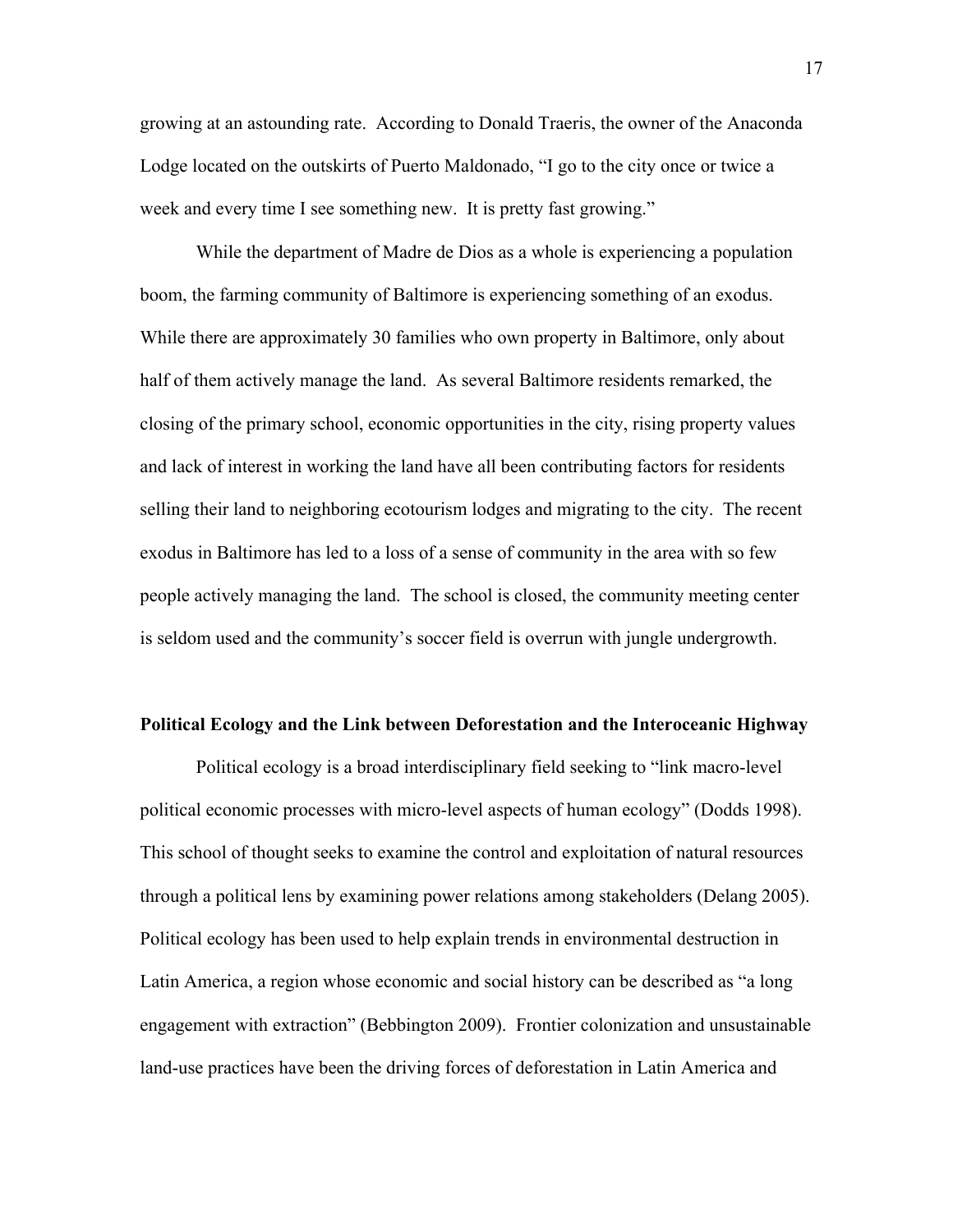growing at an astounding rate. According to Donald Traeris, the owner of the Anaconda Lodge located on the outskirts of Puerto Maldonado, "I go to the city once or twice a week and every time I see something new. It is pretty fast growing."

While the department of Madre de Dios as a whole is experiencing a population boom, the farming community of Baltimore is experiencing something of an exodus. While there are approximately 30 families who own property in Baltimore, only about half of them actively manage the land. As several Baltimore residents remarked, the closing of the primary school, economic opportunities in the city, rising property values and lack of interest in working the land have all been contributing factors for residents selling their land to neighboring ecotourism lodges and migrating to the city. The recent exodus in Baltimore has led to a loss of a sense of community in the area with so few people actively managing the land. The school is closed, the community meeting center is seldom used and the community's soccer field is overrun with jungle undergrowth.

**Political Ecology and the Link between Deforestation and the Interoceanic Highway**

Political ecology is a broad interdisciplinary field seeking to "link macro-level political economic processes with micro-level aspects of human ecology" (Dodds 1998). This school of thought seeks to examine the control and exploitation of natural resources through a political lens by examining power relations among stakeholders (Delang 2005). Political ecology has been used to help explain trends in environmental destruction in Latin America, a region whose economic and social history can be described as "a long engagement with extraction" (Bebbington 2009). Frontier colonization and unsustainable land-use practices have been the driving forces of deforestation in Latin America and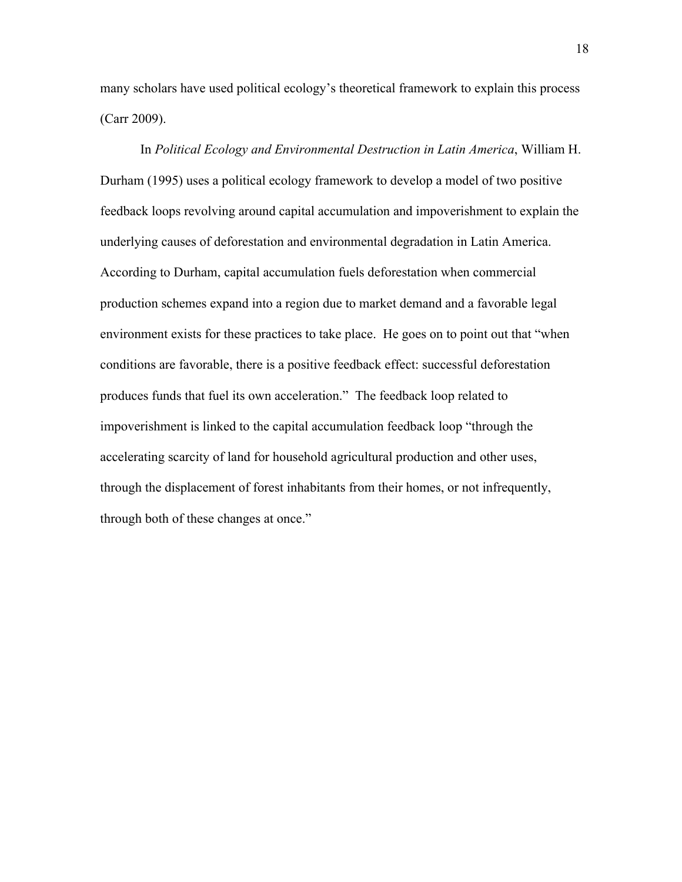many scholars have used political ecology's theoretical framework to explain this process (Carr 2009).

In *Political Ecology and Environmental Destruction in Latin America*, William H. Durham (1995) uses a political ecology framework to develop a model of two positive feedback loops revolving around capital accumulation and impoverishment to explain the underlying causes of deforestation and environmental degradation in Latin America. According to Durham, capital accumulation fuels deforestation when commercial production schemes expand into a region due to market demand and a favorable legal environment exists for these practices to take place. He goes on to point out that "when conditions are favorable, there is a positive feedback effect: successful deforestation produces funds that fuel its own acceleration." The feedback loop related to impoverishment is linked to the capital accumulation feedback loop "through the accelerating scarcity of land for household agricultural production and other uses, through the displacement of forest inhabitants from their homes, or not infrequently, through both of these changes at once."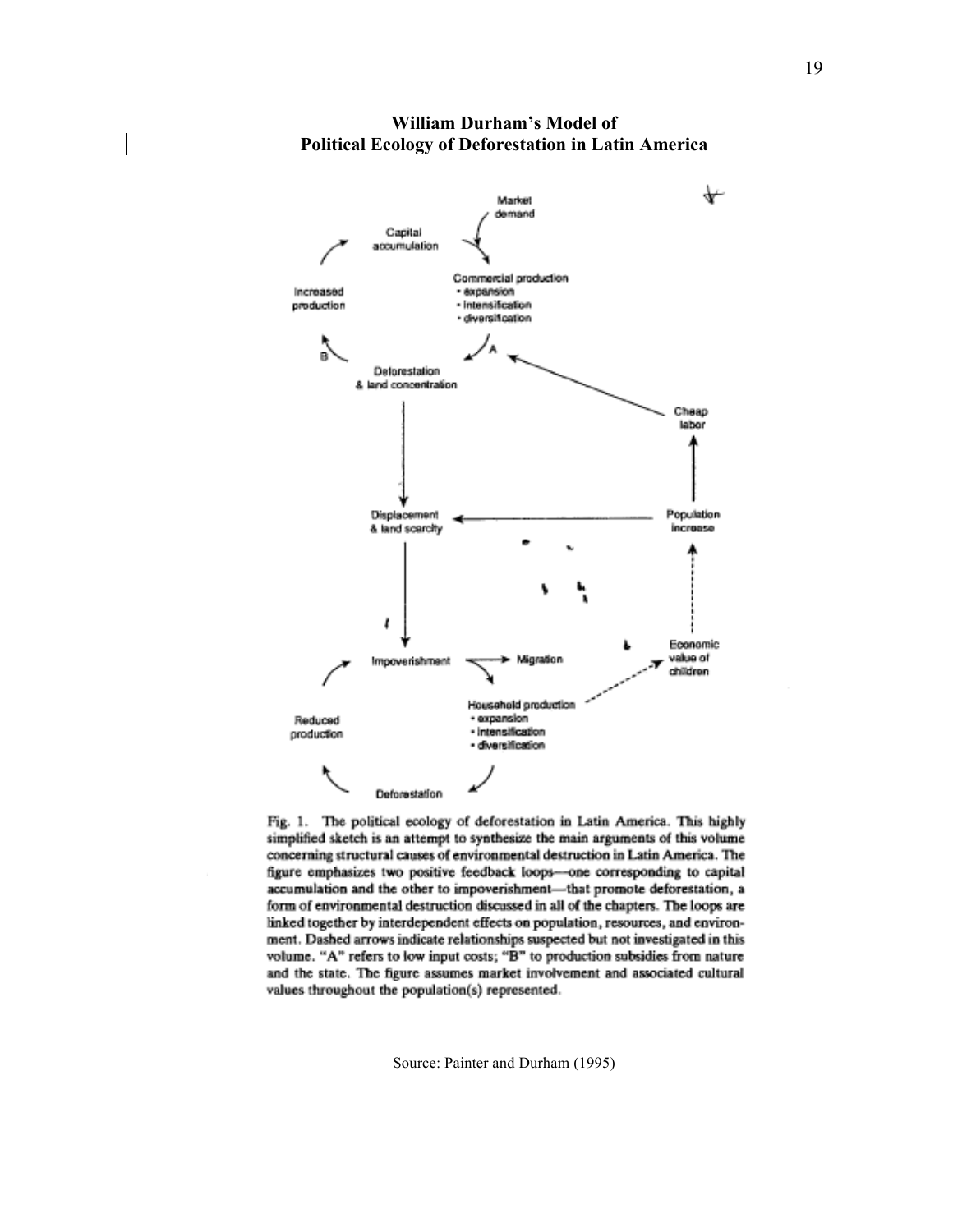**William Durham's Model of Political Ecology of Deforestation in Latin America**

Fig. 1. The political ecology of deforestation in Latin America. This highly simplified sketch is an attempt to synthesize the main arguments of this volume concerning structural causes of environmental destruction in Latin America. The figure emphasizes two positive feedback loops—one corresponding to capital accumulation and the other to impoverishment—that promote deforestation, a form of environmental destruction discussed in all of the chapters. The loops are linked together by interdependent effects on population, resources, and environment. Dashed arrows indicate relationships suspected but not investigated in this volume. "A" refers to low input costs; "B" to production subsidies from nature and the state. The figure assumes market involvement and associated cultural values throughout the population(s) represented.

Source: Painter and Durham (1995)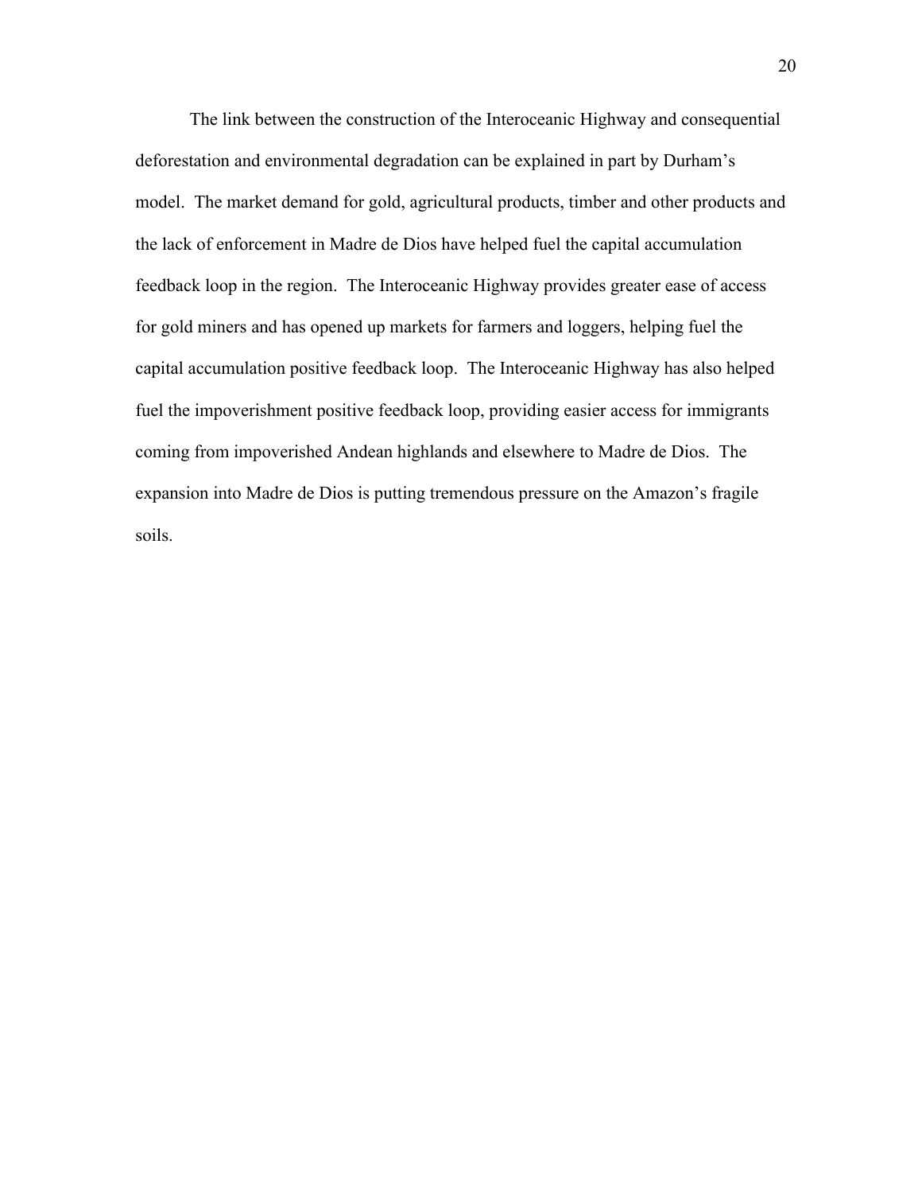The link between the construction of the Interoceanic Highway and consequential deforestation and environmental degradation can be explained in part by Durham's model. The market demand for gold, agricultural products, timber and other products and the lack of enforcement in Madre de Dios have helped fuel the capital accumulation feedback loop in the region. The Interoceanic Highway provides greater ease of access for gold miners and has opened up markets for farmers and loggers, helping fuel the capital accumulation positive feedback loop. The Interoceanic Highway has also helped fuel the impoverishment positive feedback loop, providing easier access for immigrants coming from impoverished Andean highlands and elsewhere to Madre de Dios. The expansion into Madre de Dios is putting tremendous pressure on the Amazon's fragile soils.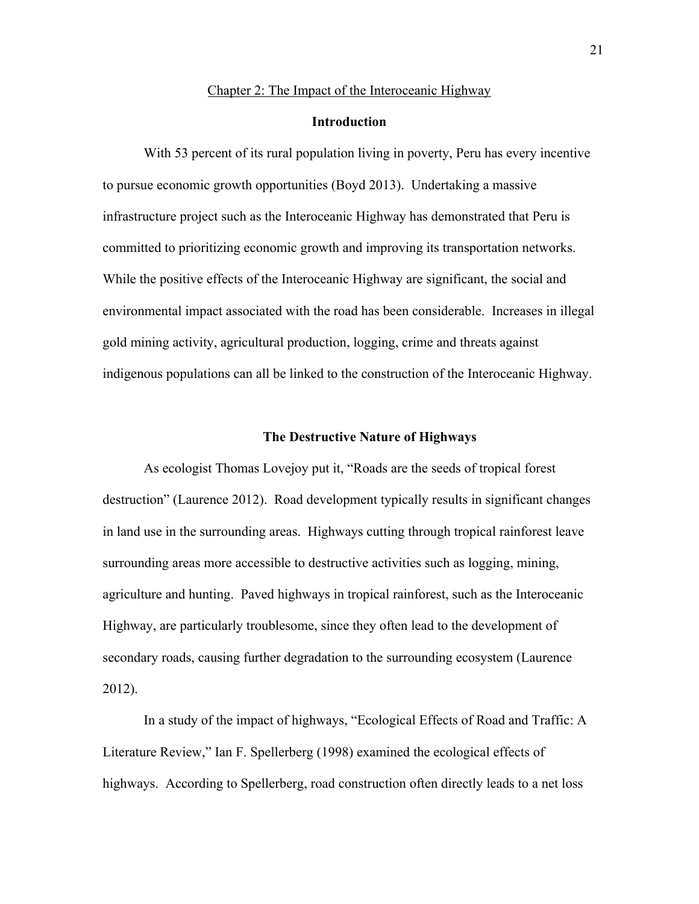## Chapter 2: The Impact of the Interoceanic Highway

### Introduction

With 53 percent of its rural population living in poverty, Peru has every incentive to pursue economic growth opportunities (Boyd 2013). Undertaking a massive infrastructure project such as the Interoceanic Highway has demonstrated that Peru is committed to prioritizing economic growth and improving its transportation networks. While the positive effects of the Interoceanic Highway are significant, the social and environmental impact associated with the road has been considerable. Increases in illegal gold mining activity, agricultural production, logging, crime and threats against indigenous populations can all be linked to the construction of the Interoceanic Highway.

### The Destructive Nature of Highways

As ecologist Thomas Lovejoy put it, "Roads are the seeds of tropical forest destruction" (Laurence 2012). Road development typically results in significant changes in land use in the surrounding areas. Highways cutting through tropical rainforest leave surrounding areas more accessible to destructive activities such as logging, mining, agriculture and hunting. Paved highways in tropical rainforest, such as the Interoceanic Highway, are particularly troublesome, since they often lead to the development of secondary roads, causing further degradation to the surrounding ecosystem (Laurence 2012).

In a study of the impact of highways, "Ecological Effects of Road and Traffic: A Literature Review," Ian F. Spellerberg (1998) examined the ecological effects of highways. According to Spellerberg, road construction often directly leads to a net loss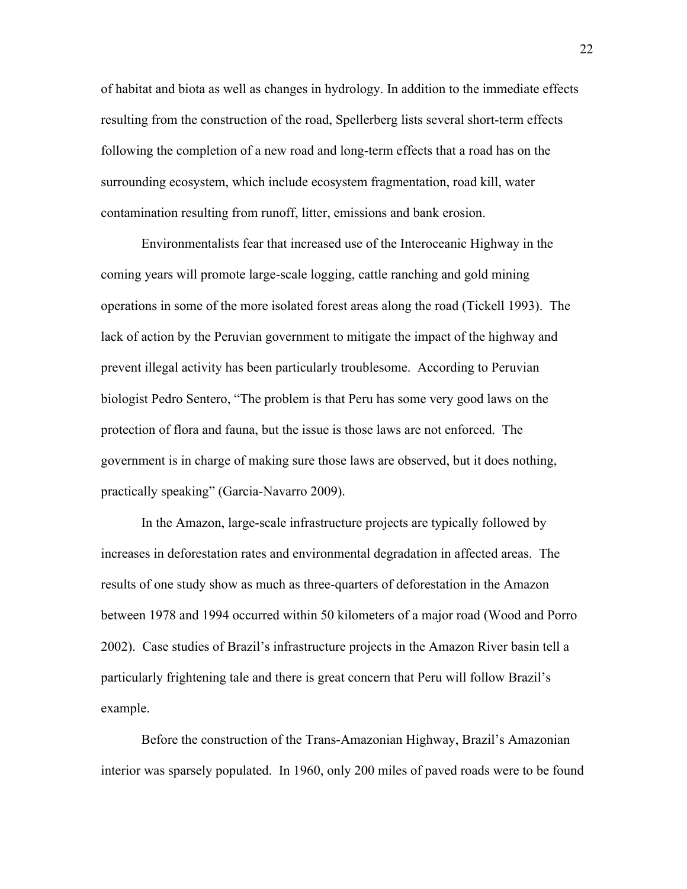of habitat and biota as well as changes in hydrology. In addition to the immediate effects resulting from the construction of the road, Spellerberg lists several short-term effects following the completion of a new road and long-term effects that a road has on the surrounding ecosystem, which include ecosystem fragmentation, road kill, water contamination resulting from runoff, litter, emissions and bank erosion.

Environmentalists fear that increased use of the Interoceanic Highway in the coming years will promote large-scale logging, cattle ranching and gold mining operations in some of the more isolated forest areas along the road (Tickell 1993). The lack of action by the Peruvian government to mitigate the impact of the highway and prevent illegal activity has been particularly troublesome. According to Peruvian biologist Pedro Sentero, "The problem is that Peru has some very good laws on the protection of flora and fauna, but the issue is those laws are not enforced. The government is in charge of making sure those laws are observed, but it does nothing, practically speaking" (Garcia-Navarro 2009).

In the Amazon, large-scale infrastructure projects are typically followed by increases in deforestation rates and environmental degradation in affected areas. The results of one study show as much as three-quarters of deforestation in the Amazon between 1978 and 1994 occurred within 50 kilometers of a major road (Wood and Porro 2002). Case studies of Brazil's infrastructure projects in the Amazon River basin tell a particularly frightening tale and there is great concern that Peru will follow Brazil's example.

Before the construction of the Trans-Amazonian Highway, Brazil's Amazonian interior was sparsely populated. In 1960, only 200 miles of paved roads were to be found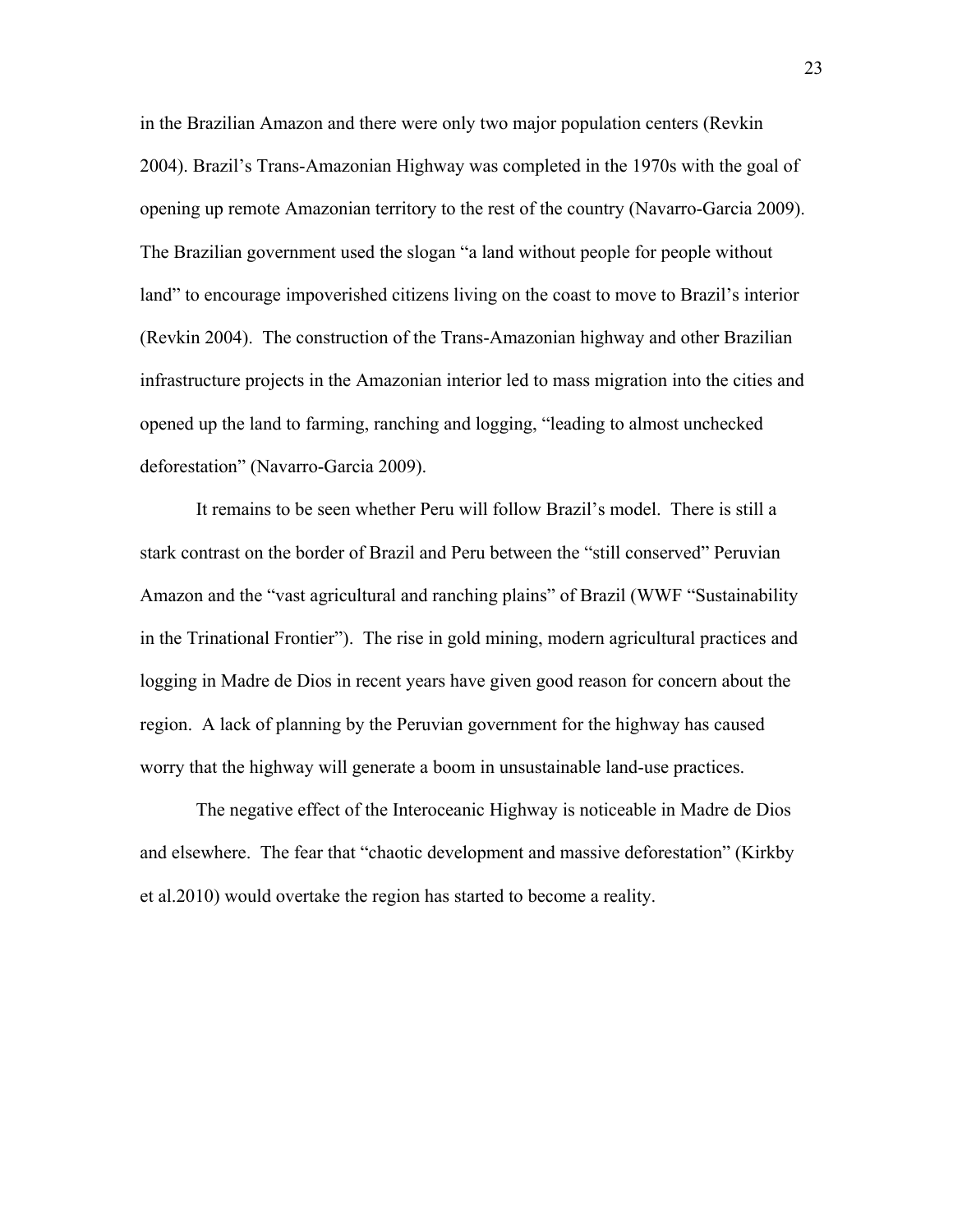in the Brazilian Amazon and there were only two major population centers (Revkin 2004). Brazil's Trans-Amazonian Highway was completed in the 1970s with the goal of opening up remote Amazonian territory to the rest of the country (Navarro-Garcia 2009). The Brazilian government used the slogan "a land without people for people without land" to encourage impoverished citizens living on the coast to move to Brazil's interior (Revkin 2004). The construction of the Trans-Amazonian highway and other Brazilian infrastructure projects in the Amazonian interior led to mass migration into the cities and opened up the land to farming, ranching and logging, "leading to almost unchecked deforestation" (Navarro-Garcia 2009).

It remains to be seen whether Peru will follow Brazil's model. There is still a stark contrast on the border of Brazil and Peru between the "still conserved" Peruvian Amazon and the "vast agricultural and ranching plains" of Brazil (WWF "Sustainability in the Trinational Frontier"). The rise in gold mining, modern agricultural practices and logging in Madre de Dios in recent years have given good reason for concern about the region. A lack of planning by the Peruvian government for the highway has caused worry that the highway will generate a boom in unsustainable land-use practices.

The negative effect of the Interoceanic Highway is noticeable in Madre de Dios and elsewhere. The fear that "chaotic development and massive deforestation" (Kirkby et al.2010) would overtake the region has started to become a reality.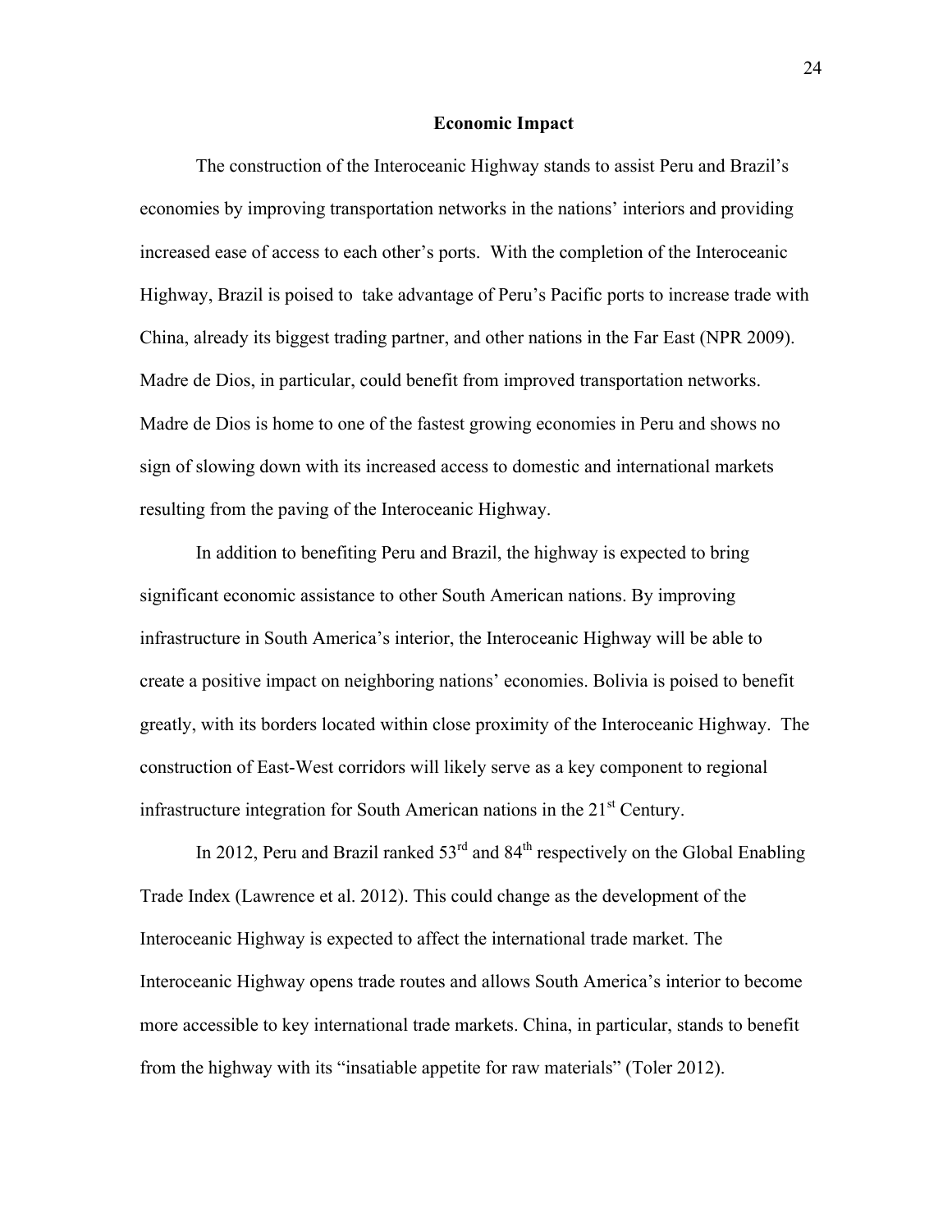## Economic Impact

The construction of the Interoceanic Highway stands to assist Peru and Brazil's economies by improving transportation networks in the nations' interiors and providing increased ease of access to each other's ports. With the completion of the Interoceanic Highway, Brazil is poised to take advantage of Peru's Pacific ports to increase trade with China, already its biggest trading partner, and other nations in the Far East (NPR 2009). Madre de Dios, in particular, could benefit from improved transportation networks. Madre de Dios is home to one of the fastest growing economies in Peru and shows no sign of slowing down with its increased access to domestic and international markets resulting from the paving of the Interoceanic Highway.

In addition to benefiting Peru and Brazil, the highway is expected to bring significant economic assistance to other South American nations. By improving infrastructure in South America's interior, the Interoceanic Highway will be able to create a positive impact on neighboring nations' economies. Bolivia is poised to benefit greatly, with its borders located within close proximity of the Interoceanic Highway. The construction of East-West corridors will likely serve as a key component to regional infrastructure integration for South American nations in the 21st Century.

In 2012, Peru and Brazil ranked 53rd and 84th respectively on the Global Enabling Trade Index (Lawrence et al. 2012). This could change as the development of the Interoceanic Highway is expected to affect the international trade market. The Interoceanic Highway opens trade routes and allows South America's interior to become more accessible to key international trade markets. China, in particular, stands to benefit from the highway with its "insatiable appetite for raw materials" (Toler 2012).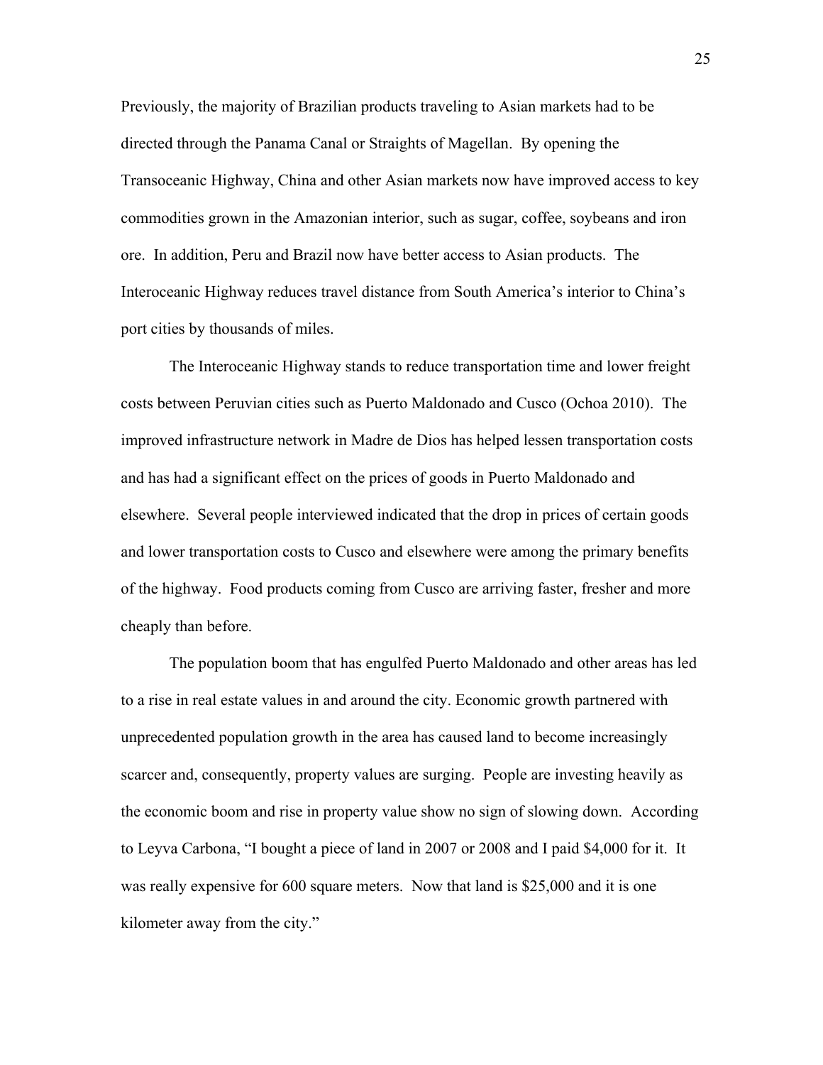Previously, the majority of Brazilian products traveling to Asian markets had to be directed through the Panama Canal or Straights of Magellan. By opening the Transoceanic Highway, China and other Asian markets now have improved access to key commodities grown in the Amazonian interior, such as sugar, coffee, soybeans and iron ore. In addition, Peru and Brazil now have better access to Asian products. The Interoceanic Highway reduces travel distance from South America's interior to China's port cities by thousands of miles.

The Interoceanic Highway stands to reduce transportation time and lower freight costs between Peruvian cities such as Puerto Maldonado and Cusco (Ochoa 2010). The improved infrastructure network in Madre de Dios has helped lessen transportation costs and has had a significant effect on the prices of goods in Puerto Maldonado and elsewhere. Several people interviewed indicated that the drop in prices of certain goods and lower transportation costs to Cusco and elsewhere were among the primary benefits of the highway. Food products coming from Cusco are arriving faster, fresher and more cheaply than before.

The population boom that has engulfed Puerto Maldonado and other areas has led to a rise in real estate values in and around the city. Economic growth partnered with unprecedented population growth in the area has caused land to become increasingly scarcer and, consequently, property values are surging. People are investing heavily as the economic boom and rise in property value show no sign of slowing down. According to Leyva Carbona, "I bought a piece of land in 2007 or 2008 and I paid $4,000 for it. It was really expensive for 600 square meters. Now that land is $25,000 and it is one kilometer away from the city."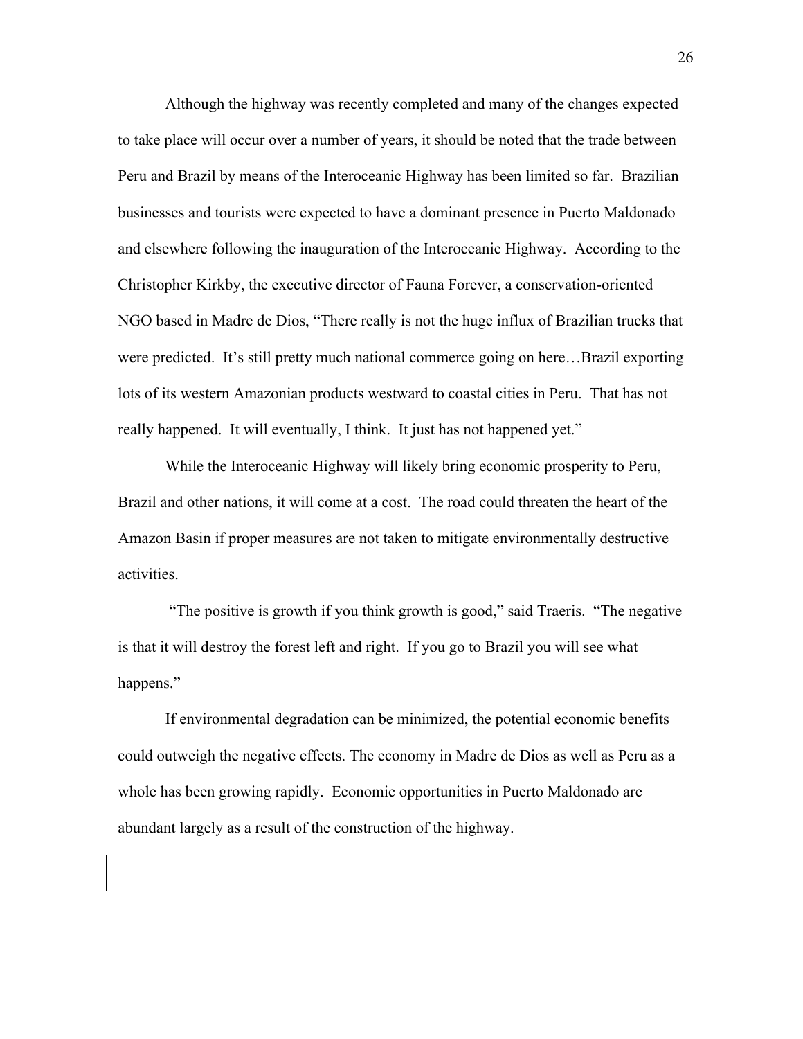Although the highway was recently completed and many of the changes expected to take place will occur over a number of years, it should be noted that the trade between Peru and Brazil by means of the Interoceanic Highway has been limited so far. Brazilian businesses and tourists were expected to have a dominant presence in Puerto Maldonado and elsewhere following the inauguration of the Interoceanic Highway. According to the Christopher Kirkby, the executive director of Fauna Forever, a conservation-oriented NGO based in Madre de Dios, "There really is not the huge influx of Brazilian trucks that were predicted. It's still pretty much national commerce going on here…Brazil exporting lots of its western Amazonian products westward to coastal cities in Peru. That has not really happened. It will eventually, I think. It just has not happened yet."

While the Interoceanic Highway will likely bring economic prosperity to Peru, Brazil and other nations, it will come at a cost. The road could threaten the heart of the Amazon Basin if proper measures are not taken to mitigate environmentally destructive activities.

"The positive is growth if you think growth is good," said Traeris. "The negative is that it will destroy the forest left and right. If you go to Brazil you will see what happens."

If environmental degradation can be minimized, the potential economic benefits could outweigh the negative effects. The economy in Madre de Dios as well as Peru as a whole has been growing rapidly. Economic opportunities in Puerto Maldonado are abundant largely as a result of the construction of the highway.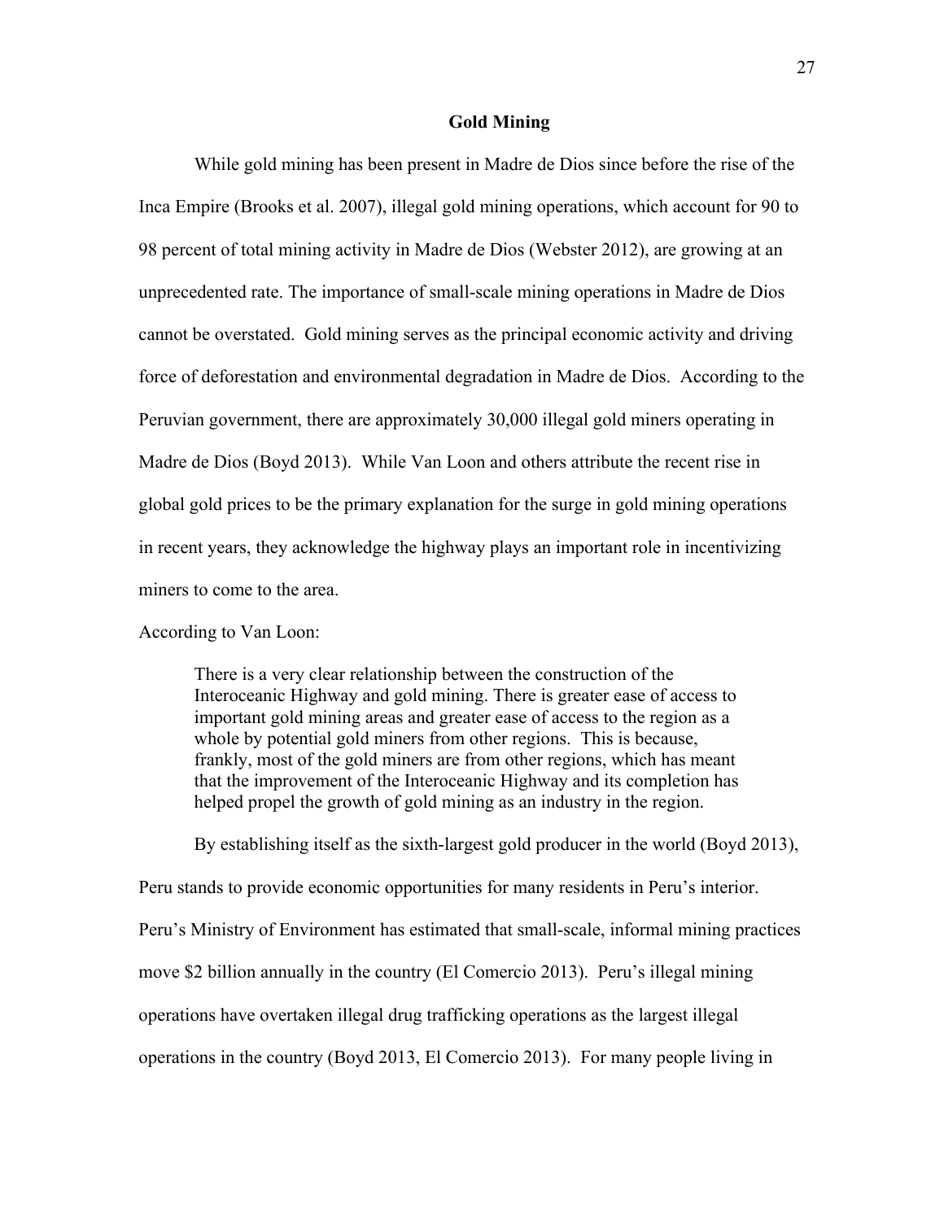## Gold Mining

While gold mining has been present in Madre de Dios since before the rise of the Inca Empire (Brooks et al. 2007), illegal gold mining operations, which account for 90 to 98 percent of total mining activity in Madre de Dios (Webster 2012), are growing at an unprecedented rate. The importance of small-scale mining operations in Madre de Dios cannot be overstated. Gold mining serves as the principal economic activity and driving force of deforestation and environmental degradation in Madre de Dios. According to the Peruvian government, there are approximately 30,000 illegal gold miners operating in Madre de Dios (Boyd 2013). While Van Loon and others attribute the recent rise in global gold prices to be the primary explanation for the surge in gold mining operations in recent years, they acknowledge the highway plays an important role in incentivizing miners to come to the area.

According to Van Loon:

> There is a very clear relationship between the construction of the Interoceanic Highway and gold mining. There is greater ease of access to important gold mining areas and greater ease of access to the region as a whole by potential gold miners from other regions. This is because, frankly, most of the gold miners are from other regions, which has meant that the improvement of the Interoceanic Highway and its completion has helped propel the growth of gold mining as an industry in the region.

By establishing itself as the sixth-largest gold producer in the world (Boyd 2013), Peru stands to provide economic opportunities for many residents in Peru's interior. Peru's Ministry of Environment has estimated that small-scale, informal mining practices move $2 billion annually in the country (El Comercio 2013). Peru's illegal mining operations have overtaken illegal drug trafficking operations as the largest illegal operations in the country (Boyd 2013, El Comercio 2013). For many people living in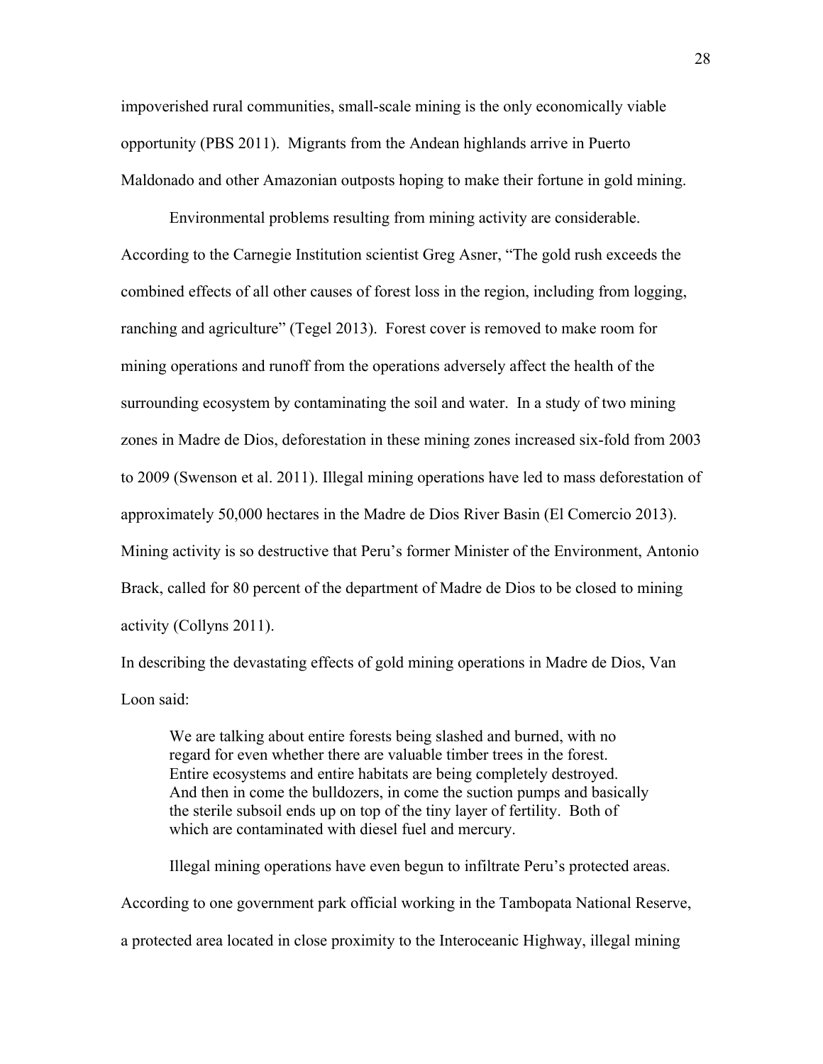impoverished rural communities, small-scale mining is the only economically viable opportunity (PBS 2011). Migrants from the Andean highlands arrive in Puerto Maldonado and other Amazonian outposts hoping to make their fortune in gold mining.

Environmental problems resulting from mining activity are considerable. According to the Carnegie Institution scientist Greg Asner, "The gold rush exceeds the combined effects of all other causes of forest loss in the region, including from logging, ranching and agriculture" (Tegel 2013). Forest cover is removed to make room for mining operations and runoff from the operations adversely affect the health of the surrounding ecosystem by contaminating the soil and water. In a study of two mining zones in Madre de Dios, deforestation in these mining zones increased six-fold from 2003 to 2009 (Swenson et al. 2011). Illegal mining operations have led to mass deforestation of approximately 50,000 hectares in the Madre de Dios River Basin (El Comercio 2013). Mining activity is so destructive that Peru's former Minister of the Environment, Antonio Brack, called for 80 percent of the department of Madre de Dios to be closed to mining activity (Collyns 2011).

In describing the devastating effects of gold mining operations in Madre de Dios, Van Loon said:

> We are talking about entire forests being slashed and burned, with no regard for even whether there are valuable timber trees in the forest. Entire ecosystems and entire habitats are being completely destroyed. And then in come the bulldozers, in come the suction pumps and basically the sterile subsoil ends up on top of the tiny layer of fertility. Both of which are contaminated with diesel fuel and mercury.

Illegal mining operations have even begun to infiltrate Peru's protected areas. According to one government park official working in the Tambopata National Reserve, a protected area located in close proximity to the Interoceanic Highway, illegal mining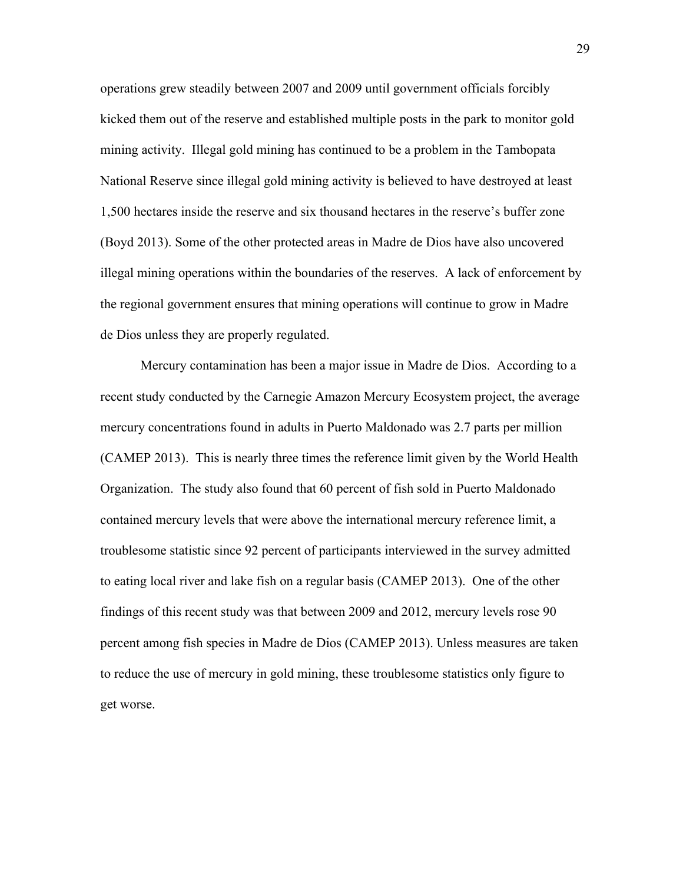operations grew steadily between 2007 and 2009 until government officials forcibly kicked them out of the reserve and established multiple posts in the park to monitor gold mining activity. Illegal gold mining has continued to be a problem in the Tambopata National Reserve since illegal gold mining activity is believed to have destroyed at least 1,500 hectares inside the reserve and six thousand hectares in the reserve's buffer zone (Boyd 2013). Some of the other protected areas in Madre de Dios have also uncovered illegal mining operations within the boundaries of the reserves. A lack of enforcement by the regional government ensures that mining operations will continue to grow in Madre de Dios unless they are properly regulated.

Mercury contamination has been a major issue in Madre de Dios. According to a recent study conducted by the Carnegie Amazon Mercury Ecosystem project, the average mercury concentrations found in adults in Puerto Maldonado was 2.7 parts per million (CAMEP 2013). This is nearly three times the reference limit given by the World Health Organization. The study also found that 60 percent of fish sold in Puerto Maldonado contained mercury levels that were above the international mercury reference limit, a troublesome statistic since 92 percent of participants interviewed in the survey admitted to eating local river and lake fish on a regular basis (CAMEP 2013). One of the other findings of this recent study was that between 2009 and 2012, mercury levels rose 90 percent among fish species in Madre de Dios (CAMEP 2013). Unless measures are taken to reduce the use of mercury in gold mining, these troublesome statistics only figure to get worse.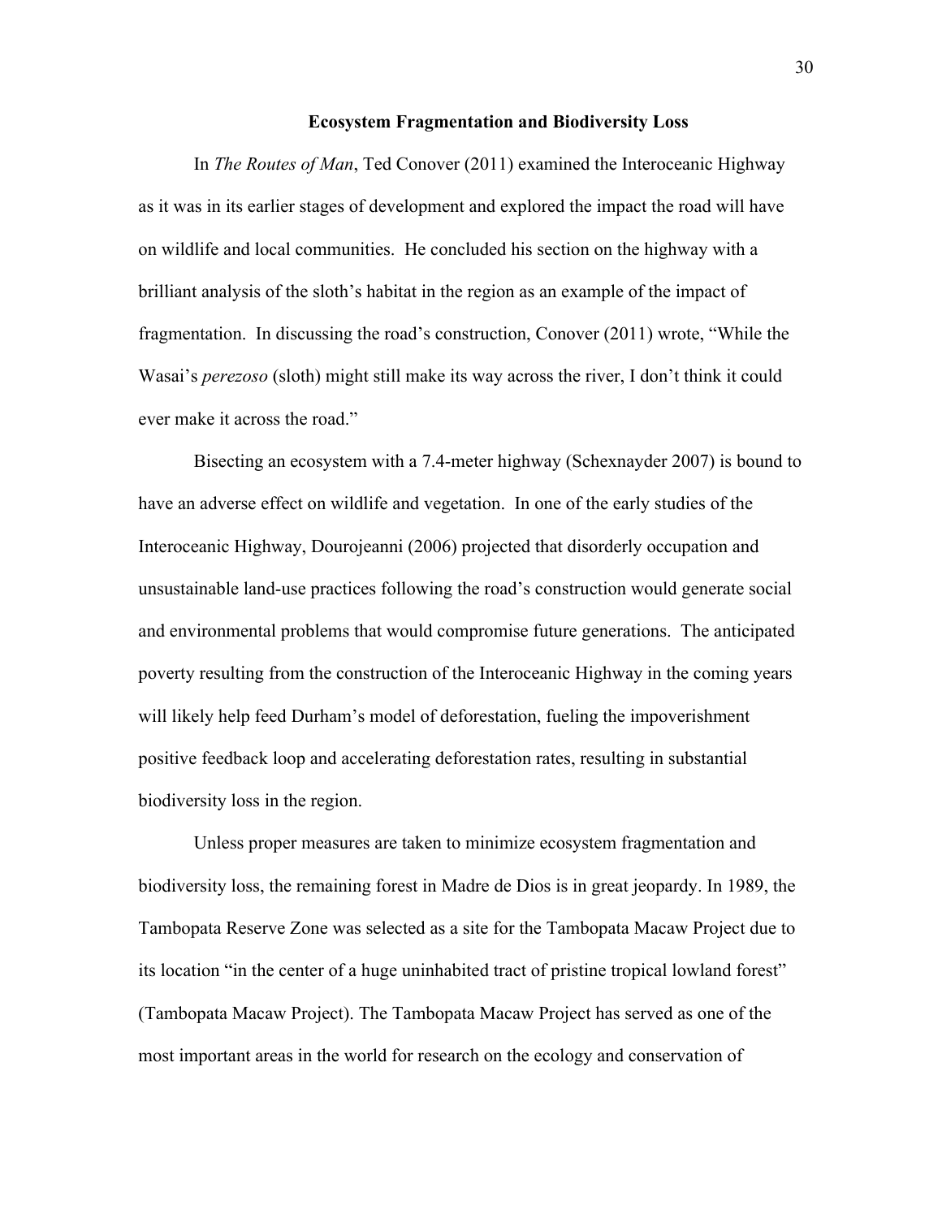## Ecosystem Fragmentation and Biodiversity Loss

In *The Routes of Man*, Ted Conover (2011) examined the Interoceanic Highway as it was in its earlier stages of development and explored the impact the road will have on wildlife and local communities. He concluded his section on the highway with a brilliant analysis of the sloth's habitat in the region as an example of the impact of fragmentation. In discussing the road's construction, Conover (2011) wrote, "While the Wasai's *perezoso* (sloth) might still make its way across the river, I don't think it could ever make it across the road."

Bisecting an ecosystem with a 7.4-meter highway (Schexnayder 2007) is bound to have an adverse effect on wildlife and vegetation. In one of the early studies of the Interoceanic Highway, Dourojeanni (2006) projected that disorderly occupation and unsustainable land-use practices following the road's construction would generate social and environmental problems that would compromise future generations. The anticipated poverty resulting from the construction of the Interoceanic Highway in the coming years will likely help feed Durham's model of deforestation, fueling the impoverishment positive feedback loop and accelerating deforestation rates, resulting in substantial biodiversity loss in the region.

Unless proper measures are taken to minimize ecosystem fragmentation and biodiversity loss, the remaining forest in Madre de Dios is in great jeopardy. In 1989, the Tambopata Reserve Zone was selected as a site for the Tambopata Macaw Project due to its location "in the center of a huge uninhabited tract of pristine tropical lowland forest" (Tambopata Macaw Project). The Tambopata Macaw Project has served as one of the most important areas in the world for research on the ecology and conservation of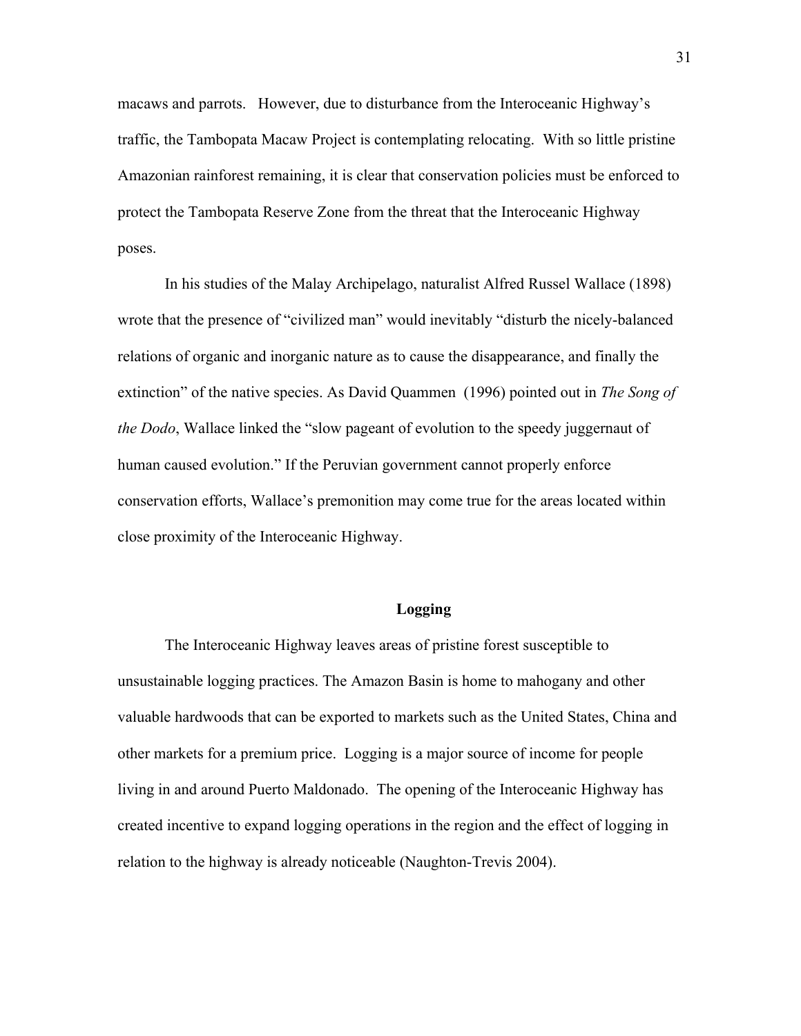macaws and parrots. However, due to disturbance from the Interoceanic Highway's traffic, the Tambopata Macaw Project is contemplating relocating. With so little pristine Amazonian rainforest remaining, it is clear that conservation policies must be enforced to protect the Tambopata Reserve Zone from the threat that the Interoceanic Highway poses.

In his studies of the Malay Archipelago, naturalist Alfred Russel Wallace (1898) wrote that the presence of "civilized man" would inevitably "disturb the nicely-balanced relations of organic and inorganic nature as to cause the disappearance, and finally the extinction" of the native species. As David Quammen (1996) pointed out in *The Song of the Dodo*, Wallace linked the "slow pageant of evolution to the speedy juggernaut of human caused evolution." If the Peruvian government cannot properly enforce conservation efforts, Wallace's premonition may come true for the areas located within close proximity of the Interoceanic Highway.

## Logging

The Interoceanic Highway leaves areas of pristine forest susceptible to unsustainable logging practices. The Amazon Basin is home to mahogany and other valuable hardwoods that can be exported to markets such as the United States, China and other markets for a premium price. Logging is a major source of income for people living in and around Puerto Maldonado. The opening of the Interoceanic Highway has created incentive to expand logging operations in the region and the effect of logging in relation to the highway is already noticeable (Naughton-Trevis 2004).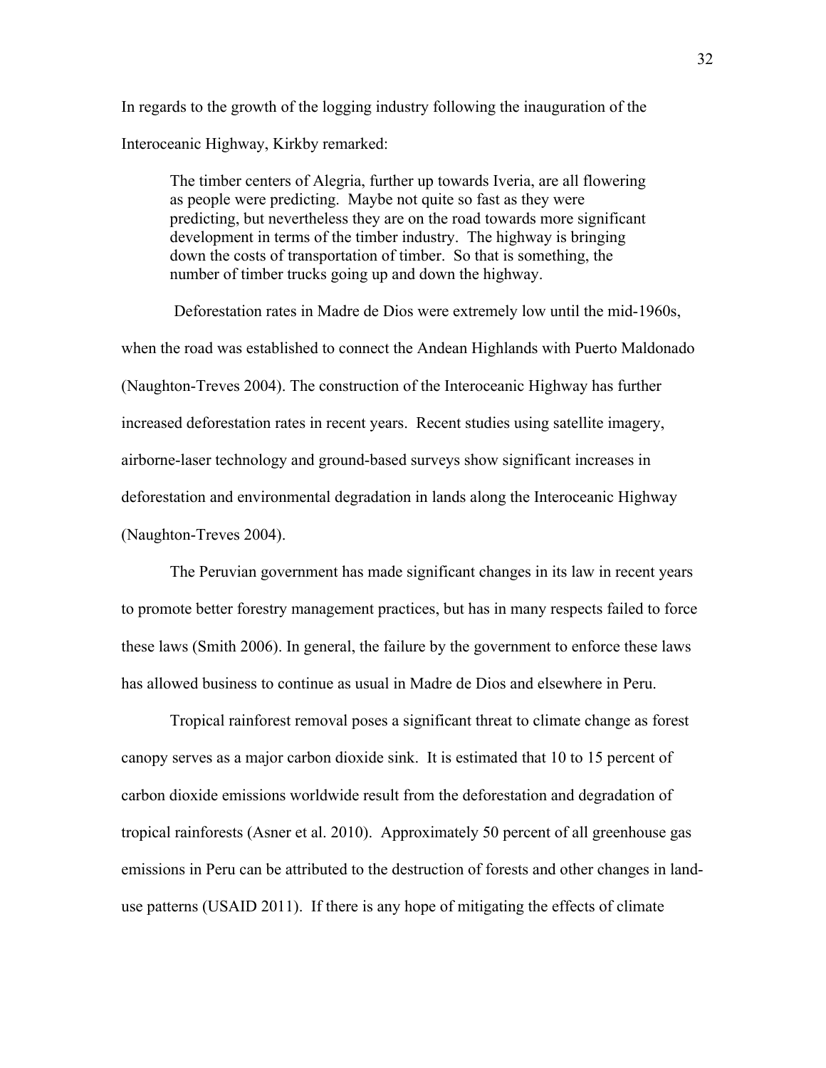In regards to the growth of the logging industry following the inauguration of the Interoceanic Highway, Kirkby remarked:

> The timber centers of Alegria, further up towards Iveria, are all flowering as people were predicting. Maybe not quite so fast as they were predicting, but nevertheless they are on the road towards more significant development in terms of the timber industry. The highway is bringing down the costs of transportation of timber. So that is something, the number of timber trucks going up and down the highway.

Deforestation rates in Madre de Dios were extremely low until the mid-1960s, when the road was established to connect the Andean Highlands with Puerto Maldonado (Naughton-Treves 2004). The construction of the Interoceanic Highway has further increased deforestation rates in recent years. Recent studies using satellite imagery, airborne-laser technology and ground-based surveys show significant increases in deforestation and environmental degradation in lands along the Interoceanic Highway (Naughton-Treves 2004).

The Peruvian government has made significant changes in its law in recent years to promote better forestry management practices, but has in many respects failed to force these laws (Smith 2006). In general, the failure by the government to enforce these laws has allowed business to continue as usual in Madre de Dios and elsewhere in Peru.

Tropical rainforest removal poses a significant threat to climate change as forest canopy serves as a major carbon dioxide sink. It is estimated that 10 to 15 percent of carbon dioxide emissions worldwide result from the deforestation and degradation of tropical rainforests (Asner et al. 2010). Approximately 50 percent of all greenhouse gas emissions in Peru can be attributed to the destruction of forests and other changes in land-use patterns (USAID 2011). If there is any hope of mitigating the effects of climate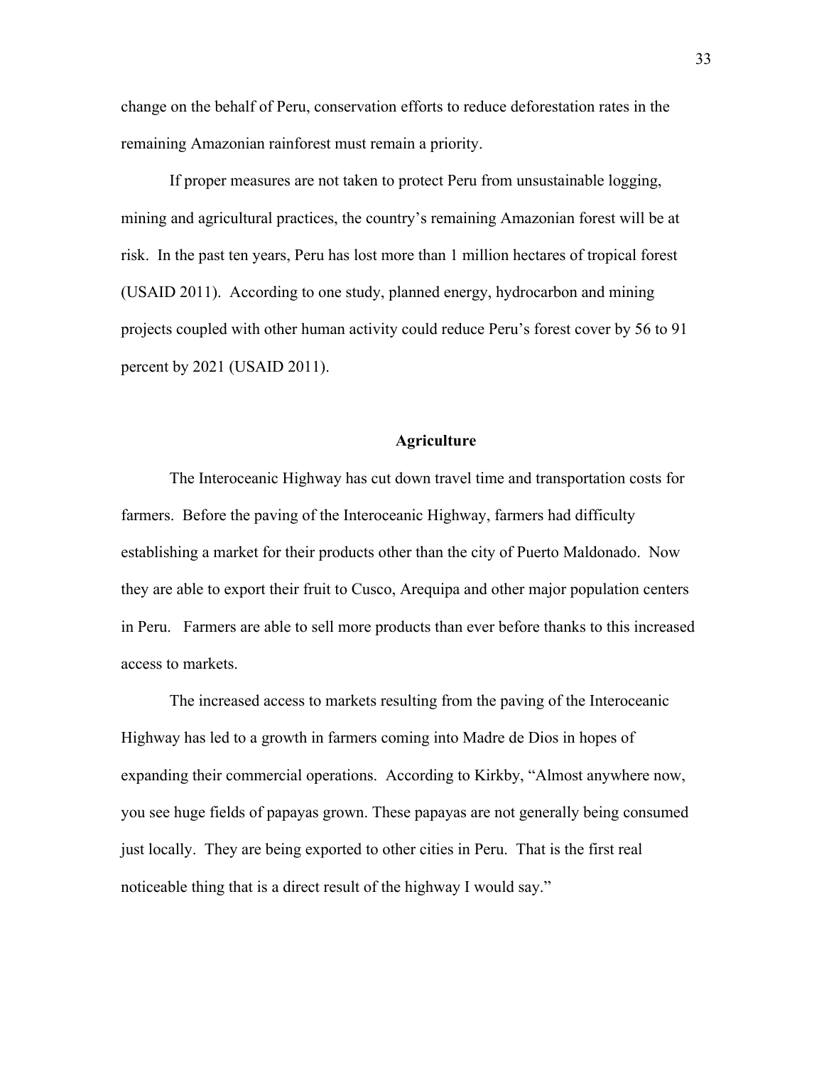change on the behalf of Peru, conservation efforts to reduce deforestation rates in the remaining Amazonian rainforest must remain a priority.

If proper measures are not taken to protect Peru from unsustainable logging, mining and agricultural practices, the country's remaining Amazonian forest will be at risk. In the past ten years, Peru has lost more than 1 million hectares of tropical forest (USAID 2011). According to one study, planned energy, hydrocarbon and mining projects coupled with other human activity could reduce Peru's forest cover by 56 to 91 percent by 2021 (USAID 2011).

## Agriculture

The Interoceanic Highway has cut down travel time and transportation costs for farmers. Before the paving of the Interoceanic Highway, farmers had difficulty establishing a market for their products other than the city of Puerto Maldonado. Now they are able to export their fruit to Cusco, Arequipa and other major population centers in Peru. Farmers are able to sell more products than ever before thanks to this increased access to markets.

The increased access to markets resulting from the paving of the Interoceanic Highway has led to a growth in farmers coming into Madre de Dios in hopes of expanding their commercial operations. According to Kirkby, "Almost anywhere now, you see huge fields of papayas grown. These papayas are not generally being consumed just locally. They are being exported to other cities in Peru. That is the first real noticeable thing that is a direct result of the highway I would say."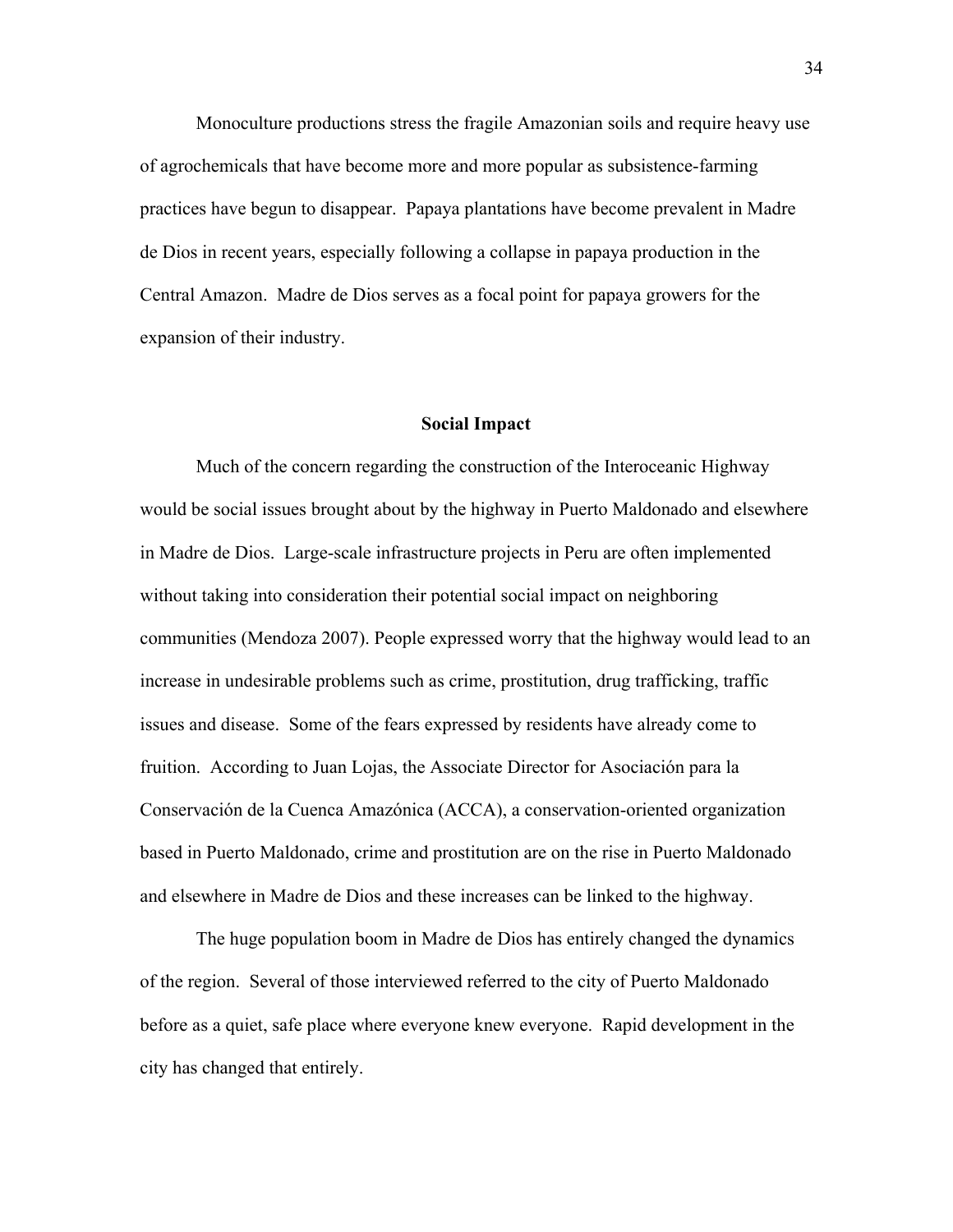Monoculture productions stress the fragile Amazonian soils and require heavy use of agrochemicals that have become more and more popular as subsistence-farming practices have begun to disappear. Papaya plantations have become prevalent in Madre de Dios in recent years, especially following a collapse in papaya production in the Central Amazon. Madre de Dios serves as a focal point for papaya growers for the expansion of their industry.

## Social Impact

Much of the concern regarding the construction of the Interoceanic Highway would be social issues brought about by the highway in Puerto Maldonado and elsewhere in Madre de Dios. Large-scale infrastructure projects in Peru are often implemented without taking into consideration their potential social impact on neighboring communities (Mendoza 2007). People expressed worry that the highway would lead to an increase in undesirable problems such as crime, prostitution, drug trafficking, traffic issues and disease. Some of the fears expressed by residents have already come to fruition. According to Juan Lojas, the Associate Director for Asociación para la Conservación de la Cuenca Amazónica (ACCA), a conservation-oriented organization based in Puerto Maldonado, crime and prostitution are on the rise in Puerto Maldonado and elsewhere in Madre de Dios and these increases can be linked to the highway.

The huge population boom in Madre de Dios has entirely changed the dynamics of the region. Several of those interviewed referred to the city of Puerto Maldonado before as a quiet, safe place where everyone knew everyone. Rapid development in the city has changed that entirely.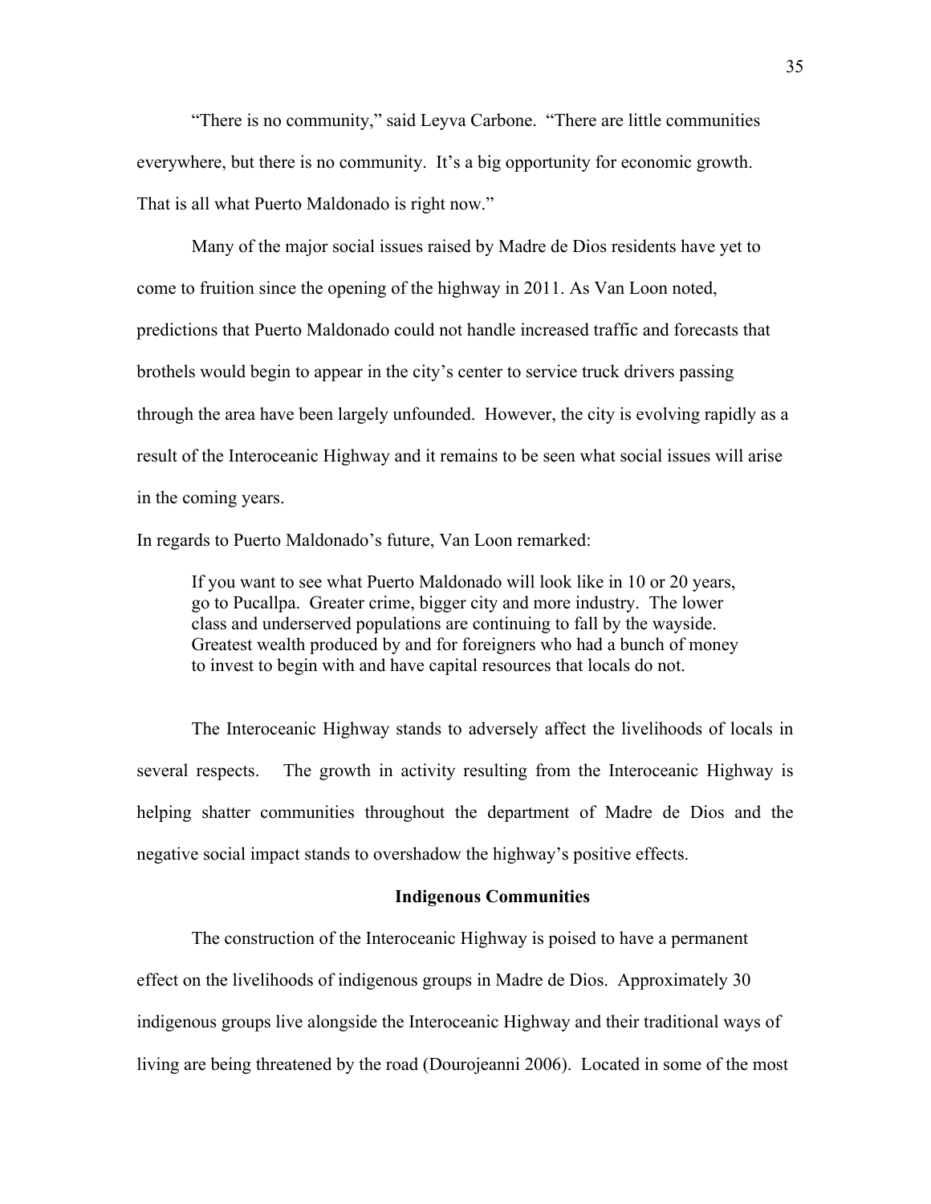"There is no community," said Leyva Carbone. "There are little communities everywhere, but there is no community. It's a big opportunity for economic growth. That is all what Puerto Maldonado is right now."

Many of the major social issues raised by Madre de Dios residents have yet to come to fruition since the opening of the highway in 2011. As Van Loon noted, predictions that Puerto Maldonado could not handle increased traffic and forecasts that brothels would begin to appear in the city's center to service truck drivers passing through the area have been largely unfounded. However, the city is evolving rapidly as a result of the Interoceanic Highway and it remains to be seen what social issues will arise in the coming years.

In regards to Puerto Maldonado's future, Van Loon remarked:

> If you want to see what Puerto Maldonado will look like in 10 or 20 years, go to Pucallpa. Greater crime, bigger city and more industry. The lower class and underserved populations are continuing to fall by the wayside. Greatest wealth produced by and for foreigners who had a bunch of money to invest to begin with and have capital resources that locals do not.

The Interoceanic Highway stands to adversely affect the livelihoods of locals in several respects. The growth in activity resulting from the Interoceanic Highway is helping shatter communities throughout the department of Madre de Dios and the negative social impact stands to overshadow the highway's positive effects.

### Indigenous Communities

The construction of the Interoceanic Highway is poised to have a permanent effect on the livelihoods of indigenous groups in Madre de Dios. Approximately 30 indigenous groups live alongside the Interoceanic Highway and their traditional ways of living are being threatened by the road (Dourojeanni 2006). Located in some of the most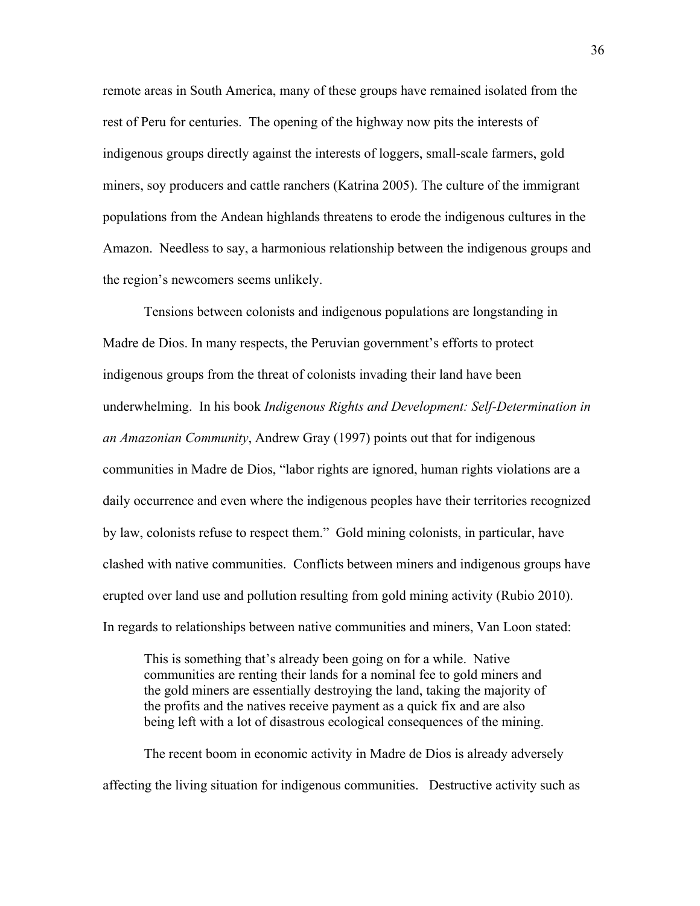remote areas in South America, many of these groups have remained isolated from the rest of Peru for centuries. The opening of the highway now pits the interests of indigenous groups directly against the interests of loggers, small-scale farmers, gold miners, soy producers and cattle ranchers (Katrina 2005). The culture of the immigrant populations from the Andean highlands threatens to erode the indigenous cultures in the Amazon. Needless to say, a harmonious relationship between the indigenous groups and the region's newcomers seems unlikely.

Tensions between colonists and indigenous populations are longstanding in Madre de Dios. In many respects, the Peruvian government's efforts to protect indigenous groups from the threat of colonists invading their land have been underwhelming. In his book *Indigenous Rights and Development: Self-Determination in an Amazonian Community*, Andrew Gray (1997) points out that for indigenous communities in Madre de Dios, "labor rights are ignored, human rights violations are a daily occurrence and even where the indigenous peoples have their territories recognized by law, colonists refuse to respect them." Gold mining colonists, in particular, have clashed with native communities. Conflicts between miners and indigenous groups have erupted over land use and pollution resulting from gold mining activity (Rubio 2010). In regards to relationships between native communities and miners, Van Loon stated:

> This is something that's already been going on for a while. Native communities are renting their lands for a nominal fee to gold miners and the gold miners are essentially destroying the land, taking the majority of the profits and the natives receive payment as a quick fix and are also being left with a lot of disastrous ecological consequences of the mining.

The recent boom in economic activity in Madre de Dios is already adversely affecting the living situation for indigenous communities. Destructive activity such as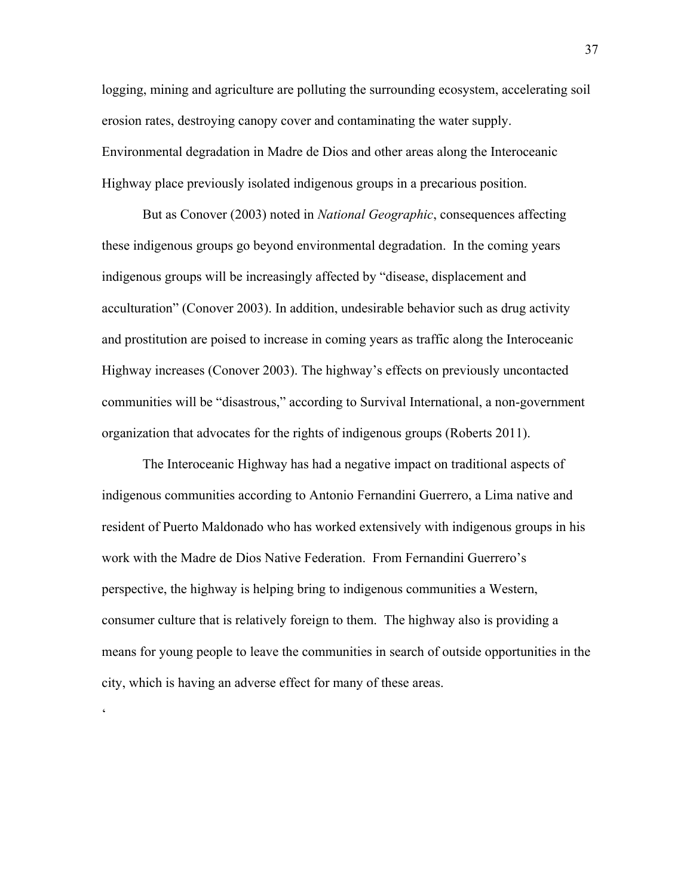logging, mining and agriculture are polluting the surrounding ecosystem, accelerating soil erosion rates, destroying canopy cover and contaminating the water supply. Environmental degradation in Madre de Dios and other areas along the Interoceanic Highway place previously isolated indigenous groups in a precarious position.

But as Conover (2003) noted in *National Geographic*, consequences affecting these indigenous groups go beyond environmental degradation. In the coming years indigenous groups will be increasingly affected by "disease, displacement and acculturation" (Conover 2003). In addition, undesirable behavior such as drug activity and prostitution are poised to increase in coming years as traffic along the Interoceanic Highway increases (Conover 2003). The highway's effects on previously uncontacted communities will be "disastrous," according to Survival International, a non-government organization that advocates for the rights of indigenous groups (Roberts 2011).

The Interoceanic Highway has had a negative impact on traditional aspects of indigenous communities according to Antonio Fernandini Guerrero, a Lima native and resident of Puerto Maldonado who has worked extensively with indigenous groups in his work with the Madre de Dios Native Federation. From Fernandini Guerrero's perspective, the highway is helping bring to indigenous communities a Western, consumer culture that is relatively foreign to them. The highway also is providing a means for young people to leave the communities in search of outside opportunities in the city, which is having an adverse effect for many of these areas.

‘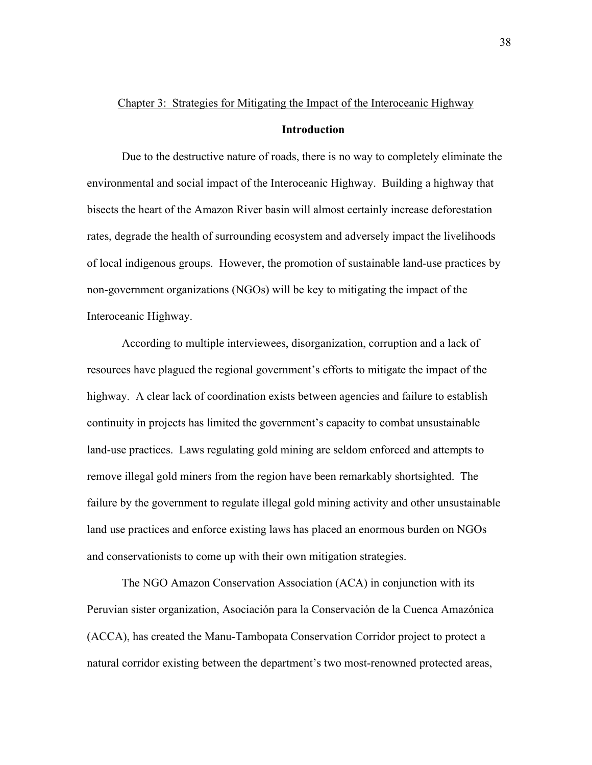## Chapter 3: Strategies for Mitigating the Impact of the Interoceanic Highway

### Introduction

Due to the destructive nature of roads, there is no way to completely eliminate the environmental and social impact of the Interoceanic Highway. Building a highway that bisects the heart of the Amazon River basin will almost certainly increase deforestation rates, degrade the health of surrounding ecosystem and adversely impact the livelihoods of local indigenous groups. However, the promotion of sustainable land-use practices by non-government organizations (NGOs) will be key to mitigating the impact of the Interoceanic Highway.

According to multiple interviewees, disorganization, corruption and a lack of resources have plagued the regional government's efforts to mitigate the impact of the highway. A clear lack of coordination exists between agencies and failure to establish continuity in projects has limited the government's capacity to combat unsustainable land-use practices. Laws regulating gold mining are seldom enforced and attempts to remove illegal gold miners from the region have been remarkably shortsighted. The failure by the government to regulate illegal gold mining activity and other unsustainable land use practices and enforce existing laws has placed an enormous burden on NGOs and conservationists to come up with their own mitigation strategies.

The NGO Amazon Conservation Association (ACA) in conjunction with its Peruvian sister organization, Asociación para la Conservación de la Cuenca Amazónica (ACCA), has created the Manu-Tambopata Conservation Corridor project to protect a natural corridor existing between the department's two most-renowned protected areas,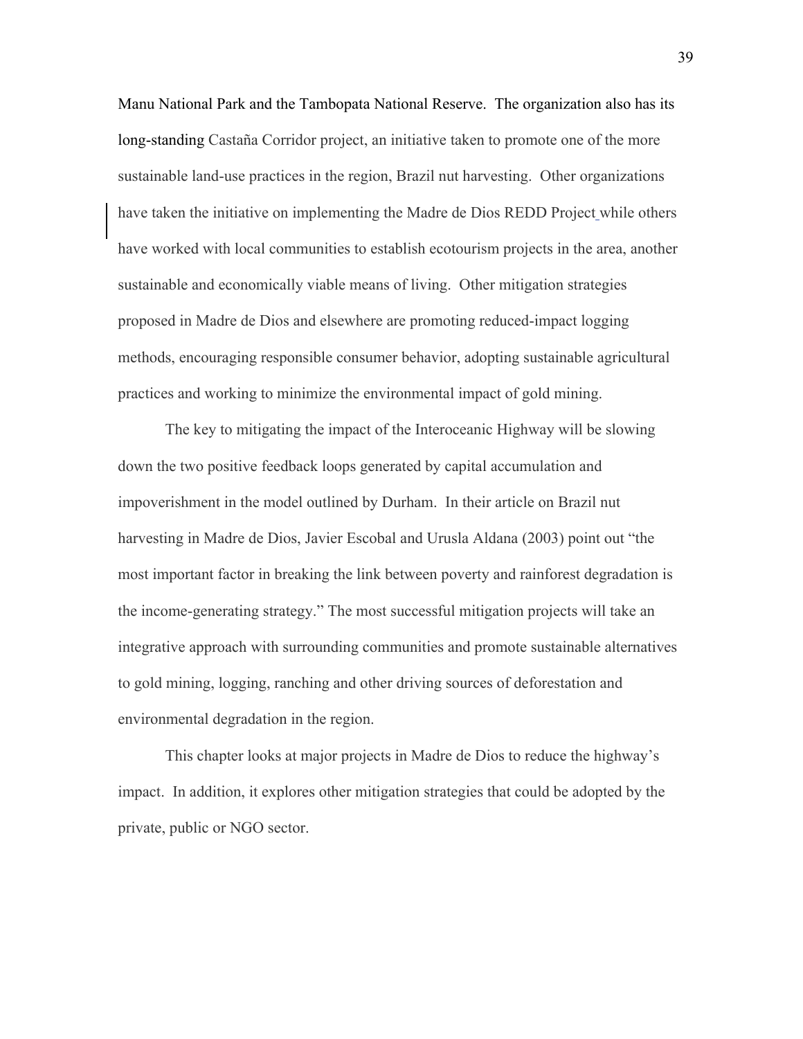Manu National Park and the Tambopata National Reserve. The organization also has its long-standing Castaña Corridor project, an initiative taken to promote one of the more sustainable land-use practices in the region, Brazil nut harvesting. Other organizations have taken the initiative on implementing the Madre de Dios REDD Project while others have worked with local communities to establish ecotourism projects in the area, another sustainable and economically viable means of living. Other mitigation strategies proposed in Madre de Dios and elsewhere are promoting reduced-impact logging methods, encouraging responsible consumer behavior, adopting sustainable agricultural practices and working to minimize the environmental impact of gold mining.

The key to mitigating the impact of the Interoceanic Highway will be slowing down the two positive feedback loops generated by capital accumulation and impoverishment in the model outlined by Durham. In their article on Brazil nut harvesting in Madre de Dios, Javier Escobal and Urusla Aldana (2003) point out "the most important factor in breaking the link between poverty and rainforest degradation is the income-generating strategy." The most successful mitigation projects will take an integrative approach with surrounding communities and promote sustainable alternatives to gold mining, logging, ranching and other driving sources of deforestation and environmental degradation in the region.

This chapter looks at major projects in Madre de Dios to reduce the highway's impact. In addition, it explores other mitigation strategies that could be adopted by the private, public or NGO sector.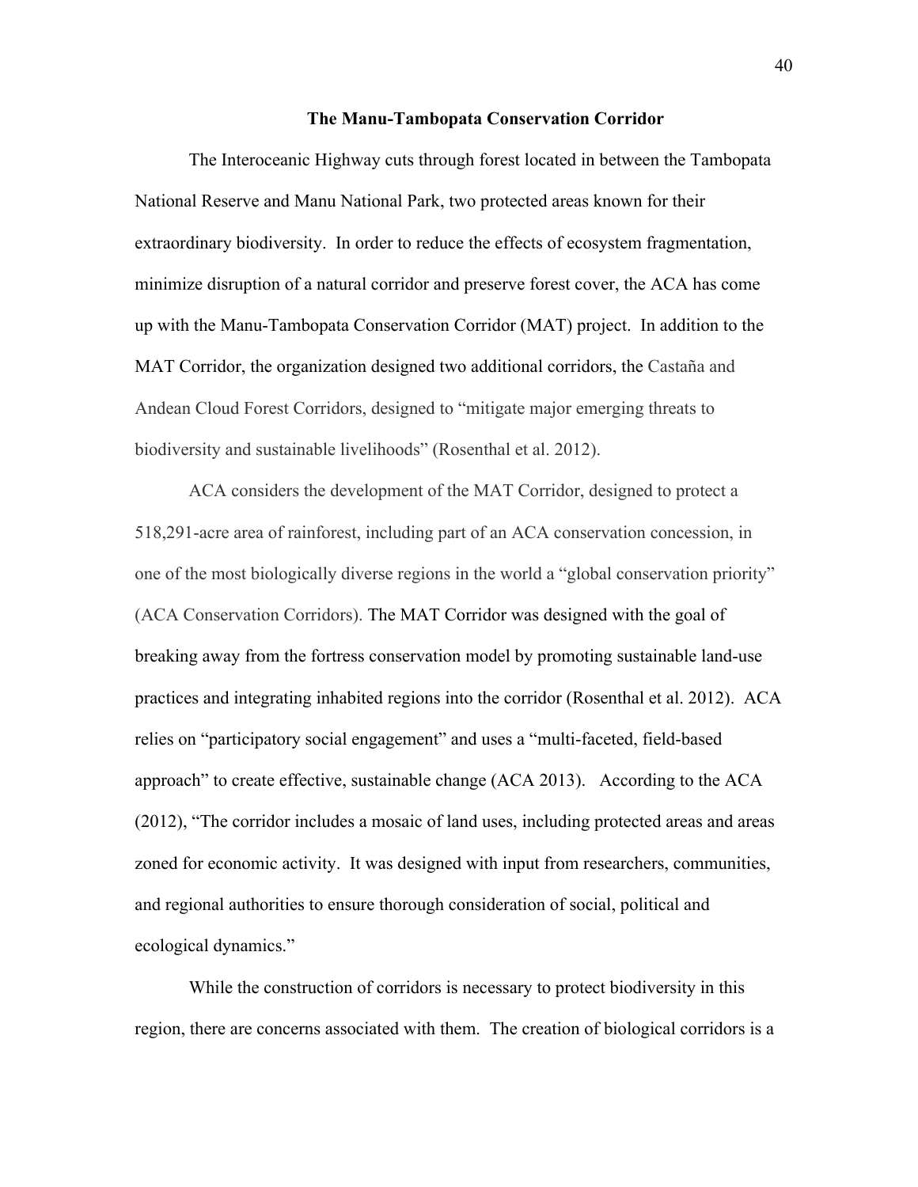## The Manu-Tambopata Conservation Corridor

The Interoceanic Highway cuts through forest located in between the Tambopata National Reserve and Manu National Park, two protected areas known for their extraordinary biodiversity. In order to reduce the effects of ecosystem fragmentation, minimize disruption of a natural corridor and preserve forest cover, the ACA has come up with the Manu-Tambopata Conservation Corridor (MAT) project. In addition to the MAT Corridor, the organization designed two additional corridors, the Castaña and Andean Cloud Forest Corridors, designed to "mitigate major emerging threats to biodiversity and sustainable livelihoods" (Rosenthal et al. 2012).

ACA considers the development of the MAT Corridor, designed to protect a 518,291-acre area of rainforest, including part of an ACA conservation concession, in one of the most biologically diverse regions in the world a "global conservation priority" (ACA Conservation Corridors). The MAT Corridor was designed with the goal of breaking away from the fortress conservation model by promoting sustainable land-use practices and integrating inhabited regions into the corridor (Rosenthal et al. 2012). ACA relies on "participatory social engagement" and uses a "multi-faceted, field-based approach" to create effective, sustainable change (ACA 2013). According to the ACA (2012), "The corridor includes a mosaic of land uses, including protected areas and areas zoned for economic activity. It was designed with input from researchers, communities, and regional authorities to ensure thorough consideration of social, political and ecological dynamics."

While the construction of corridors is necessary to protect biodiversity in this region, there are concerns associated with them. The creation of biological corridors is a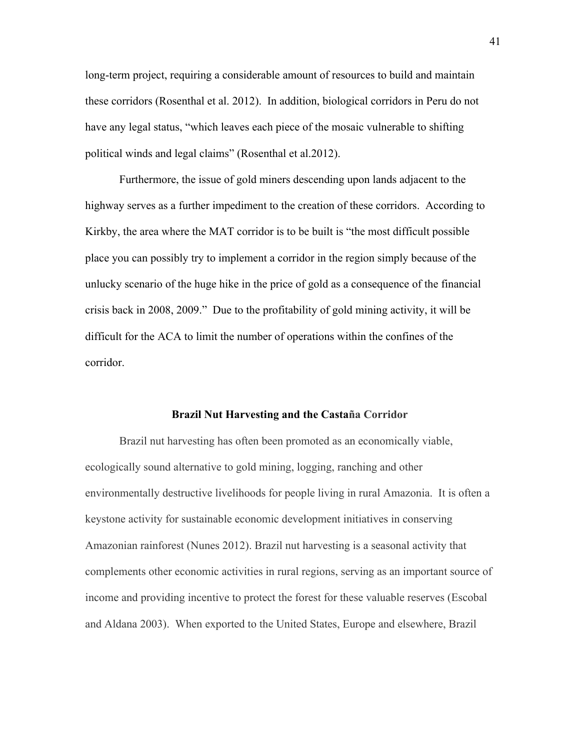long-term project, requiring a considerable amount of resources to build and maintain these corridors (Rosenthal et al. 2012). In addition, biological corridors in Peru do not have any legal status, "which leaves each piece of the mosaic vulnerable to shifting political winds and legal claims" (Rosenthal et al.2012).

Furthermore, the issue of gold miners descending upon lands adjacent to the highway serves as a further impediment to the creation of these corridors. According to Kirkby, the area where the MAT corridor is to be built is "the most difficult possible place you can possibly try to implement a corridor in the region simply because of the unlucky scenario of the huge hike in the price of gold as a consequence of the financial crisis back in 2008, 2009." Due to the profitability of gold mining activity, it will be difficult for the ACA to limit the number of operations within the confines of the corridor.

## Brazil Nut Harvesting and the Castaña Corridor

Brazil nut harvesting has often been promoted as an economically viable, ecologically sound alternative to gold mining, logging, ranching and other environmentally destructive livelihoods for people living in rural Amazonia. It is often a keystone activity for sustainable economic development initiatives in conserving Amazonian rainforest (Nunes 2012). Brazil nut harvesting is a seasonal activity that complements other economic activities in rural regions, serving as an important source of income and providing incentive to protect the forest for these valuable reserves (Escobal and Aldana 2003). When exported to the United States, Europe and elsewhere, Brazil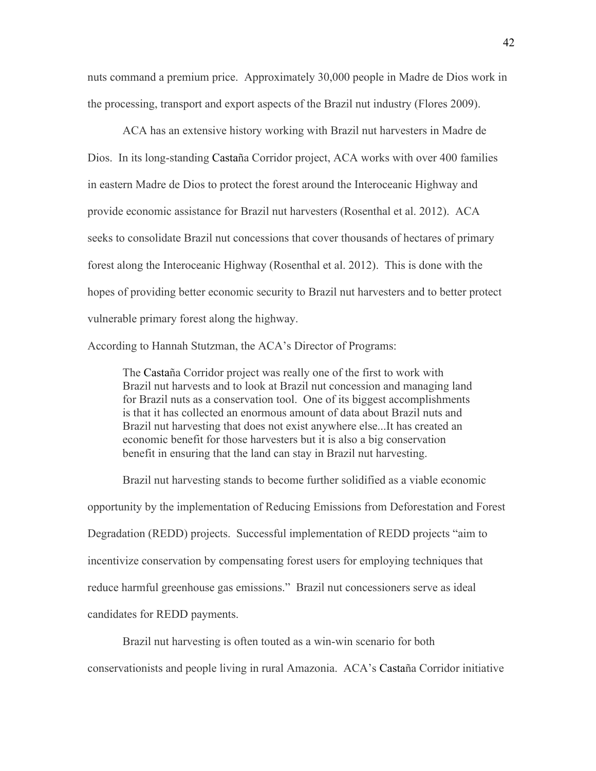nuts command a premium price. Approximately 30,000 people in Madre de Dios work in the processing, transport and export aspects of the Brazil nut industry (Flores 2009).

ACA has an extensive history working with Brazil nut harvesters in Madre de Dios. In its long-standing Castaña Corridor project, ACA works with over 400 families in eastern Madre de Dios to protect the forest around the Interoceanic Highway and provide economic assistance for Brazil nut harvesters (Rosenthal et al. 2012). ACA seeks to consolidate Brazil nut concessions that cover thousands of hectares of primary forest along the Interoceanic Highway (Rosenthal et al. 2012). This is done with the hopes of providing better economic security to Brazil nut harvesters and to better protect vulnerable primary forest along the highway.

According to Hannah Stutzman, the ACA's Director of Programs:

> The Castaña Corridor project was really one of the first to work with Brazil nut harvests and to look at Brazil nut concession and managing land for Brazil nuts as a conservation tool. One of its biggest accomplishments is that it has collected an enormous amount of data about Brazil nuts and Brazil nut harvesting that does not exist anywhere else...It has created an economic benefit for those harvesters but it is also a big conservation benefit in ensuring that the land can stay in Brazil nut harvesting.

Brazil nut harvesting stands to become further solidified as a viable economic opportunity by the implementation of Reducing Emissions from Deforestation and Forest Degradation (REDD) projects. Successful implementation of REDD projects "aim to incentivize conservation by compensating forest users for employing techniques that reduce harmful greenhouse gas emissions." Brazil nut concessioners serve as ideal candidates for REDD payments.

Brazil nut harvesting is often touted as a win-win scenario for both conservationists and people living in rural Amazonia. ACA's Castaña Corridor initiative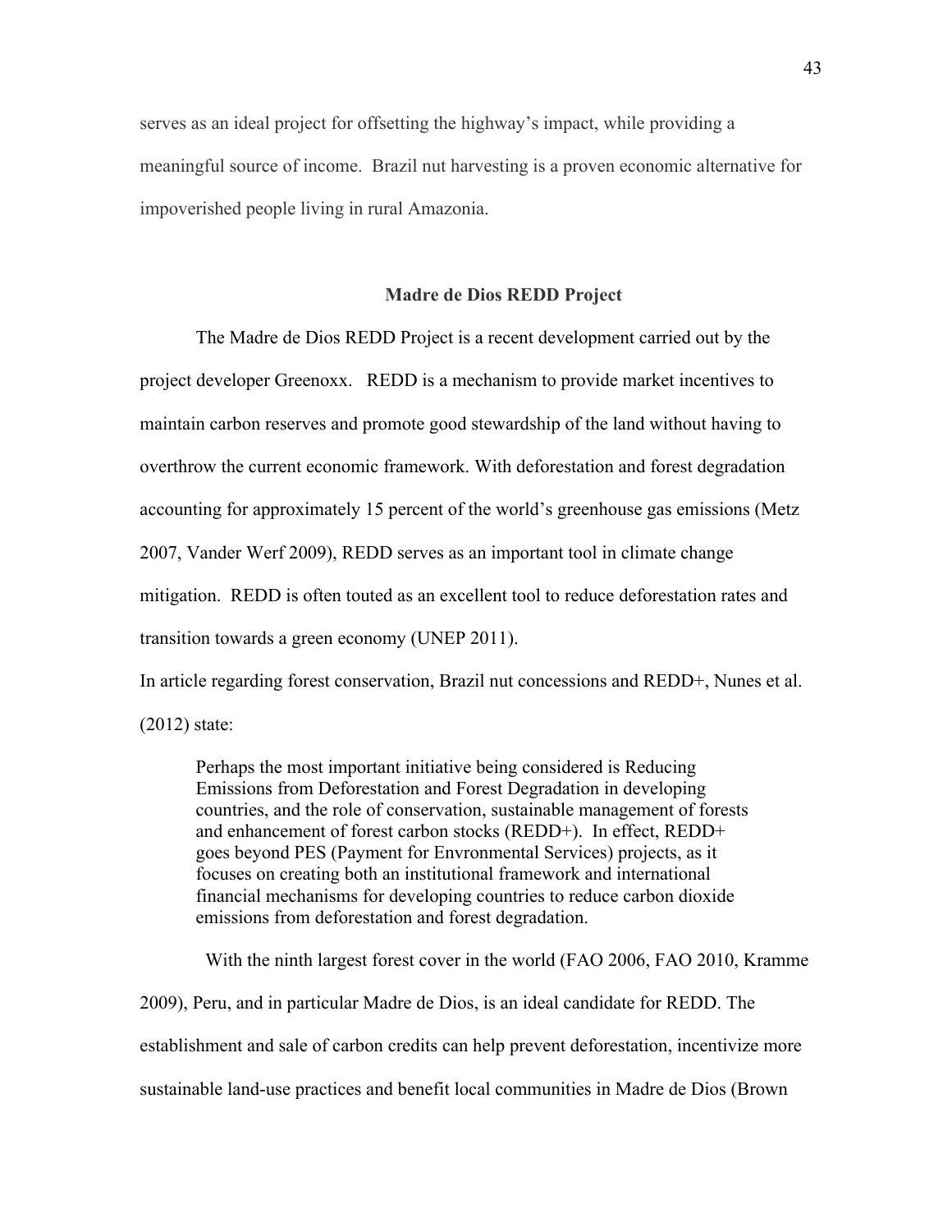serves as an ideal project for offsetting the highway's impact, while providing a meaningful source of income. Brazil nut harvesting is a proven economic alternative for impoverished people living in rural Amazonia.

## Madre de Dios REDD Project

The Madre de Dios REDD Project is a recent development carried out by the project developer Greenoxx. REDD is a mechanism to provide market incentives to maintain carbon reserves and promote good stewardship of the land without having to overthrow the current economic framework. With deforestation and forest degradation accounting for approximately 15 percent of the world's greenhouse gas emissions (Metz 2007, Vander Werf 2009), REDD serves as an important tool in climate change mitigation. REDD is often touted as an excellent tool to reduce deforestation rates and transition towards a green economy (UNEP 2011).

In article regarding forest conservation, Brazil nut concessions and REDD+, Nunes et al. (2012) state:

> Perhaps the most important initiative being considered is Reducing Emissions from Deforestation and Forest Degradation in developing countries, and the role of conservation, sustainable management of forests and enhancement of forest carbon stocks (REDD+). In effect, REDD+ goes beyond PES (Payment for Envronmental Services) projects, as it focuses on creating both an institutional framework and international financial mechanisms for developing countries to reduce carbon dioxide emissions from deforestation and forest degradation.

With the ninth largest forest cover in the world (FAO 2006, FAO 2010, Kramme 2009), Peru, and in particular Madre de Dios, is an ideal candidate for REDD. The establishment and sale of carbon credits can help prevent deforestation, incentivize more sustainable land-use practices and benefit local communities in Madre de Dios (Brown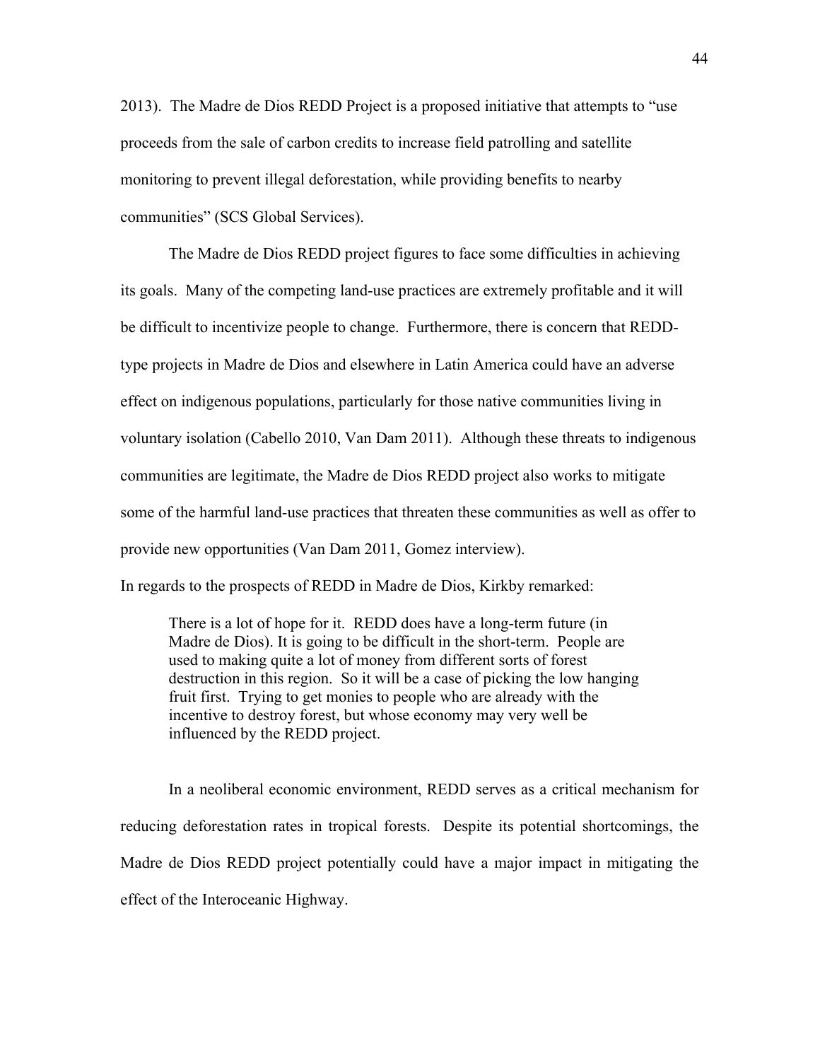2013). The Madre de Dios REDD Project is a proposed initiative that attempts to "use proceeds from the sale of carbon credits to increase field patrolling and satellite monitoring to prevent illegal deforestation, while providing benefits to nearby communities" (SCS Global Services).

The Madre de Dios REDD project figures to face some difficulties in achieving its goals. Many of the competing land-use practices are extremely profitable and it will be difficult to incentivize people to change. Furthermore, there is concern that REDD-type projects in Madre de Dios and elsewhere in Latin America could have an adverse effect on indigenous populations, particularly for those native communities living in voluntary isolation (Cabello 2010, Van Dam 2011). Although these threats to indigenous communities are legitimate, the Madre de Dios REDD project also works to mitigate some of the harmful land-use practices that threaten these communities as well as offer to provide new opportunities (Van Dam 2011, Gomez interview).

In regards to the prospects of REDD in Madre de Dios, Kirkby remarked:

> There is a lot of hope for it. REDD does have a long-term future (in Madre de Dios). It is going to be difficult in the short-term. People are used to making quite a lot of money from different sorts of forest destruction in this region. So it will be a case of picking the low hanging fruit first. Trying to get monies to people who are already with the incentive to destroy forest, but whose economy may very well be influenced by the REDD project.

In a neoliberal economic environment, REDD serves as a critical mechanism for reducing deforestation rates in tropical forests. Despite its potential shortcomings, the Madre de Dios REDD project potentially could have a major impact in mitigating the effect of the Interoceanic Highway.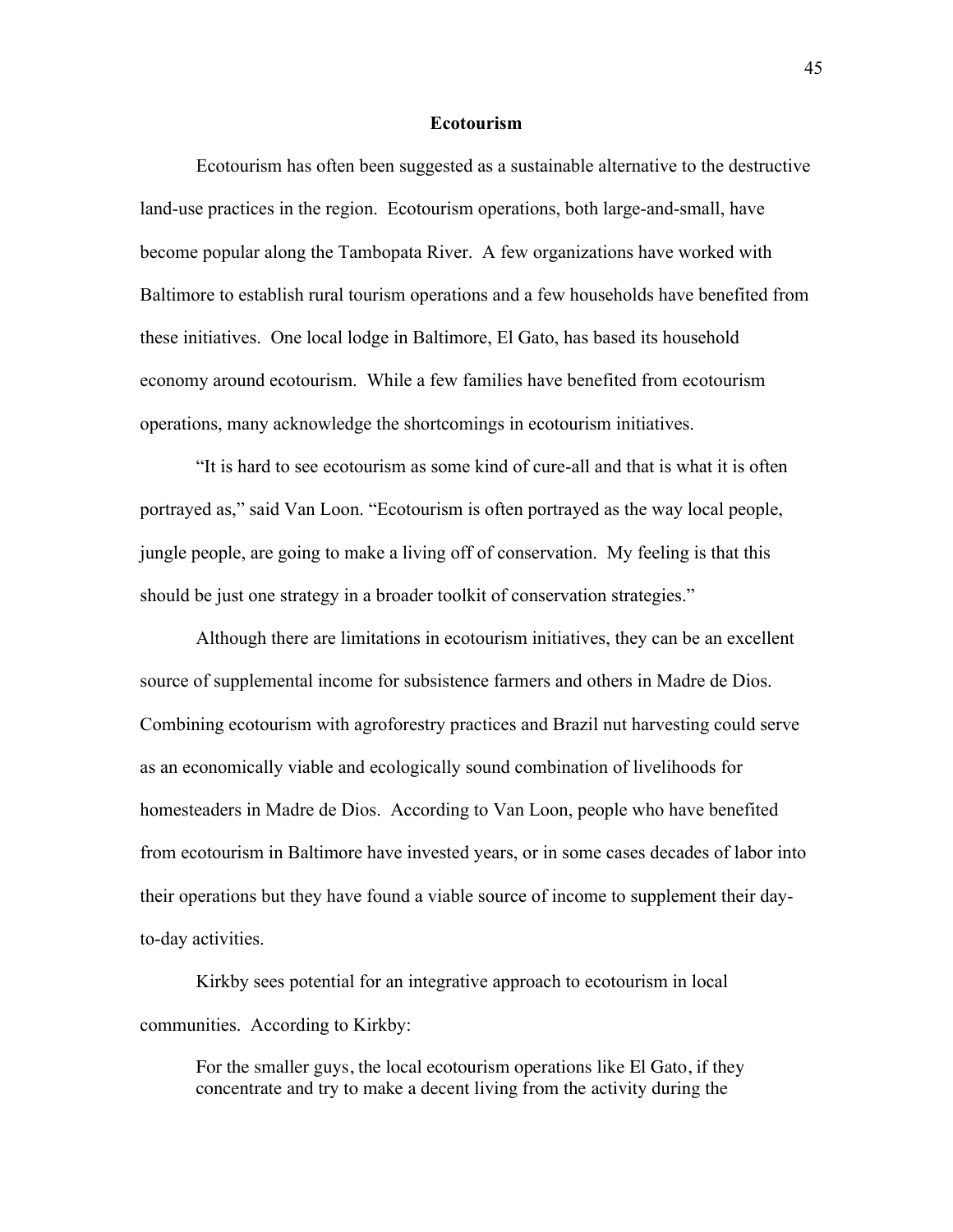## Ecotourism

Ecotourism has often been suggested as a sustainable alternative to the destructive land-use practices in the region. Ecotourism operations, both large-and-small, have become popular along the Tambopata River. A few organizations have worked with Baltimore to establish rural tourism operations and a few households have benefited from these initiatives. One local lodge in Baltimore, El Gato, has based its household economy around ecotourism. While a few families have benefited from ecotourism operations, many acknowledge the shortcomings in ecotourism initiatives.

"It is hard to see ecotourism as some kind of cure-all and that is what it is often portrayed as," said Van Loon. "Ecotourism is often portrayed as the way local people, jungle people, are going to make a living off of conservation. My feeling is that this should be just one strategy in a broader toolkit of conservation strategies."

Although there are limitations in ecotourism initiatives, they can be an excellent source of supplemental income for subsistence farmers and others in Madre de Dios. Combining ecotourism with agroforestry practices and Brazil nut harvesting could serve as an economically viable and ecologically sound combination of livelihoods for homesteaders in Madre de Dios. According to Van Loon, people who have benefited from ecotourism in Baltimore have invested years, or in some cases decades of labor into their operations but they have found a viable source of income to supplement their day-to-day activities.

Kirkby sees potential for an integrative approach to ecotourism in local communities. According to Kirkby:

> For the smaller guys, the local ecotourism operations like El Gato, if they concentrate and try to make a decent living from the activity during the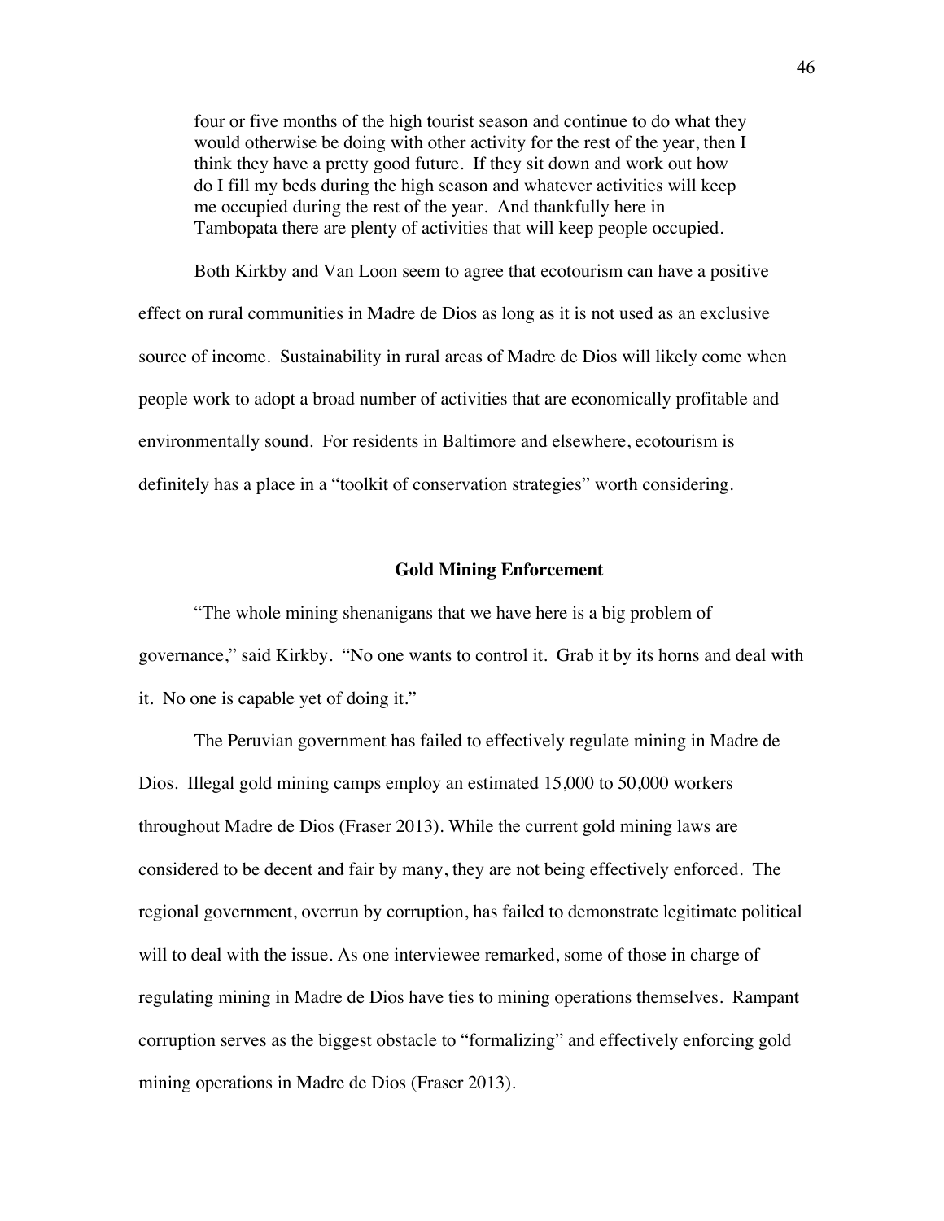> four or five months of the high tourist season and continue to do what they would otherwise be doing with other activity for the rest of the year, then I think they have a pretty good future. If they sit down and work out how do I fill my beds during the high season and whatever activities will keep me occupied during the rest of the year. And thankfully here in Tambopata there are plenty of activities that will keep people occupied.

Both Kirkby and Van Loon seem to agree that ecotourism can have a positive effect on rural communities in Madre de Dios as long as it is not used as an exclusive source of income. Sustainability in rural areas of Madre de Dios will likely come when people work to adopt a broad number of activities that are economically profitable and environmentally sound. For residents in Baltimore and elsewhere, ecotourism is definitely has a place in a "toolkit of conservation strategies" worth considering.

## Gold Mining Enforcement

"The whole mining shenanigans that we have here is a big problem of governance," said Kirkby. "No one wants to control it. Grab it by its horns and deal with it. No one is capable yet of doing it."

The Peruvian government has failed to effectively regulate mining in Madre de Dios. Illegal gold mining camps employ an estimated 15,000 to 50,000 workers throughout Madre de Dios (Fraser 2013). While the current gold mining laws are considered to be decent and fair by many, they are not being effectively enforced. The regional government, overrun by corruption, has failed to demonstrate legitimate political will to deal with the issue. As one interviewee remarked, some of those in charge of regulating mining in Madre de Dios have ties to mining operations themselves. Rampant corruption serves as the biggest obstacle to "formalizing" and effectively enforcing gold mining operations in Madre de Dios (Fraser 2013).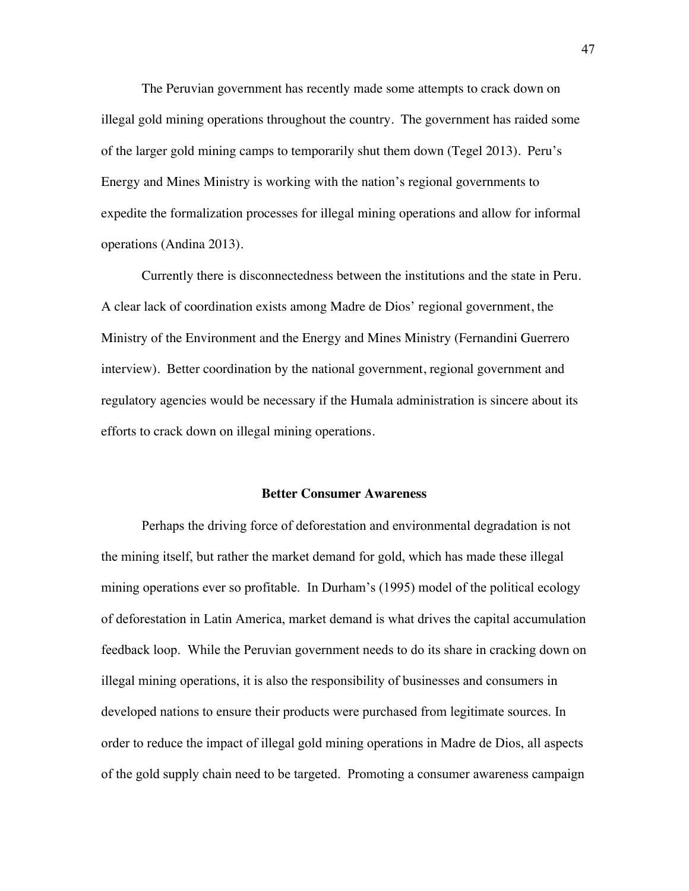The Peruvian government has recently made some attempts to crack down on illegal gold mining operations throughout the country. The government has raided some of the larger gold mining camps to temporarily shut them down (Tegel 2013). Peru's Energy and Mines Ministry is working with the nation's regional governments to expedite the formalization processes for illegal mining operations and allow for informal operations (Andina 2013).

Currently there is disconnectedness between the institutions and the state in Peru. A clear lack of coordination exists among Madre de Dios' regional government, the Ministry of the Environment and the Energy and Mines Ministry (Fernandini Guerrero interview). Better coordination by the national government, regional government and regulatory agencies would be necessary if the Humala administration is sincere about its efforts to crack down on illegal mining operations.

## Better Consumer Awareness

Perhaps the driving force of deforestation and environmental degradation is not the mining itself, but rather the market demand for gold, which has made these illegal mining operations ever so profitable. In Durham's (1995) model of the political ecology of deforestation in Latin America, market demand is what drives the capital accumulation feedback loop. While the Peruvian government needs to do its share in cracking down on illegal mining operations, it is also the responsibility of businesses and consumers in developed nations to ensure their products were purchased from legitimate sources. In order to reduce the impact of illegal gold mining operations in Madre de Dios, all aspects of the gold supply chain need to be targeted. Promoting a consumer awareness campaign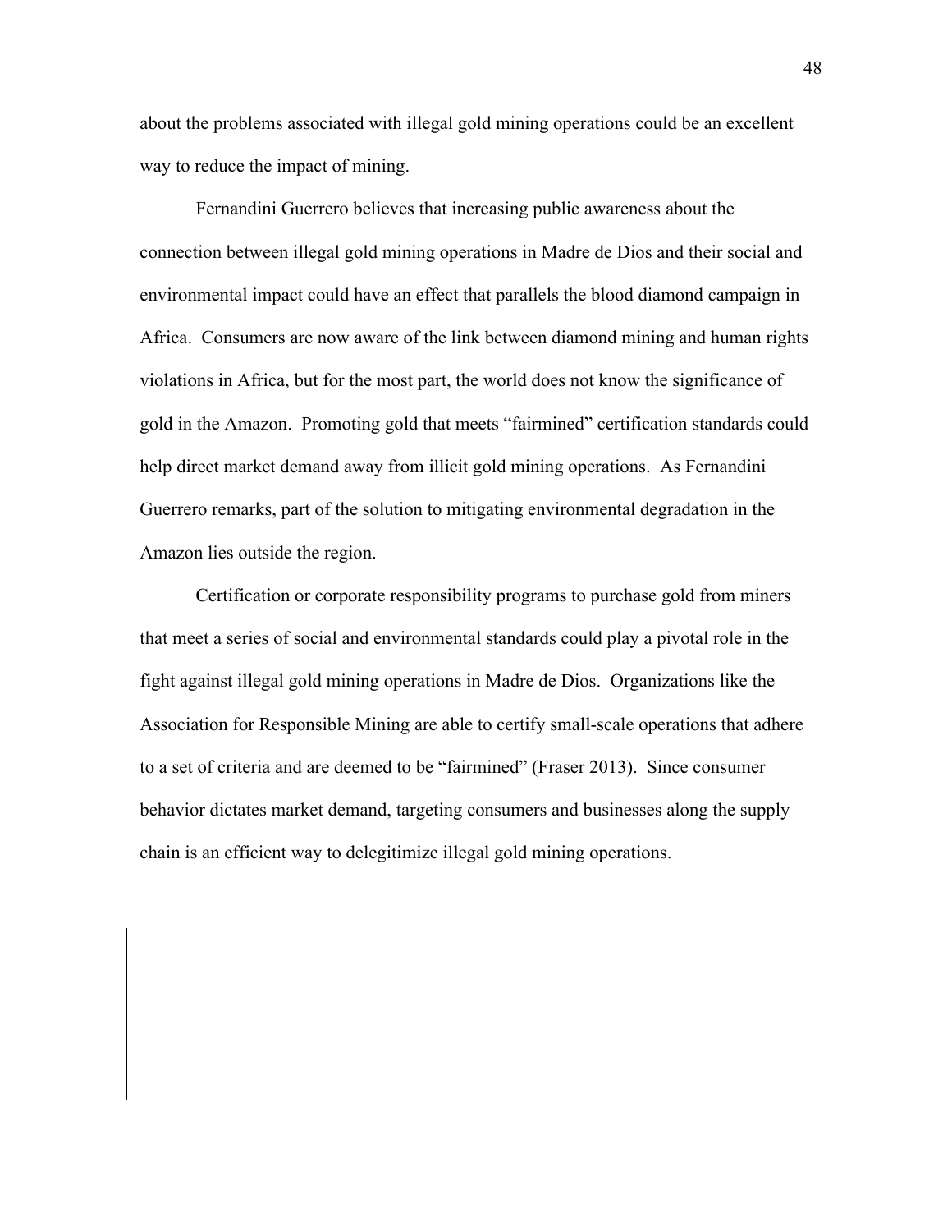about the problems associated with illegal gold mining operations could be an excellent way to reduce the impact of mining.

Fernandini Guerrero believes that increasing public awareness about the connection between illegal gold mining operations in Madre de Dios and their social and environmental impact could have an effect that parallels the blood diamond campaign in Africa. Consumers are now aware of the link between diamond mining and human rights violations in Africa, but for the most part, the world does not know the significance of gold in the Amazon. Promoting gold that meets "fairmined" certification standards could help direct market demand away from illicit gold mining operations. As Fernandini Guerrero remarks, part of the solution to mitigating environmental degradation in the Amazon lies outside the region.

Certification or corporate responsibility programs to purchase gold from miners that meet a series of social and environmental standards could play a pivotal role in the fight against illegal gold mining operations in Madre de Dios. Organizations like the Association for Responsible Mining are able to certify small-scale operations that adhere to a set of criteria and are deemed to be "fairmined" (Fraser 2013). Since consumer behavior dictates market demand, targeting consumers and businesses along the supply chain is an efficient way to delegitimize illegal gold mining operations.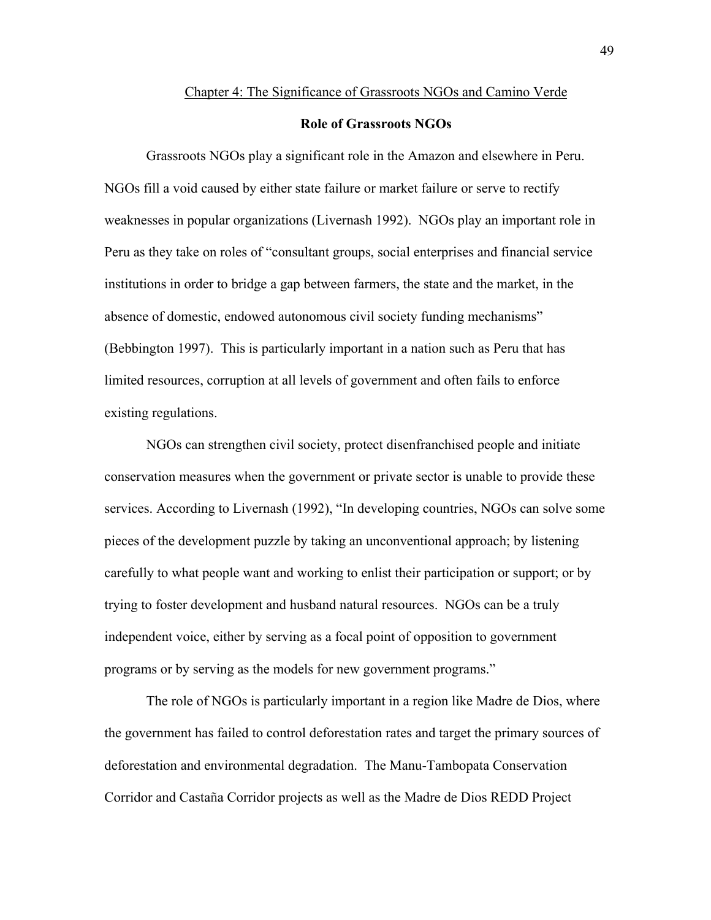## Chapter 4: The Significance of Grassroots NGOs and Camino Verde

### Role of Grassroots NGOs

Grassroots NGOs play a significant role in the Amazon and elsewhere in Peru. NGOs fill a void caused by either state failure or market failure or serve to rectify weaknesses in popular organizations (Livernash 1992). NGOs play an important role in Peru as they take on roles of "consultant groups, social enterprises and financial service institutions in order to bridge a gap between farmers, the state and the market, in the absence of domestic, endowed autonomous civil society funding mechanisms" (Bebbington 1997). This is particularly important in a nation such as Peru that has limited resources, corruption at all levels of government and often fails to enforce existing regulations.

NGOs can strengthen civil society, protect disenfranchised people and initiate conservation measures when the government or private sector is unable to provide these services. According to Livernash (1992), "In developing countries, NGOs can solve some pieces of the development puzzle by taking an unconventional approach; by listening carefully to what people want and working to enlist their participation or support; or by trying to foster development and husband natural resources. NGOs can be a truly independent voice, either by serving as a focal point of opposition to government programs or by serving as the models for new government programs."

The role of NGOs is particularly important in a region like Madre de Dios, where the government has failed to control deforestation rates and target the primary sources of deforestation and environmental degradation. The Manu-Tambopata Conservation Corridor and Castaña Corridor projects as well as the Madre de Dios REDD Project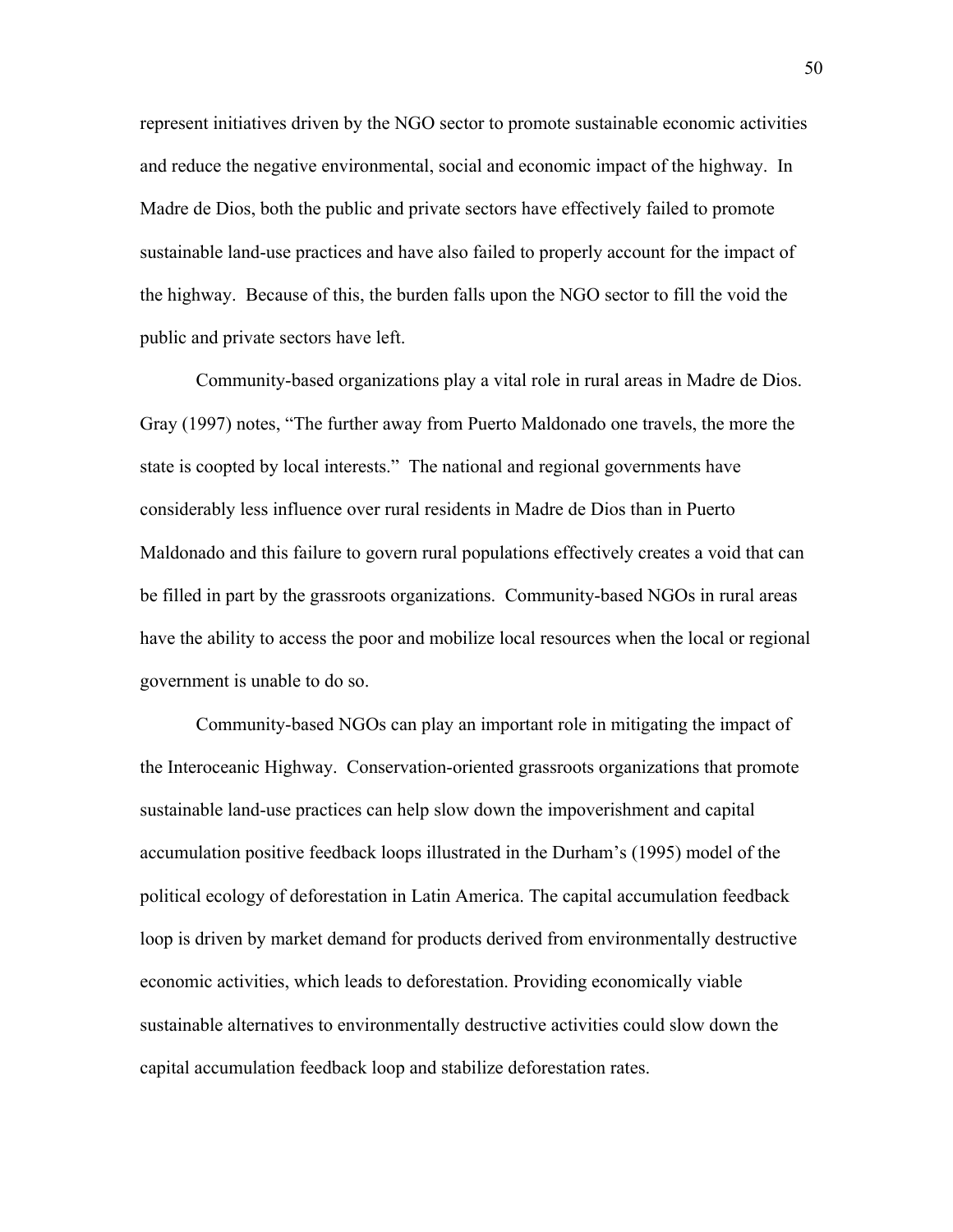represent initiatives driven by the NGO sector to promote sustainable economic activities and reduce the negative environmental, social and economic impact of the highway. In Madre de Dios, both the public and private sectors have effectively failed to promote sustainable land-use practices and have also failed to properly account for the impact of the highway. Because of this, the burden falls upon the NGO sector to fill the void the public and private sectors have left.

Community-based organizations play a vital role in rural areas in Madre de Dios. Gray (1997) notes, "The further away from Puerto Maldonado one travels, the more the state is coopted by local interests." The national and regional governments have considerably less influence over rural residents in Madre de Dios than in Puerto Maldonado and this failure to govern rural populations effectively creates a void that can be filled in part by the grassroots organizations. Community-based NGOs in rural areas have the ability to access the poor and mobilize local resources when the local or regional government is unable to do so.

Community-based NGOs can play an important role in mitigating the impact of the Interoceanic Highway. Conservation-oriented grassroots organizations that promote sustainable land-use practices can help slow down the impoverishment and capital accumulation positive feedback loops illustrated in the Durham's (1995) model of the political ecology of deforestation in Latin America. The capital accumulation feedback loop is driven by market demand for products derived from environmentally destructive economic activities, which leads to deforestation. Providing economically viable sustainable alternatives to environmentally destructive activities could slow down the capital accumulation feedback loop and stabilize deforestation rates.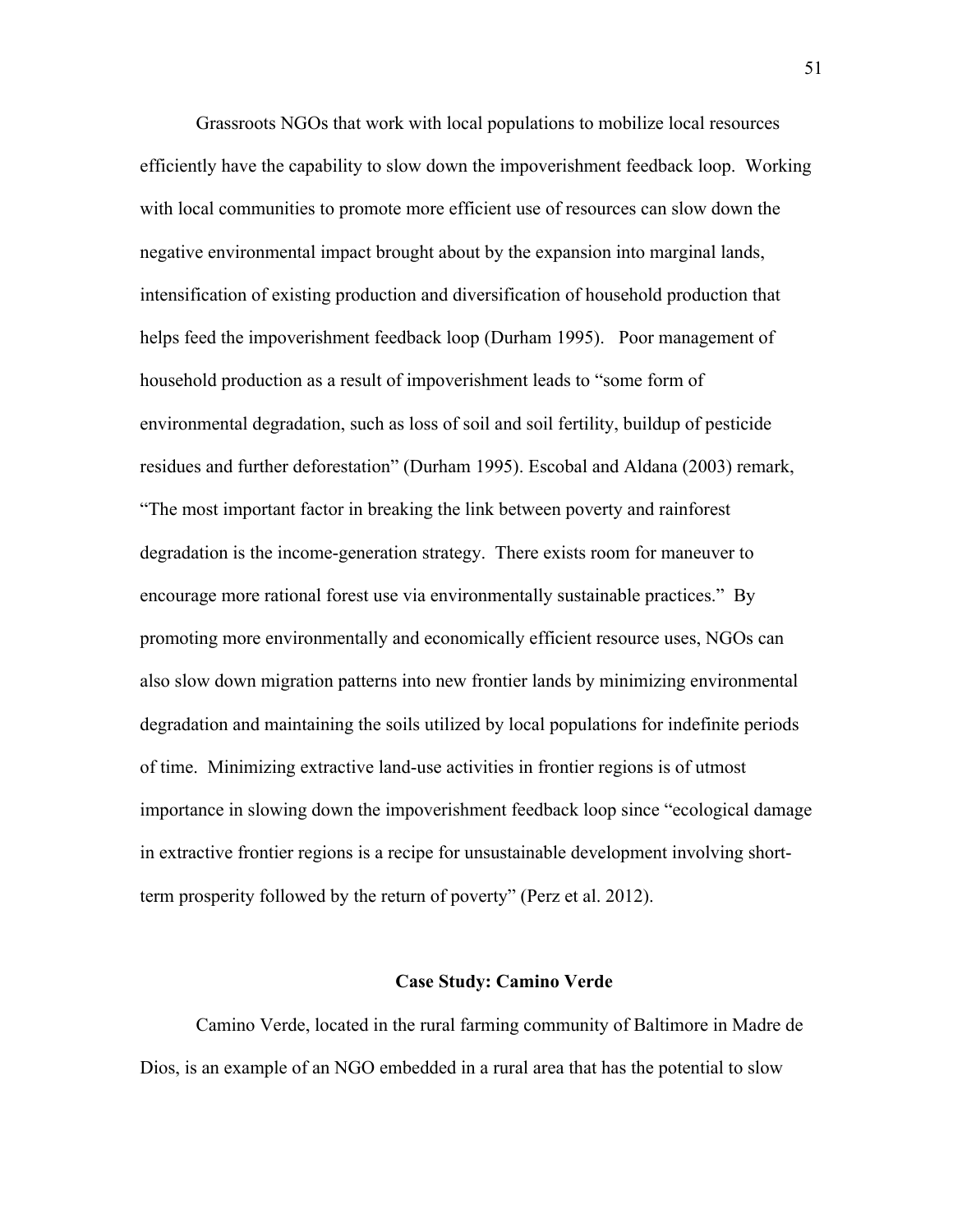Grassroots NGOs that work with local populations to mobilize local resources efficiently have the capability to slow down the impoverishment feedback loop. Working with local communities to promote more efficient use of resources can slow down the negative environmental impact brought about by the expansion into marginal lands, intensification of existing production and diversification of household production that helps feed the impoverishment feedback loop (Durham 1995). Poor management of household production as a result of impoverishment leads to "some form of environmental degradation, such as loss of soil and soil fertility, buildup of pesticide residues and further deforestation" (Durham 1995). Escobal and Aldana (2003) remark, "The most important factor in breaking the link between poverty and rainforest degradation is the income-generation strategy. There exists room for maneuver to encourage more rational forest use via environmentally sustainable practices." By promoting more environmentally and economically efficient resource uses, NGOs can also slow down migration patterns into new frontier lands by minimizing environmental degradation and maintaining the soils utilized by local populations for indefinite periods of time. Minimizing extractive land-use activities in frontier regions is of utmost importance in slowing down the impoverishment feedback loop since "ecological damage in extractive frontier regions is a recipe for unsustainable development involving short-term prosperity followed by the return of poverty" (Perz et al. 2012).

## Case Study: Camino Verde

Camino Verde, located in the rural farming community of Baltimore in Madre de Dios, is an example of an NGO embedded in a rural area that has the potential to slow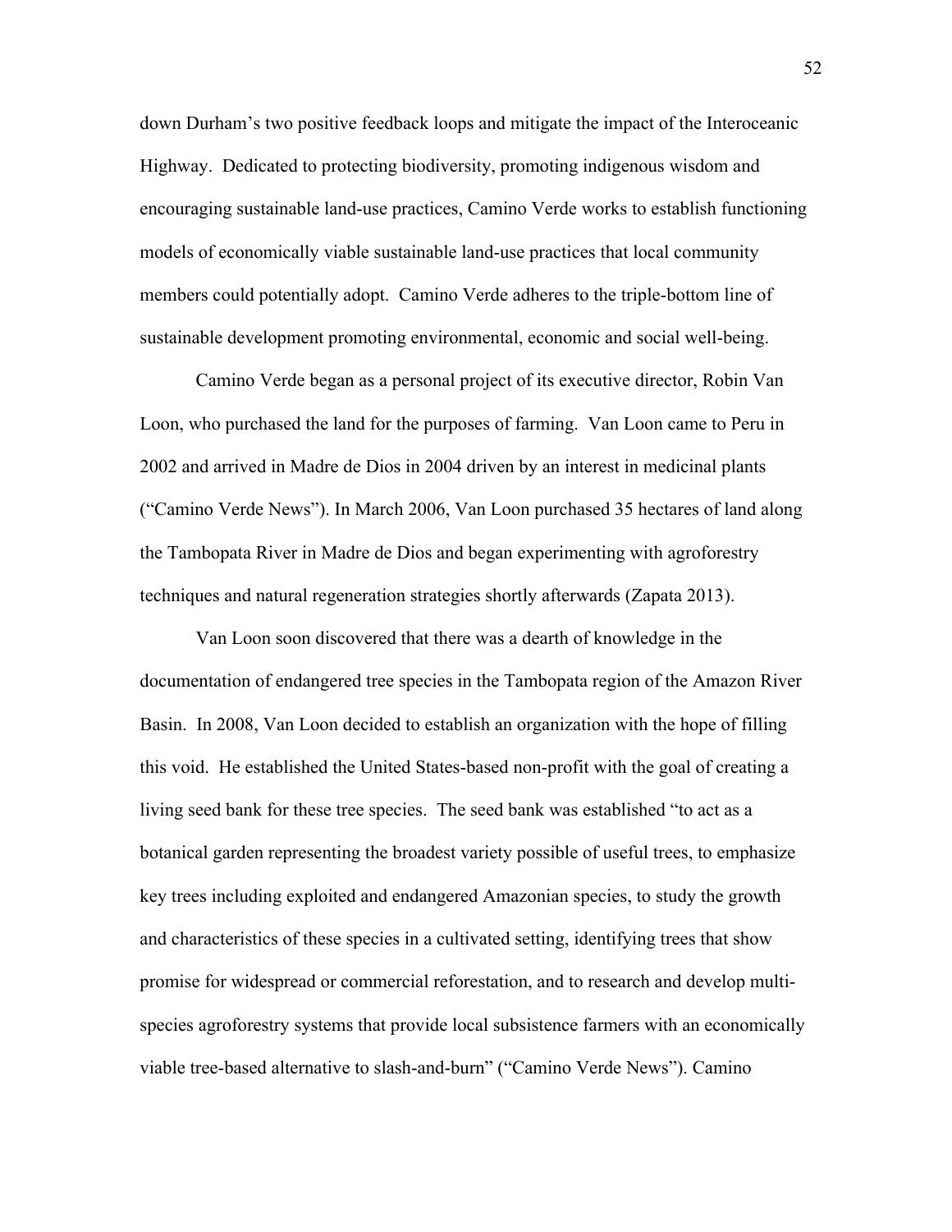down Durham's two positive feedback loops and mitigate the impact of the Interoceanic Highway. Dedicated to protecting biodiversity, promoting indigenous wisdom and encouraging sustainable land-use practices, Camino Verde works to establish functioning models of economically viable sustainable land-use practices that local community members could potentially adopt. Camino Verde adheres to the triple-bottom line of sustainable development promoting environmental, economic and social well-being.

Camino Verde began as a personal project of its executive director, Robin Van Loon, who purchased the land for the purposes of farming. Van Loon came to Peru in 2002 and arrived in Madre de Dios in 2004 driven by an interest in medicinal plants ("Camino Verde News"). In March 2006, Van Loon purchased 35 hectares of land along the Tambopata River in Madre de Dios and began experimenting with agroforestry techniques and natural regeneration strategies shortly afterwards (Zapata 2013).

Van Loon soon discovered that there was a dearth of knowledge in the documentation of endangered tree species in the Tambopata region of the Amazon River Basin. In 2008, Van Loon decided to establish an organization with the hope of filling this void. He established the United States-based non-profit with the goal of creating a living seed bank for these tree species. The seed bank was established "to act as a botanical garden representing the broadest variety possible of useful trees, to emphasize key trees including exploited and endangered Amazonian species, to study the growth and characteristics of these species in a cultivated setting, identifying trees that show promise for widespread or commercial reforestation, and to research and develop multi-species agroforestry systems that provide local subsistence farmers with an economically viable tree-based alternative to slash-and-burn" ("Camino Verde News"). Camino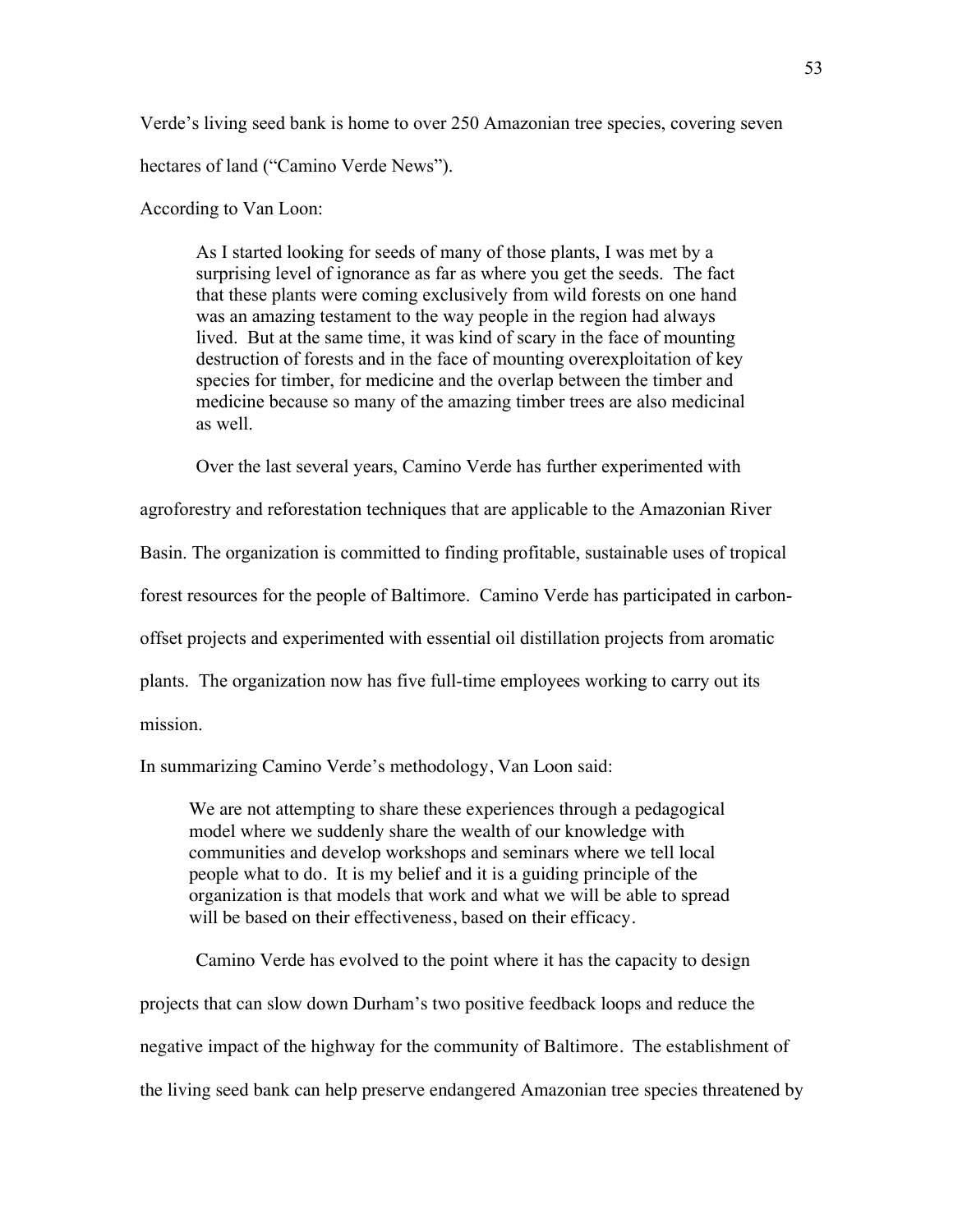Verde's living seed bank is home to over 250 Amazonian tree species, covering seven hectares of land ("Camino Verde News").

According to Van Loon:

> As I started looking for seeds of many of those plants, I was met by a surprising level of ignorance as far as where you get the seeds. The fact that these plants were coming exclusively from wild forests on one hand was an amazing testament to the way people in the region had always lived. But at the same time, it was kind of scary in the face of mounting destruction of forests and in the face of mounting overexploitation of key species for timber, for medicine and the overlap between the timber and medicine because so many of the amazing timber trees are also medicinal as well.

Over the last several years, Camino Verde has further experimented with agroforestry and reforestation techniques that are applicable to the Amazonian River Basin. The organization is committed to finding profitable, sustainable uses of tropical forest resources for the people of Baltimore. Camino Verde has participated in carbon-offset projects and experimented with essential oil distillation projects from aromatic plants. The organization now has five full-time employees working to carry out its mission.

In summarizing Camino Verde's methodology, Van Loon said:

> We are not attempting to share these experiences through a pedagogical model where we suddenly share the wealth of our knowledge with communities and develop workshops and seminars where we tell local people what to do. It is my belief and it is a guiding principle of the organization is that models that work and what we will be able to spread will be based on their effectiveness, based on their efficacy.

Camino Verde has evolved to the point where it has the capacity to design projects that can slow down Durham's two positive feedback loops and reduce the negative impact of the highway for the community of Baltimore. The establishment of the living seed bank can help preserve endangered Amazonian tree species threatened by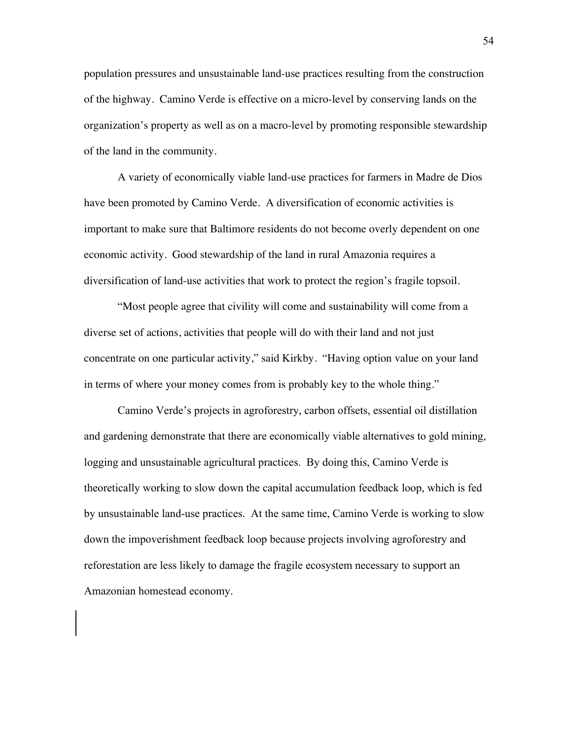population pressures and unsustainable land-use practices resulting from the construction of the highway. Camino Verde is effective on a micro-level by conserving lands on the organization's property as well as on a macro-level by promoting responsible stewardship of the land in the community.

A variety of economically viable land-use practices for farmers in Madre de Dios have been promoted by Camino Verde. A diversification of economic activities is important to make sure that Baltimore residents do not become overly dependent on one economic activity. Good stewardship of the land in rural Amazonia requires a diversification of land-use activities that work to protect the region's fragile topsoil.

"Most people agree that civility will come and sustainability will come from a diverse set of actions, activities that people will do with their land and not just concentrate on one particular activity," said Kirkby. "Having option value on your land in terms of where your money comes from is probably key to the whole thing."

Camino Verde's projects in agroforestry, carbon offsets, essential oil distillation and gardening demonstrate that there are economically viable alternatives to gold mining, logging and unsustainable agricultural practices. By doing this, Camino Verde is theoretically working to slow down the capital accumulation feedback loop, which is fed by unsustainable land-use practices. At the same time, Camino Verde is working to slow down the impoverishment feedback loop because projects involving agroforestry and reforestation are less likely to damage the fragile ecosystem necessary to support an Amazonian homestead economy.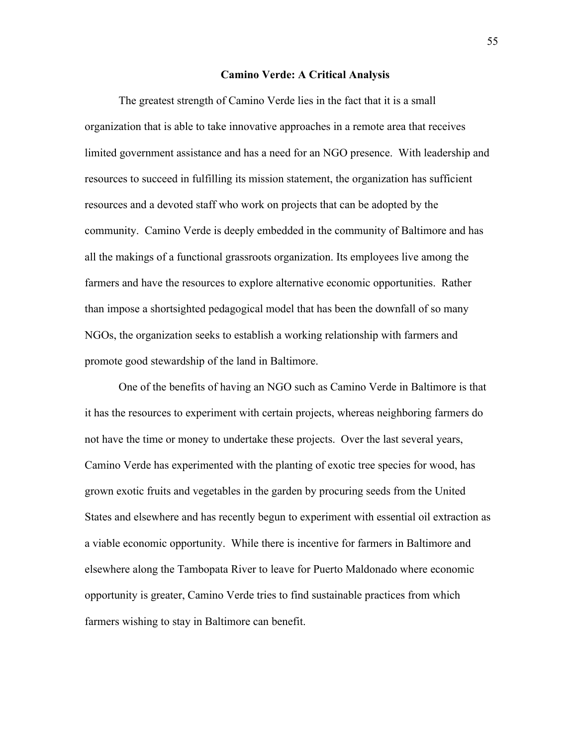## Camino Verde: A Critical Analysis

The greatest strength of Camino Verde lies in the fact that it is a small organization that is able to take innovative approaches in a remote area that receives limited government assistance and has a need for an NGO presence. With leadership and resources to succeed in fulfilling its mission statement, the organization has sufficient resources and a devoted staff who work on projects that can be adopted by the community. Camino Verde is deeply embedded in the community of Baltimore and has all the makings of a functional grassroots organization. Its employees live among the farmers and have the resources to explore alternative economic opportunities. Rather than impose a shortsighted pedagogical model that has been the downfall of so many NGOs, the organization seeks to establish a working relationship with farmers and promote good stewardship of the land in Baltimore.

One of the benefits of having an NGO such as Camino Verde in Baltimore is that it has the resources to experiment with certain projects, whereas neighboring farmers do not have the time or money to undertake these projects. Over the last several years, Camino Verde has experimented with the planting of exotic tree species for wood, has grown exotic fruits and vegetables in the garden by procuring seeds from the United States and elsewhere and has recently begun to experiment with essential oil extraction as a viable economic opportunity. While there is incentive for farmers in Baltimore and elsewhere along the Tambopata River to leave for Puerto Maldonado where economic opportunity is greater, Camino Verde tries to find sustainable practices from which farmers wishing to stay in Baltimore can benefit.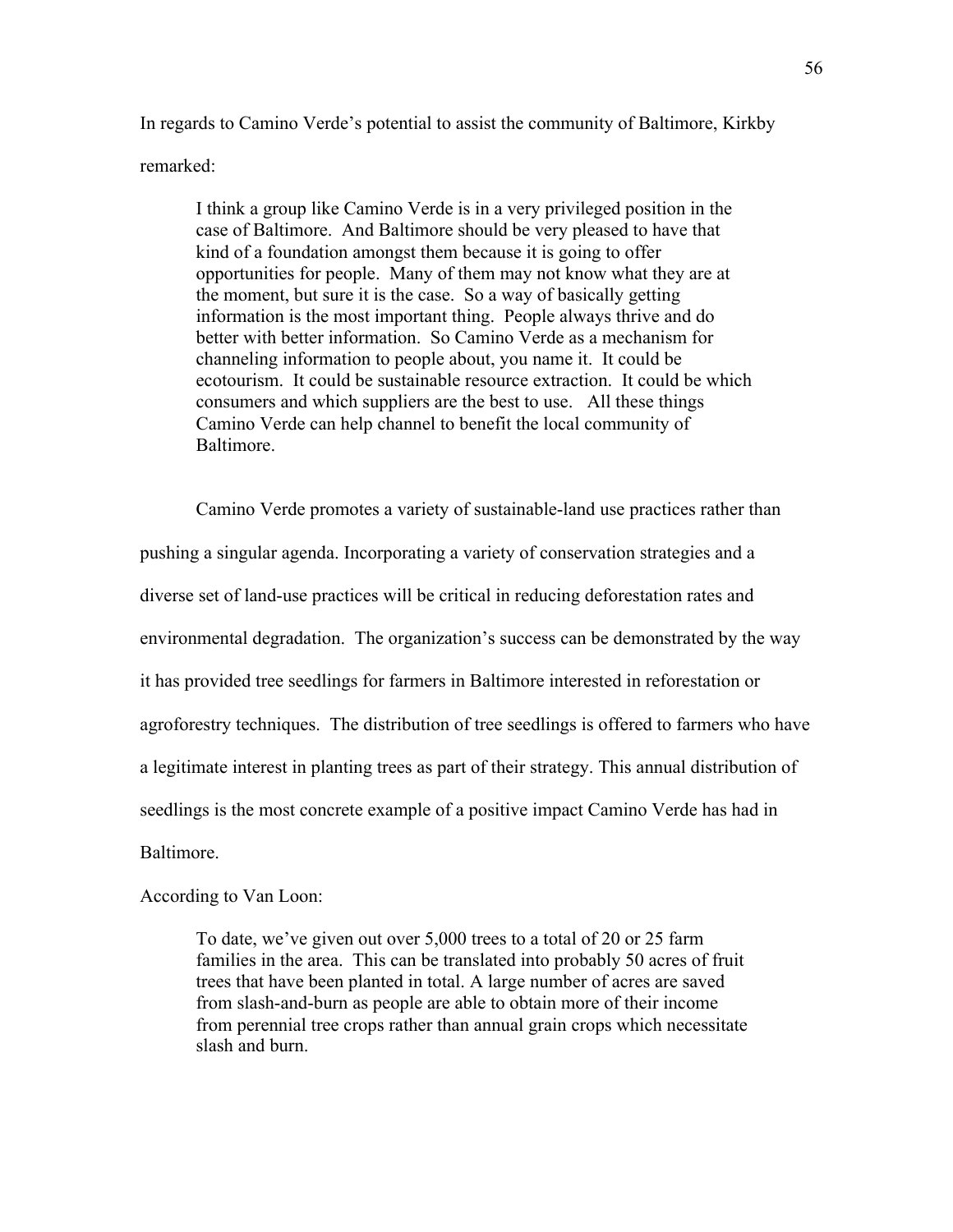In regards to Camino Verde's potential to assist the community of Baltimore, Kirkby remarked:

> I think a group like Camino Verde is in a very privileged position in the case of Baltimore. And Baltimore should be very pleased to have that kind of a foundation amongst them because it is going to offer opportunities for people. Many of them may not know what they are at the moment, but sure it is the case. So a way of basically getting information is the most important thing. People always thrive and do better with better information. So Camino Verde as a mechanism for channeling information to people about, you name it. It could be ecotourism. It could be sustainable resource extraction. It could be which consumers and which suppliers are the best to use. All these things Camino Verde can help channel to benefit the local community of Baltimore.

Camino Verde promotes a variety of sustainable-land use practices rather than pushing a singular agenda. Incorporating a variety of conservation strategies and a diverse set of land-use practices will be critical in reducing deforestation rates and environmental degradation. The organization's success can be demonstrated by the way it has provided tree seedlings for farmers in Baltimore interested in reforestation or agroforestry techniques. The distribution of tree seedlings is offered to farmers who have a legitimate interest in planting trees as part of their strategy. This annual distribution of seedlings is the most concrete example of a positive impact Camino Verde has had in Baltimore.

According to Van Loon:

> To date, we've given out over 5,000 trees to a total of 20 or 25 farm families in the area. This can be translated into probably 50 acres of fruit trees that have been planted in total. A large number of acres are saved from slash-and-burn as people are able to obtain more of their income from perennial tree crops rather than annual grain crops which necessitate slash and burn.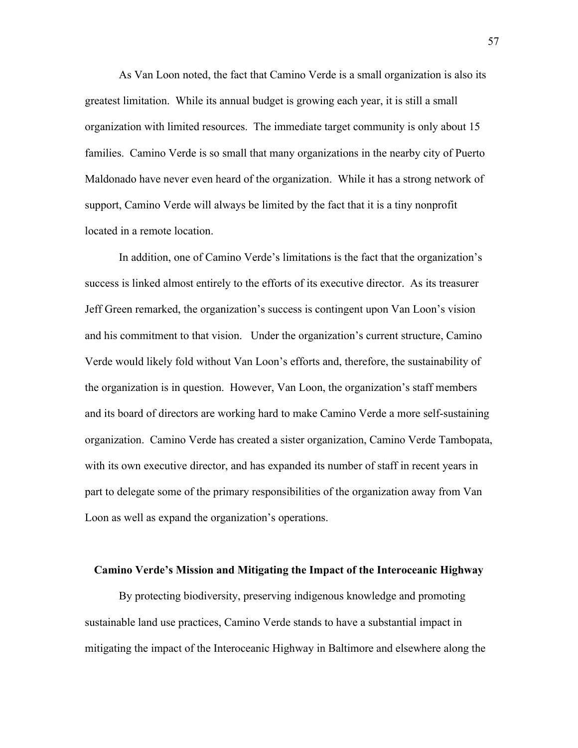As Van Loon noted, the fact that Camino Verde is a small organization is also its greatest limitation. While its annual budget is growing each year, it is still a small organization with limited resources. The immediate target community is only about 15 families. Camino Verde is so small that many organizations in the nearby city of Puerto Maldonado have never even heard of the organization. While it has a strong network of support, Camino Verde will always be limited by the fact that it is a tiny nonprofit located in a remote location.

In addition, one of Camino Verde's limitations is the fact that the organization's success is linked almost entirely to the efforts of its executive director. As its treasurer Jeff Green remarked, the organization's success is contingent upon Van Loon's vision and his commitment to that vision. Under the organization's current structure, Camino Verde would likely fold without Van Loon's efforts and, therefore, the sustainability of the organization is in question. However, Van Loon, the organization's staff members and its board of directors are working hard to make Camino Verde a more self-sustaining organization. Camino Verde has created a sister organization, Camino Verde Tambopata, with its own executive director, and has expanded its number of staff in recent years in part to delegate some of the primary responsibilities of the organization away from Van Loon as well as expand the organization's operations.

### Camino Verde's Mission and Mitigating the Impact of the Interoceanic Highway

By protecting biodiversity, preserving indigenous knowledge and promoting sustainable land use practices, Camino Verde stands to have a substantial impact in mitigating the impact of the Interoceanic Highway in Baltimore and elsewhere along the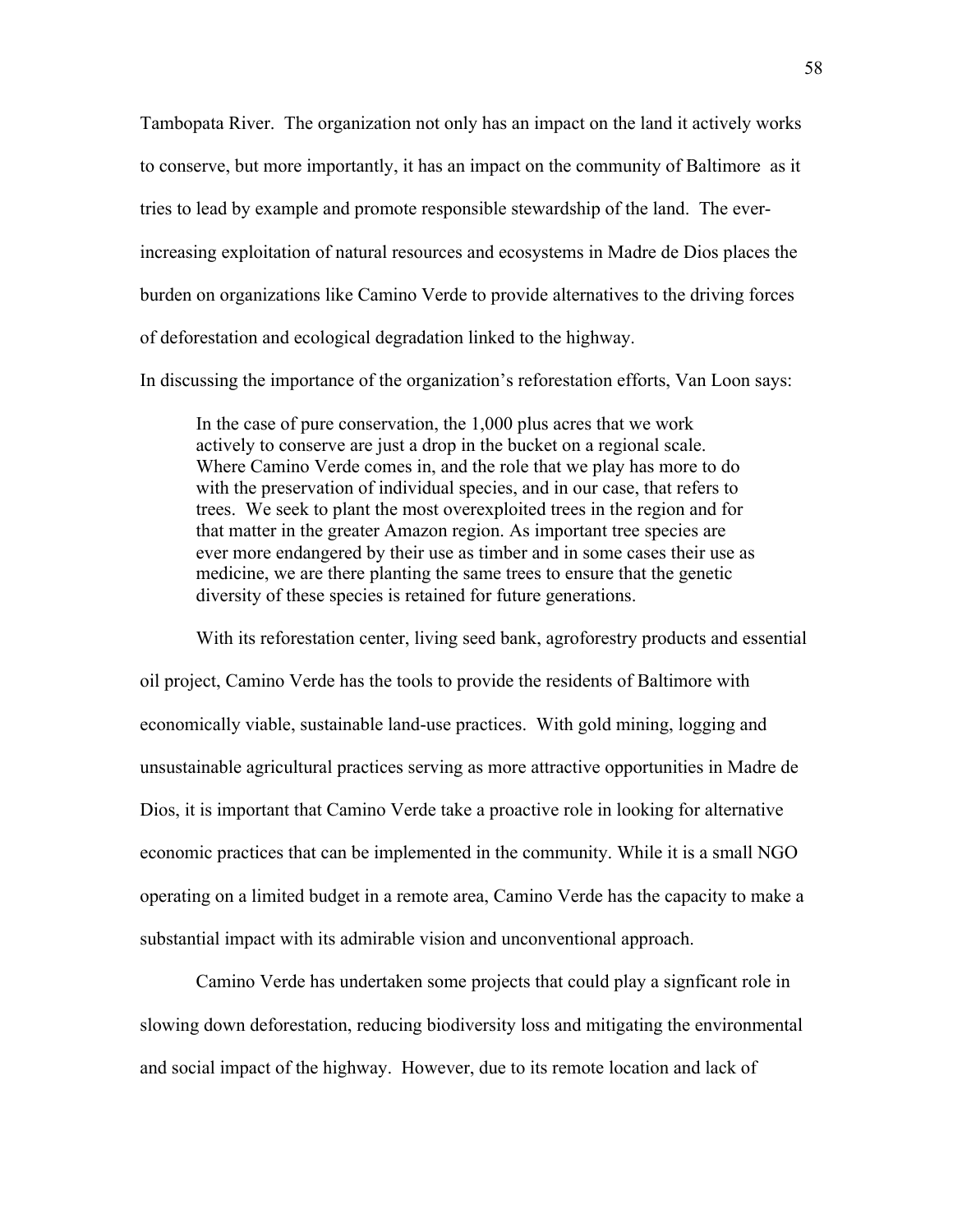Tambopata River. The organization not only has an impact on the land it actively works to conserve, but more importantly, it has an impact on the community of Baltimore as it tries to lead by example and promote responsible stewardship of the land. The ever-increasing exploitation of natural resources and ecosystems in Madre de Dios places the burden on organizations like Camino Verde to provide alternatives to the driving forces of deforestation and ecological degradation linked to the highway.

In discussing the importance of the organization's reforestation efforts, Van Loon says:

> In the case of pure conservation, the 1,000 plus acres that we work actively to conserve are just a drop in the bucket on a regional scale. Where Camino Verde comes in, and the role that we play has more to do with the preservation of individual species, and in our case, that refers to trees. We seek to plant the most overexploited trees in the region and for that matter in the greater Amazon region. As important tree species are ever more endangered by their use as timber and in some cases their use as medicine, we are there planting the same trees to ensure that the genetic diversity of these species is retained for future generations.

With its reforestation center, living seed bank, agroforestry products and essential oil project, Camino Verde has the tools to provide the residents of Baltimore with economically viable, sustainable land-use practices. With gold mining, logging and unsustainable agricultural practices serving as more attractive opportunities in Madre de Dios, it is important that Camino Verde take a proactive role in looking for alternative economic practices that can be implemented in the community. While it is a small NGO operating on a limited budget in a remote area, Camino Verde has the capacity to make a substantial impact with its admirable vision and unconventional approach.

Camino Verde has undertaken some projects that could play a signficant role in slowing down deforestation, reducing biodiversity loss and mitigating the environmental and social impact of the highway. However, due to its remote location and lack of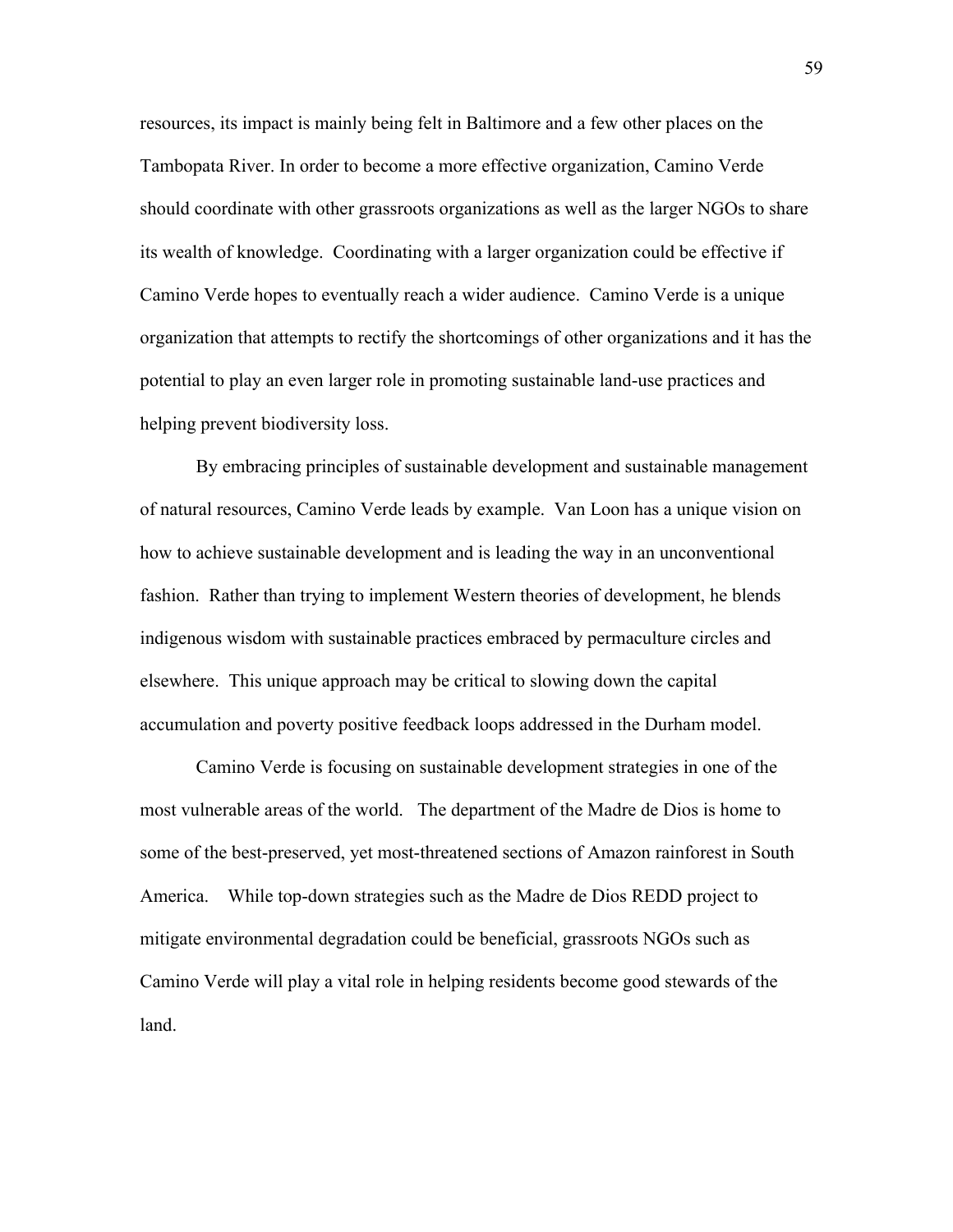resources, its impact is mainly being felt in Baltimore and a few other places on the Tambopata River. In order to become a more effective organization, Camino Verde should coordinate with other grassroots organizations as well as the larger NGOs to share its wealth of knowledge. Coordinating with a larger organization could be effective if Camino Verde hopes to eventually reach a wider audience. Camino Verde is a unique organization that attempts to rectify the shortcomings of other organizations and it has the potential to play an even larger role in promoting sustainable land-use practices and helping prevent biodiversity loss.

By embracing principles of sustainable development and sustainable management of natural resources, Camino Verde leads by example. Van Loon has a unique vision on how to achieve sustainable development and is leading the way in an unconventional fashion. Rather than trying to implement Western theories of development, he blends indigenous wisdom with sustainable practices embraced by permaculture circles and elsewhere. This unique approach may be critical to slowing down the capital accumulation and poverty positive feedback loops addressed in the Durham model.

Camino Verde is focusing on sustainable development strategies in one of the most vulnerable areas of the world. The department of the Madre de Dios is home to some of the best-preserved, yet most-threatened sections of Amazon rainforest in South America. While top-down strategies such as the Madre de Dios REDD project to mitigate environmental degradation could be beneficial, grassroots NGOs such as Camino Verde will play a vital role in helping residents become good stewards of the land.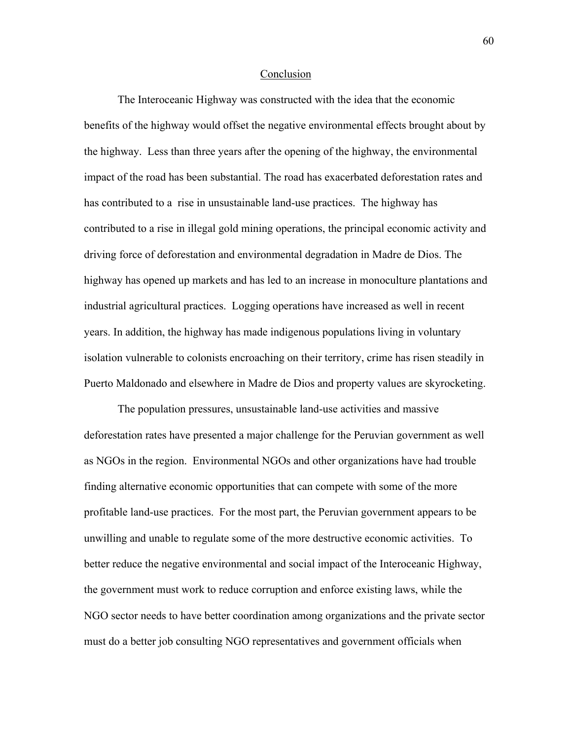## Conclusion

The Interoceanic Highway was constructed with the idea that the economic benefits of the highway would offset the negative environmental effects brought about by the highway. Less than three years after the opening of the highway, the environmental impact of the road has been substantial. The road has exacerbated deforestation rates and has contributed to a rise in unsustainable land-use practices. The highway has contributed to a rise in illegal gold mining operations, the principal economic activity and driving force of deforestation and environmental degradation in Madre de Dios. The highway has opened up markets and has led to an increase in monoculture plantations and industrial agricultural practices. Logging operations have increased as well in recent years. In addition, the highway has made indigenous populations living in voluntary isolation vulnerable to colonists encroaching on their territory, crime has risen steadily in Puerto Maldonado and elsewhere in Madre de Dios and property values are skyrocketing.

The population pressures, unsustainable land-use activities and massive deforestation rates have presented a major challenge for the Peruvian government as well as NGOs in the region. Environmental NGOs and other organizations have had trouble finding alternative economic opportunities that can compete with some of the more profitable land-use practices. For the most part, the Peruvian government appears to be unwilling and unable to regulate some of the more destructive economic activities. To better reduce the negative environmental and social impact of the Interoceanic Highway, the government must work to reduce corruption and enforce existing laws, while the NGO sector needs to have better coordination among organizations and the private sector must do a better job consulting NGO representatives and government officials when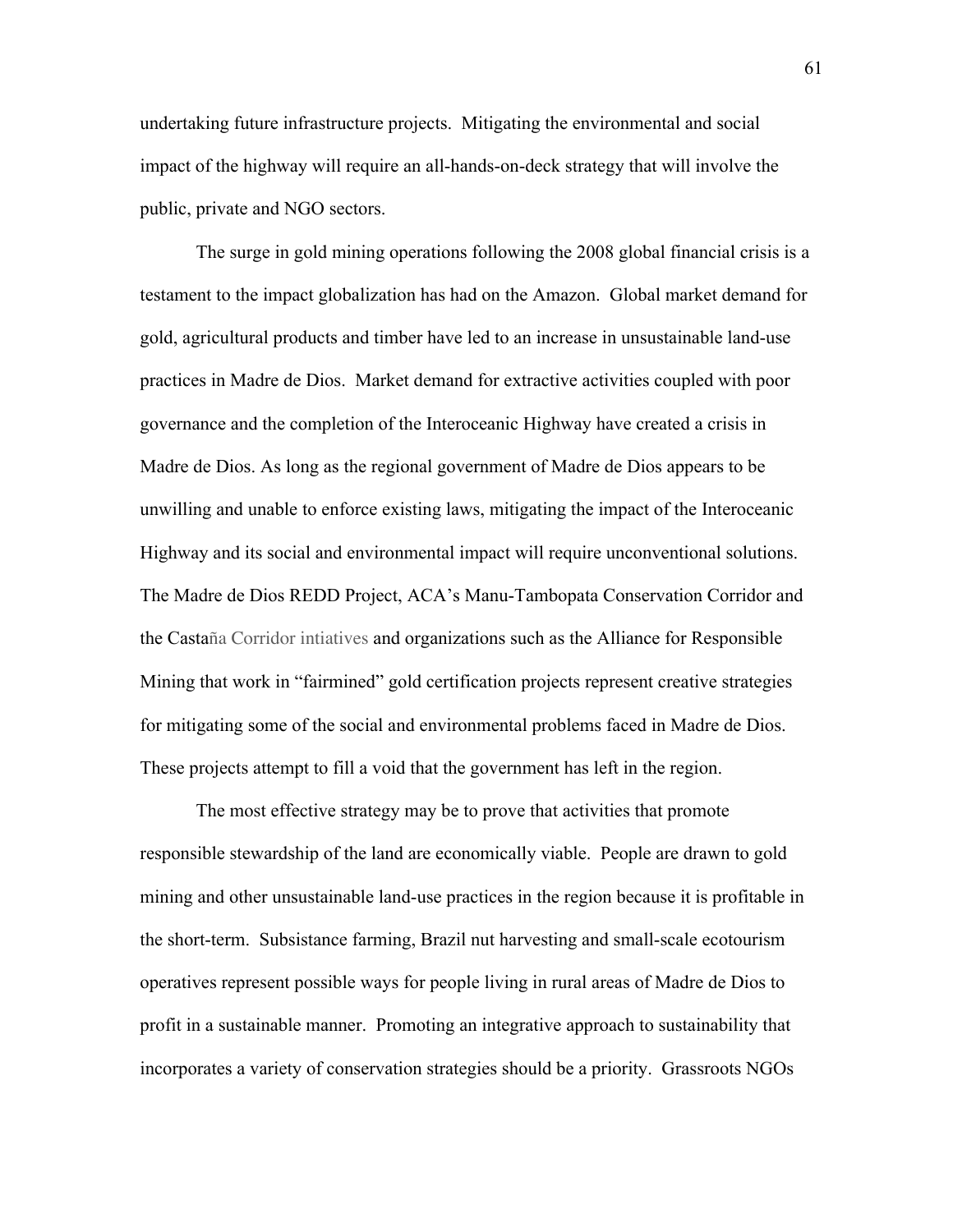undertaking future infrastructure projects. Mitigating the environmental and social impact of the highway will require an all-hands-on-deck strategy that will involve the public, private and NGO sectors.

The surge in gold mining operations following the 2008 global financial crisis is a testament to the impact globalization has had on the Amazon. Global market demand for gold, agricultural products and timber have led to an increase in unsustainable land-use practices in Madre de Dios. Market demand for extractive activities coupled with poor governance and the completion of the Interoceanic Highway have created a crisis in Madre de Dios. As long as the regional government of Madre de Dios appears to be unwilling and unable to enforce existing laws, mitigating the impact of the Interoceanic Highway and its social and environmental impact will require unconventional solutions. The Madre de Dios REDD Project, ACA's Manu-Tambopata Conservation Corridor and the Castaña Corridor intiatives and organizations such as the Alliance for Responsible Mining that work in "fairmined" gold certification projects represent creative strategies for mitigating some of the social and environmental problems faced in Madre de Dios. These projects attempt to fill a void that the government has left in the region.

The most effective strategy may be to prove that activities that promote responsible stewardship of the land are economically viable. People are drawn to gold mining and other unsustainable land-use practices in the region because it is profitable in the short-term. Subsistance farming, Brazil nut harvesting and small-scale ecotourism operatives represent possible ways for people living in rural areas of Madre de Dios to profit in a sustainable manner. Promoting an integrative approach to sustainability that incorporates a variety of conservation strategies should be a priority. Grassroots NGOs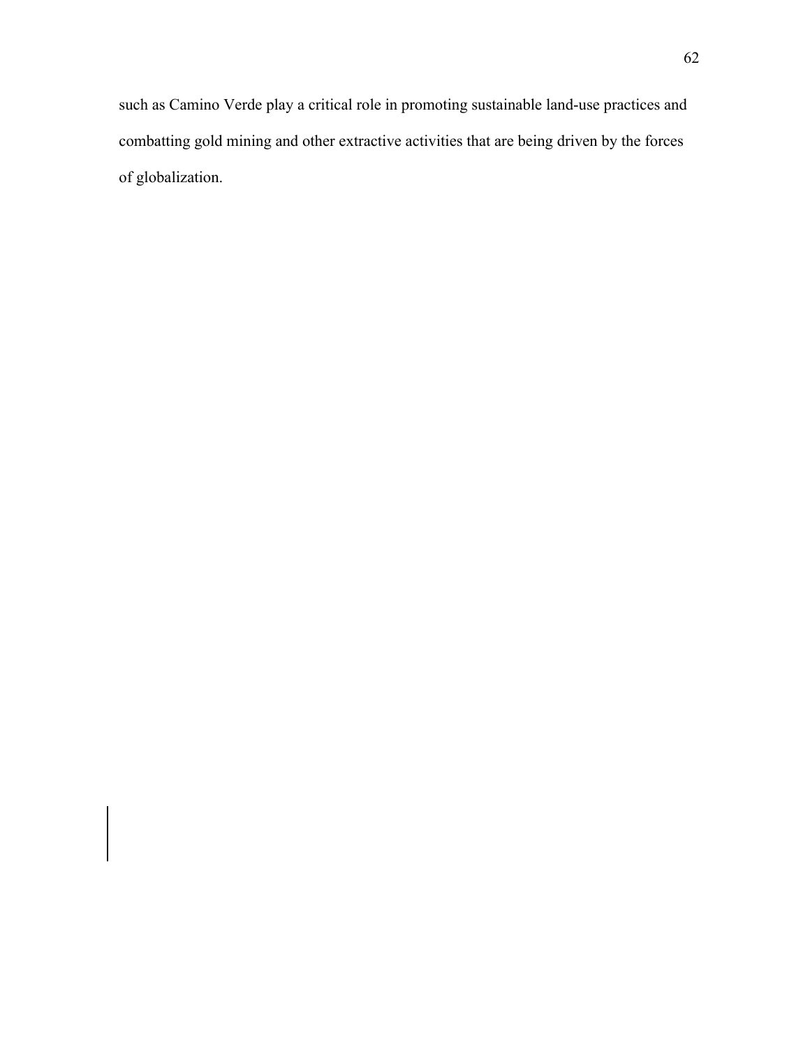such as Camino Verde play a critical role in promoting sustainable land-use practices and combatting gold mining and other extractive activities that are being driven by the forces of globalization.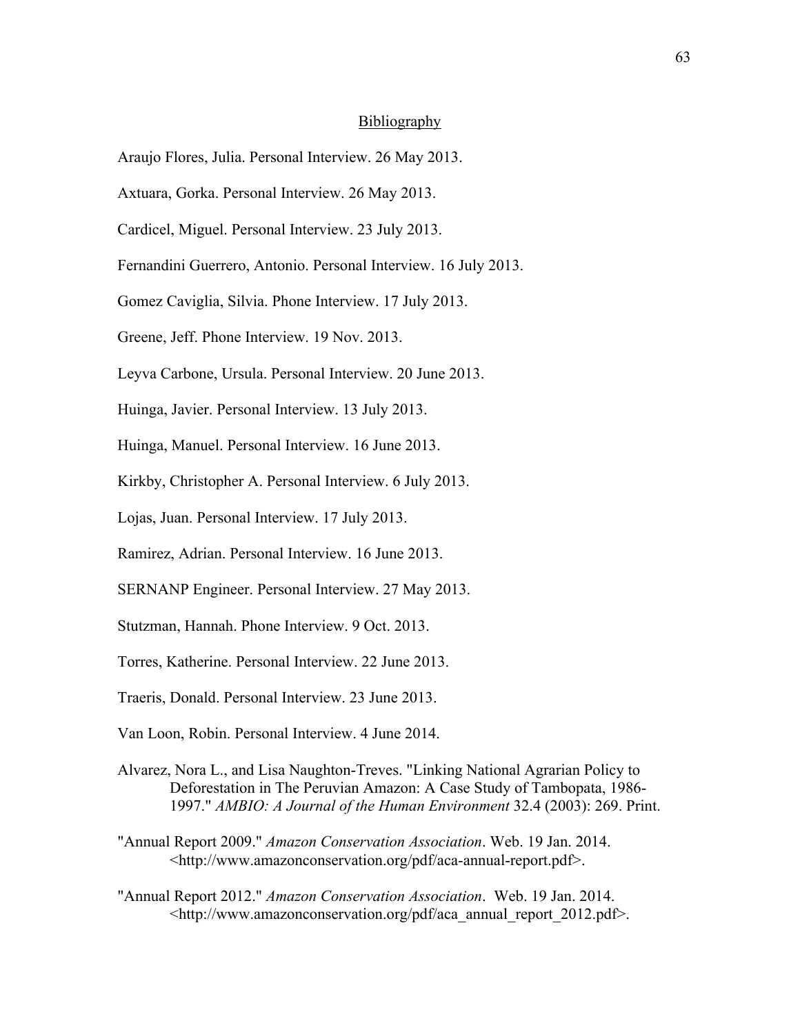## Bibliography

Araujo Flores, Julia. Personal Interview. 26 May 2013.

Axtuara, Gorka. Personal Interview. 26 May 2013.

Cardicel, Miguel. Personal Interview. 23 July 2013.

Fernandini Guerrero, Antonio. Personal Interview. 16 July 2013.

Gomez Caviglia, Silvia. Phone Interview. 17 July 2013.

Greene, Jeff. Phone Interview. 19 Nov. 2013.

Leyva Carbone, Ursula. Personal Interview. 20 June 2013.

Huinga, Javier. Personal Interview. 13 July 2013.

Huinga, Manuel. Personal Interview. 16 June 2013.

Kirkby, Christopher A. Personal Interview. 6 July 2013.

Lojas, Juan. Personal Interview. 17 July 2013.

Ramirez, Adrian. Personal Interview. 16 June 2013.

SERNANP Engineer. Personal Interview. 27 May 2013.

Stutzman, Hannah. Phone Interview. 9 Oct. 2013.

Torres, Katherine. Personal Interview. 22 June 2013.

Traeris, Donald. Personal Interview. 23 June 2013.

Van Loon, Robin. Personal Interview. 4 June 2014.

Alvarez, Nora L., and Lisa Naughton-Treves. "Linking National Agrarian Policy to Deforestation in The Peruvian Amazon: A Case Study of Tambopata, 1986-1997." *AMBIO: A Journal of the Human Environment* 32.4 (2003): 269. Print.

"Annual Report 2009." *Amazon Conservation Association*. Web. 19 Jan. 2014. <http://www.amazonconservation.org/pdf/aca-annual-report.pdf>.

"Annual Report 2012." *Amazon Conservation Association*. Web. 19 Jan. 2014. <http://www.amazonconservation.org/pdf/aca_annual_report_2012.pdf>.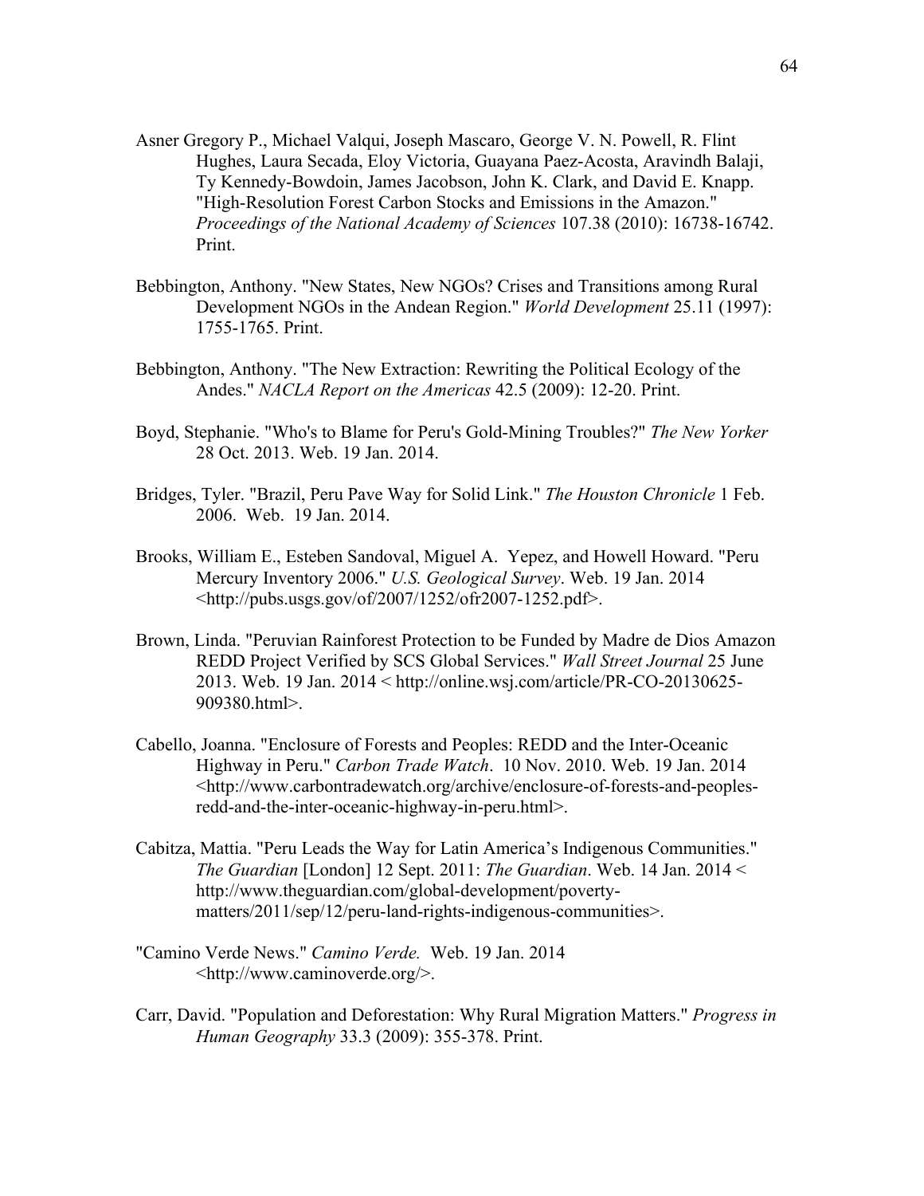Asner Gregory P., Michael Valqui, Joseph Mascaro, George V. N. Powell, R. Flint Hughes, Laura Secada, Eloy Victoria, Guayana Paez-Acosta, Aravindh Balaji, Ty Kennedy-Bowdoin, James Jacobson, John K. Clark, and David E. Knapp. "High-Resolution Forest Carbon Stocks and Emissions in the Amazon." *Proceedings of the National Academy of Sciences* 107.38 (2010): 16738-16742. Print.

Bebbington, Anthony. "New States, New NGOs? Crises and Transitions among Rural Development NGOs in the Andean Region." *World Development* 25.11 (1997): 1755-1765. Print.

Bebbington, Anthony. "The New Extraction: Rewriting the Political Ecology of the Andes." *NACLA Report on the Americas* 42.5 (2009): 12-20. Print.

Boyd, Stephanie. "Who's to Blame for Peru's Gold-Mining Troubles?" *The New Yorker* 28 Oct. 2013. Web. 19 Jan. 2014.

Bridges, Tyler. "Brazil, Peru Pave Way for Solid Link." *The Houston Chronicle* 1 Feb. 2006. Web. 19 Jan. 2014.

Brooks, William E., Esteben Sandoval, Miguel A. Yepez, and Howell Howard. "Peru Mercury Inventory 2006." *U.S. Geological Survey*. Web. 19 Jan. 2014 <http://pubs.usgs.gov/of/2007/1252/ofr2007-1252.pdf>.

Brown, Linda. "Peruvian Rainforest Protection to be Funded by Madre de Dios Amazon REDD Project Verified by SCS Global Services." *Wall Street Journal* 25 June 2013. Web. 19 Jan. 2014 < http://online.wsj.com/article/PR-CO-20130625-909380.html>.

Cabello, Joanna. "Enclosure of Forests and Peoples: REDD and the Inter-Oceanic Highway in Peru." *Carbon Trade Watch*. 10 Nov. 2010. Web. 19 Jan. 2014 <http://www.carbontradewatch.org/archive/enclosure-of-forests-and-peoples-redd-and-the-inter-oceanic-highway-in-peru.html>.

Cabitza, Mattia. "Peru Leads the Way for Latin America's Indigenous Communities." *The Guardian* [London] 12 Sept. 2011: *The Guardian*. Web. 14 Jan. 2014 < http://www.theguardian.com/global-development/poverty-matters/2011/sep/12/peru-land-rights-indigenous-communities>.

"Camino Verde News." *Camino Verde.* Web. 19 Jan. 2014 <http://www.caminoverde.org/>.

Carr, David. "Population and Deforestation: Why Rural Migration Matters." *Progress in Human Geography* 33.3 (2009): 355-378. Print.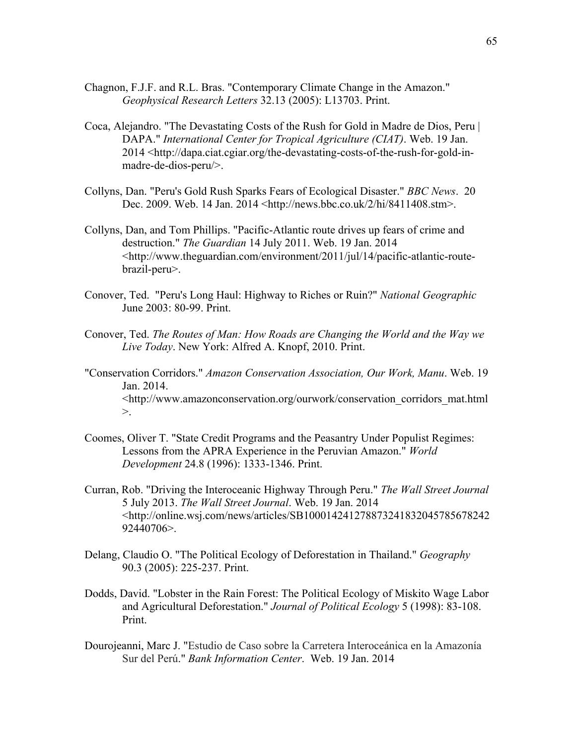Chagnon, F.J.F. and R.L. Bras. "Contemporary Climate Change in the Amazon." *Geophysical Research Letters* 32.13 (2005): L13703. Print.

Coca, Alejandro. "The Devastating Costs of the Rush for Gold in Madre de Dios, Peru | DAPA." *International Center for Tropical Agriculture (CIAT)*. Web. 19 Jan. 2014 <http://dapa.ciat.cgiar.org/the-devastating-costs-of-the-rush-for-gold-in-madre-de-dios-peru/>.

Collyns, Dan. "Peru's Gold Rush Sparks Fears of Ecological Disaster." *BBC News*. 20 Dec. 2009. Web. 14 Jan. 2014 <http://news.bbc.co.uk/2/hi/8411408.stm>.

Collyns, Dan, and Tom Phillips. "Pacific-Atlantic route drives up fears of crime and destruction." *The Guardian* 14 July 2011. Web. 19 Jan. 2014 <http://www.theguardian.com/environment/2011/jul/14/pacific-atlantic-route-brazil-peru>.

Conover, Ted. "Peru's Long Haul: Highway to Riches or Ruin?" *National Geographic* June 2003: 80-99. Print.

Conover, Ted. *The Routes of Man: How Roads are Changing the World and the Way we Live Today*. New York: Alfred A. Knopf, 2010. Print.

"Conservation Corridors." *Amazon Conservation Association, Our Work, Manu*. Web. 19 Jan. 2014. <http://www.amazonconservation.org/ourwork/conservation_corridors_mat.html>.

Coomes, Oliver T. "State Credit Programs and the Peasantry Under Populist Regimes: Lessons from the APRA Experience in the Peruvian Amazon." *World Development* 24.8 (1996): 1333-1346. Print.

Curran, Rob. "Driving the Interoceanic Highway Through Peru." *The Wall Street Journal* 5 July 2013. *The Wall Street Journal*. Web. 19 Jan. 2014 <http://online.wsj.com/news/articles/SB10001424127887324183204578567824292440706>.

Delang, Claudio O. "The Political Ecology of Deforestation in Thailand." *Geography* 90.3 (2005): 225-237. Print.

Dodds, David. "Lobster in the Rain Forest: The Political Ecology of Miskito Wage Labor and Agricultural Deforestation." *Journal of Political Ecology* 5 (1998): 83-108. Print.

Dourojeanni, Marc J. "Estudio de Caso sobre la Carretera Interoceánica en la Amazonía Sur del Perú." *Bank Information Center*. Web. 19 Jan. 2014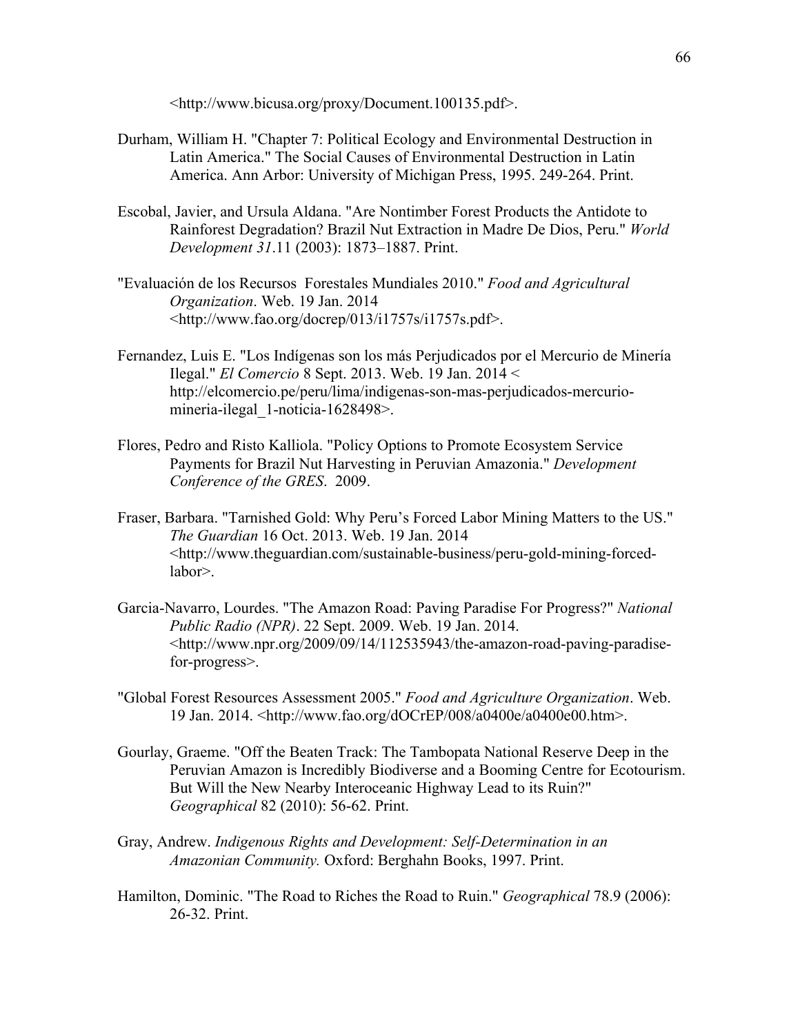<http://www.bicusa.org/proxy/Document.100135.pdf>.

Durham, William H. "Chapter 7: Political Ecology and Environmental Destruction in Latin America." The Social Causes of Environmental Destruction in Latin America. Ann Arbor: University of Michigan Press, 1995. 249-264. Print.

Escobal, Javier, and Ursula Aldana. "Are Nontimber Forest Products the Antidote to Rainforest Degradation? Brazil Nut Extraction in Madre De Dios, Peru." *World Development 31*.11 (2003): 1873–1887. Print.

"Evaluación de los Recursos Forestales Mundiales 2010." *Food and Agricultural Organization*. Web. 19 Jan. 2014 <http://www.fao.org/docrep/013/i1757s/i1757s.pdf>.

Fernandez, Luis E. "Los Indígenas son los más Perjudicados por el Mercurio de Minería Ilegal." *El Comercio* 8 Sept. 2013. Web. 19 Jan. 2014 < http://elcomercio.pe/peru/lima/indigenas-son-mas-perjudicados-mercurio-mineria-ilegal_1-noticia-1628498>.

Flores, Pedro and Risto Kalliola. "Policy Options to Promote Ecosystem Service Payments for Brazil Nut Harvesting in Peruvian Amazonia." *Development Conference of the GRES*. 2009.

Fraser, Barbara. "Tarnished Gold: Why Peru's Forced Labor Mining Matters to the US." *The Guardian* 16 Oct. 2013. Web. 19 Jan. 2014 <http://www.theguardian.com/sustainable-business/peru-gold-mining-forced-labor>.

Garcia-Navarro, Lourdes. "The Amazon Road: Paving Paradise For Progress?" *National Public Radio (NPR)*. 22 Sept. 2009. Web. 19 Jan. 2014. <http://www.npr.org/2009/09/14/112535943/the-amazon-road-paving-paradise-for-progress>.

"Global Forest Resources Assessment 2005." *Food and Agriculture Organization*. Web. 19 Jan. 2014. <http://www.fao.org/dOCrEP/008/a0400e/a0400e00.htm>.

Gourlay, Graeme. "Off the Beaten Track: The Tambopata National Reserve Deep in the Peruvian Amazon is Incredibly Biodiverse and a Booming Centre for Ecotourism. But Will the New Nearby Interoceanic Highway Lead to its Ruin?" *Geographical* 82 (2010): 56-62. Print.

Gray, Andrew. *Indigenous Rights and Development: Self-Determination in an Amazonian Community.* Oxford: Berghahn Books, 1997. Print.

Hamilton, Dominic. "The Road to Riches the Road to Ruin." *Geographical* 78.9 (2006): 26-32. Print.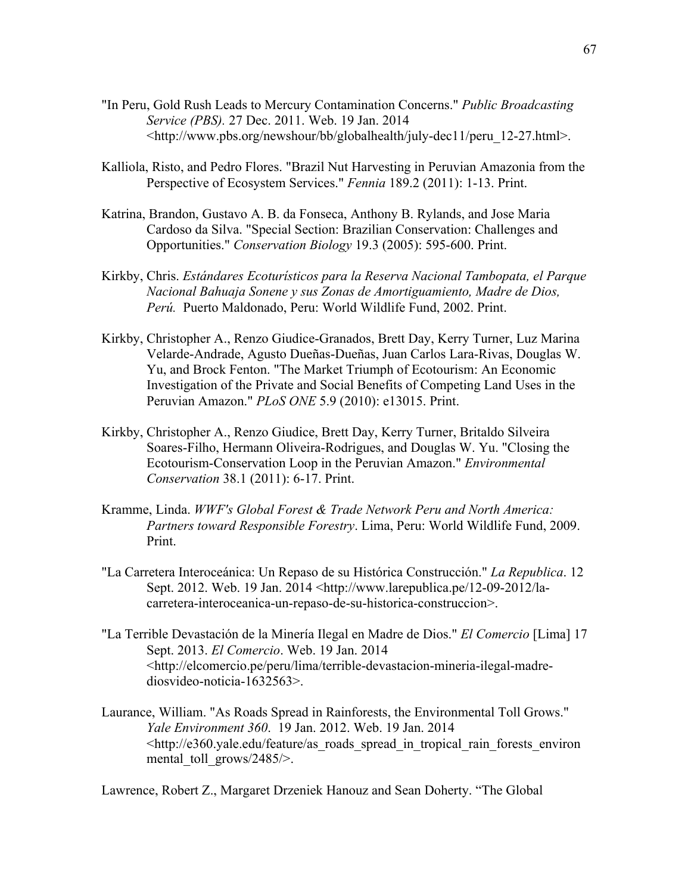"In Peru, Gold Rush Leads to Mercury Contamination Concerns." *Public Broadcasting Service (PBS).* 27 Dec. 2011. Web. 19 Jan. 2014 <http://www.pbs.org/newshour/bb/globalhealth/july-dec11/peru_12-27.html>.

Kalliola, Risto, and Pedro Flores. "Brazil Nut Harvesting in Peruvian Amazonia from the Perspective of Ecosystem Services." *Fennia* 189.2 (2011): 1-13. Print.

Katrina, Brandon, Gustavo A. B. da Fonseca, Anthony B. Rylands, and Jose Maria Cardoso da Silva. "Special Section: Brazilian Conservation: Challenges and Opportunities." *Conservation Biology* 19.3 (2005): 595-600. Print.

Kirkby, Chris. *Estándares Ecoturísticos para la Reserva Nacional Tambopata, el Parque Nacional Bahuaja Sonene y sus Zonas de Amortiguamiento, Madre de Dios, Perú.* Puerto Maldonado, Peru: World Wildlife Fund, 2002. Print.

Kirkby, Christopher A., Renzo Giudice-Granados, Brett Day, Kerry Turner, Luz Marina Velarde-Andrade, Agusto Dueñas-Dueñas, Juan Carlos Lara-Rivas, Douglas W. Yu, and Brock Fenton. "The Market Triumph of Ecotourism: An Economic Investigation of the Private and Social Benefits of Competing Land Uses in the Peruvian Amazon." *PLoS ONE* 5.9 (2010): e13015. Print.

Kirkby, Christopher A., Renzo Giudice, Brett Day, Kerry Turner, Britaldo Silveira Soares-Filho, Hermann Oliveira-Rodrigues, and Douglas W. Yu. "Closing the Ecotourism-Conservation Loop in the Peruvian Amazon." *Environmental Conservation* 38.1 (2011): 6-17. Print.

Kramme, Linda. *WWF's Global Forest & Trade Network Peru and North America: Partners toward Responsible Forestry*. Lima, Peru: World Wildlife Fund, 2009. Print.

"La Carretera Interoceánica: Un Repaso de su Histórica Construcción." *La Republica*. 12 Sept. 2012. Web. 19 Jan. 2014 <http://www.larepublica.pe/12-09-2012/la-carretera-interoceanica-un-repaso-de-su-historica-construccion>.

"La Terrible Devastación de la Minería Ilegal en Madre de Dios." *El Comercio* [Lima] 17 Sept. 2013. *El Comercio*. Web. 19 Jan. 2014 <http://elcomercio.pe/peru/lima/terrible-devastacion-mineria-ilegal-madre-diosvideo-noticia-1632563>.

Laurance, William. "As Roads Spread in Rainforests, the Environmental Toll Grows." *Yale Environment 360*. 19 Jan. 2012. Web. 19 Jan. 2014 <http://e360.yale.edu/feature/as_roads_spread_in_tropical_rain_forests_environmental_toll_grows/2485/>.

Lawrence, Robert Z., Margaret Drzeniek Hanouz and Sean Doherty. "The Global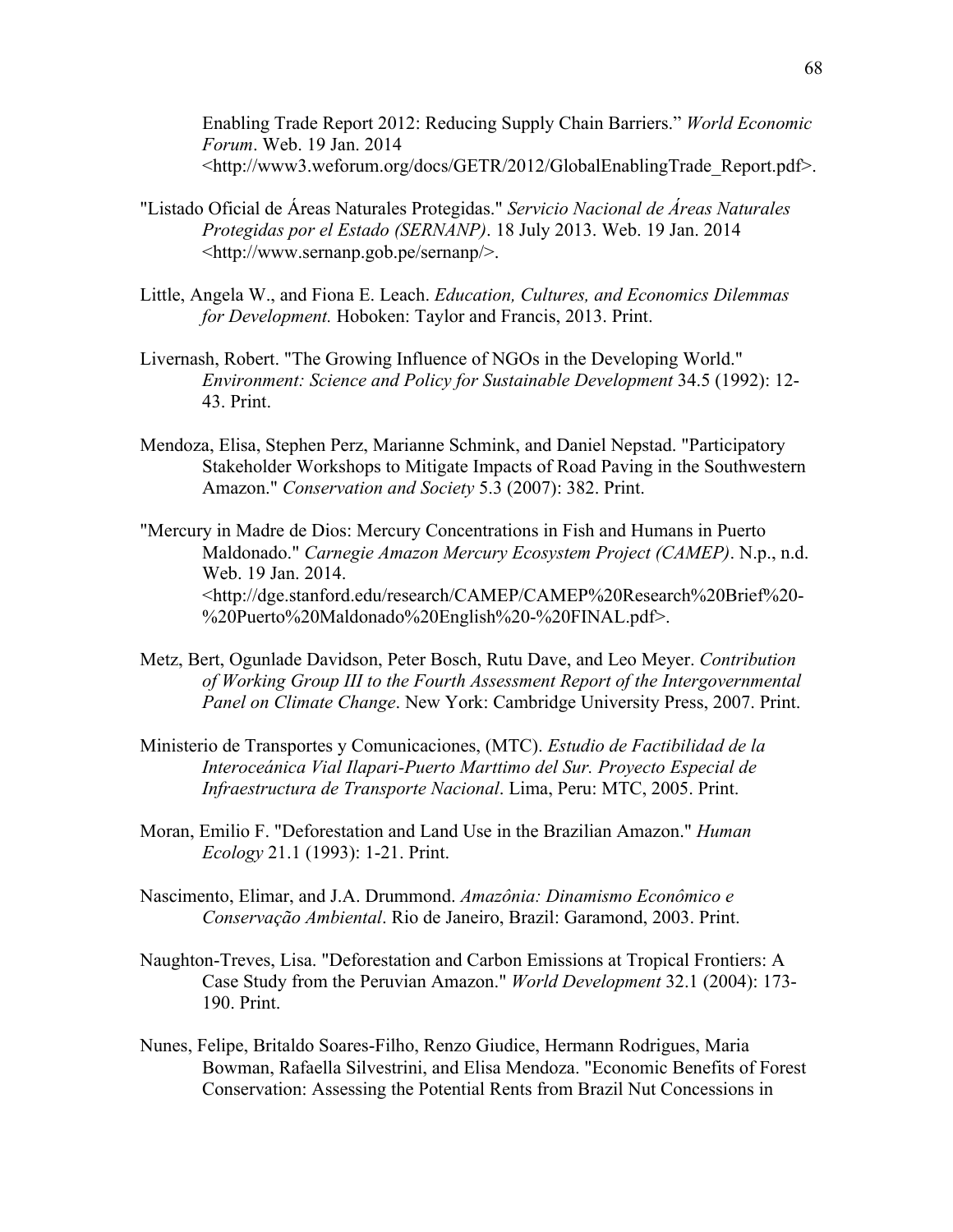Enabling Trade Report 2012: Reducing Supply Chain Barriers." *World Economic Forum*. Web. 19 Jan. 2014 <http://www3.weforum.org/docs/GETR/2012/GlobalEnablingTrade_Report.pdf>.

"Listado Oficial de Áreas Naturales Protegidas." *Servicio Nacional de Áreas Naturales Protegidas por el Estado (SERNANP)*. 18 July 2013. Web. 19 Jan. 2014 <http://www.sernanp.gob.pe/sernanp/>.

Little, Angela W., and Fiona E. Leach. *Education, Cultures, and Economics Dilemmas for Development.* Hoboken: Taylor and Francis, 2013. Print.

Livernash, Robert. "The Growing Influence of NGOs in the Developing World." *Environment: Science and Policy for Sustainable Development* 34.5 (1992): 12-43. Print.

Mendoza, Elisa, Stephen Perz, Marianne Schmink, and Daniel Nepstad. "Participatory Stakeholder Workshops to Mitigate Impacts of Road Paving in the Southwestern Amazon." *Conservation and Society* 5.3 (2007): 382. Print.

"Mercury in Madre de Dios: Mercury Concentrations in Fish and Humans in Puerto Maldonado." *Carnegie Amazon Mercury Ecosystem Project (CAMEP)*. N.p., n.d. Web. 19 Jan. 2014. <http://dge.stanford.edu/research/CAMEP/CAMEP%20Research%20Brief%20-%20Puerto%20Maldonado%20English%20-%20FINAL.pdf>.

Metz, Bert, Ogunlade Davidson, Peter Bosch, Rutu Dave, and Leo Meyer. *Contribution of Working Group III to the Fourth Assessment Report of the Intergovernmental Panel on Climate Change*. New York: Cambridge University Press, 2007. Print.

Ministerio de Transportes y Comunicaciones, (MTC). *Estudio de Factibilidad de la Interoceánica Vial Ilapari-Puerto Marttimo del Sur. Proyecto Especial de Infraestructura de Transporte Nacional*. Lima, Peru: MTC, 2005. Print.

Moran, Emilio F. "Deforestation and Land Use in the Brazilian Amazon." *Human Ecology* 21.1 (1993): 1-21. Print.

Nascimento, Elimar, and J.A. Drummond. *Amazônia: Dinamismo Econômico e Conservação Ambiental*. Rio de Janeiro, Brazil: Garamond, 2003. Print.

Naughton-Treves, Lisa. "Deforestation and Carbon Emissions at Tropical Frontiers: A Case Study from the Peruvian Amazon." *World Development* 32.1 (2004): 173-190. Print.

Nunes, Felipe, Britaldo Soares-Filho, Renzo Giudice, Hermann Rodrigues, Maria Bowman, Rafaella Silvestrini, and Elisa Mendoza. "Economic Benefits of Forest Conservation: Assessing the Potential Rents from Brazil Nut Concessions in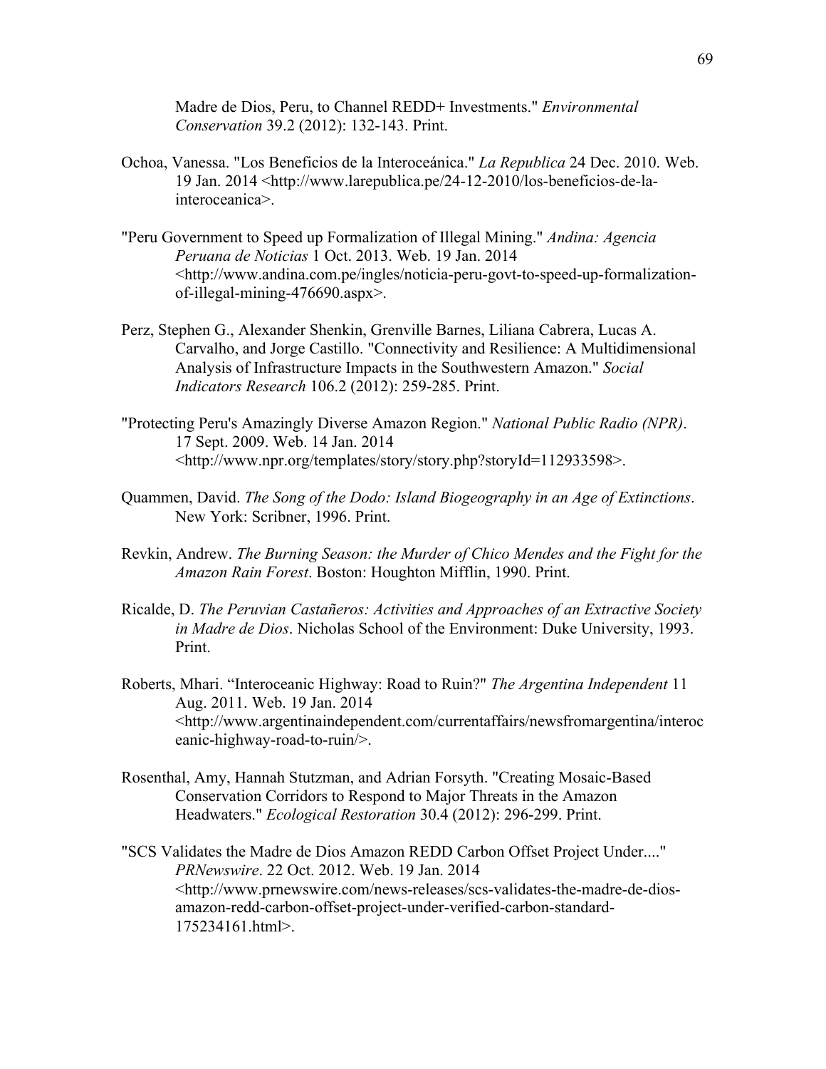Madre de Dios, Peru, to Channel REDD+ Investments." *Environmental Conservation* 39.2 (2012): 132-143. Print.

Ochoa, Vanessa. "Los Beneficios de la Interoceánica." *La Republica* 24 Dec. 2010. Web. 19 Jan. 2014 <http://www.larepublica.pe/24-12-2010/los-beneficios-de-la-interoceanica>.

"Peru Government to Speed up Formalization of Illegal Mining." *Andina: Agencia Peruana de Noticias* 1 Oct. 2013. Web. 19 Jan. 2014 <http://www.andina.com.pe/ingles/noticia-peru-govt-to-speed-up-formalization-of-illegal-mining-476690.aspx>.

Perz, Stephen G., Alexander Shenkin, Grenville Barnes, Liliana Cabrera, Lucas A. Carvalho, and Jorge Castillo. "Connectivity and Resilience: A Multidimensional Analysis of Infrastructure Impacts in the Southwestern Amazon." *Social Indicators Research* 106.2 (2012): 259-285. Print.

"Protecting Peru's Amazingly Diverse Amazon Region." *National Public Radio (NPR)*. 17 Sept. 2009. Web. 14 Jan. 2014 <http://www.npr.org/templates/story/story.php?storyId=112933598>.

Quammen, David. *The Song of the Dodo: Island Biogeography in an Age of Extinctions*. New York: Scribner, 1996. Print.

Revkin, Andrew. *The Burning Season: the Murder of Chico Mendes and the Fight for the Amazon Rain Forest*. Boston: Houghton Mifflin, 1990. Print.

Ricalde, D. *The Peruvian Castañeros: Activities and Approaches of an Extractive Society in Madre de Dios*. Nicholas School of the Environment: Duke University, 1993. Print.

Roberts, Mhari. "Interoceanic Highway: Road to Ruin?" *The Argentina Independent* 11 Aug. 2011. Web. 19 Jan. 2014 <http://www.argentinaindependent.com/currentaffairs/newsfromargentina/interoceanic-highway-road-to-ruin/>.

Rosenthal, Amy, Hannah Stutzman, and Adrian Forsyth. "Creating Mosaic-Based Conservation Corridors to Respond to Major Threats in the Amazon Headwaters." *Ecological Restoration* 30.4 (2012): 296-299. Print.

"SCS Validates the Madre de Dios Amazon REDD Carbon Offset Project Under...." *PRNewswire*. 22 Oct. 2012. Web. 19 Jan. 2014 <http://www.prnewswire.com/news-releases/scs-validates-the-madre-de-dios-amazon-redd-carbon-offset-project-under-verified-carbon-standard-175234161.html>.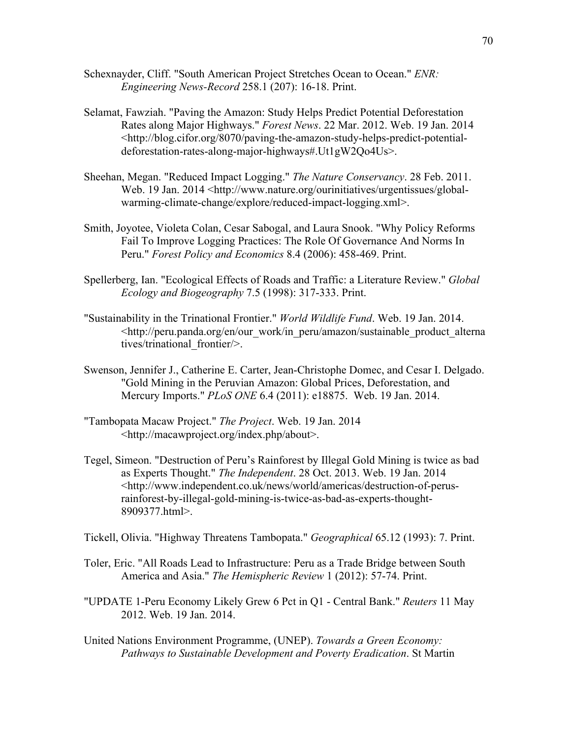Schexnayder, Cliff. "South American Project Stretches Ocean to Ocean." *ENR: Engineering News-Record* 258.1 (207): 16-18. Print.

Selamat, Fawziah. "Paving the Amazon: Study Helps Predict Potential Deforestation Rates along Major Highways." *Forest News*. 22 Mar. 2012. Web. 19 Jan. 2014 <http://blog.cifor.org/8070/paving-the-amazon-study-helps-predict-potential-deforestation-rates-along-major-highways#.Ut1gW2Qo4Us>.

Sheehan, Megan. "Reduced Impact Logging." *The Nature Conservancy*. 28 Feb. 2011. Web. 19 Jan. 2014 <http://www.nature.org/ourinitiatives/urgentissues/global-warming-climate-change/explore/reduced-impact-logging.xml>.

Smith, Joyotee, Violeta Colan, Cesar Sabogal, and Laura Snook. "Why Policy Reforms Fail To Improve Logging Practices: The Role Of Governance And Norms In Peru." *Forest Policy and Economics* 8.4 (2006): 458-469. Print.

Spellerberg, Ian. "Ecological Effects of Roads and Traffic: a Literature Review." *Global Ecology and Biogeography* 7.5 (1998): 317-333. Print.

"Sustainability in the Trinational Frontier." *World Wildlife Fund*. Web. 19 Jan. 2014. <http://peru.panda.org/en/our_work/in_peru/amazon/sustainable_product_alternatives/trinational_frontier/>.

Swenson, Jennifer J., Catherine E. Carter, Jean-Christophe Domec, and Cesar I. Delgado. "Gold Mining in the Peruvian Amazon: Global Prices, Deforestation, and Mercury Imports." *PLoS ONE* 6.4 (2011): e18875. Web. 19 Jan. 2014.

"Tambopata Macaw Project." *The Project*. Web. 19 Jan. 2014 <http://macawproject.org/index.php/about>.

Tegel, Simeon. "Destruction of Peru's Rainforest by Illegal Gold Mining is twice as bad as Experts Thought." *The Independent*. 28 Oct. 2013. Web. 19 Jan. 2014 <http://www.independent.co.uk/news/world/americas/destruction-of-perus-rainforest-by-illegal-gold-mining-is-twice-as-bad-as-experts-thought-8909377.html>.

Tickell, Olivia. "Highway Threatens Tambopata." *Geographical* 65.12 (1993): 7. Print.

Toler, Eric. "All Roads Lead to Infrastructure: Peru as a Trade Bridge between South America and Asia." *The Hemispheric Review* 1 (2012): 57-74. Print.

"UPDATE 1-Peru Economy Likely Grew 6 Pct in Q1 - Central Bank." *Reuters* 11 May 2012. Web. 19 Jan. 2014.

United Nations Environment Programme, (UNEP). *Towards a Green Economy: Pathways to Sustainable Development and Poverty Eradication*. St Martin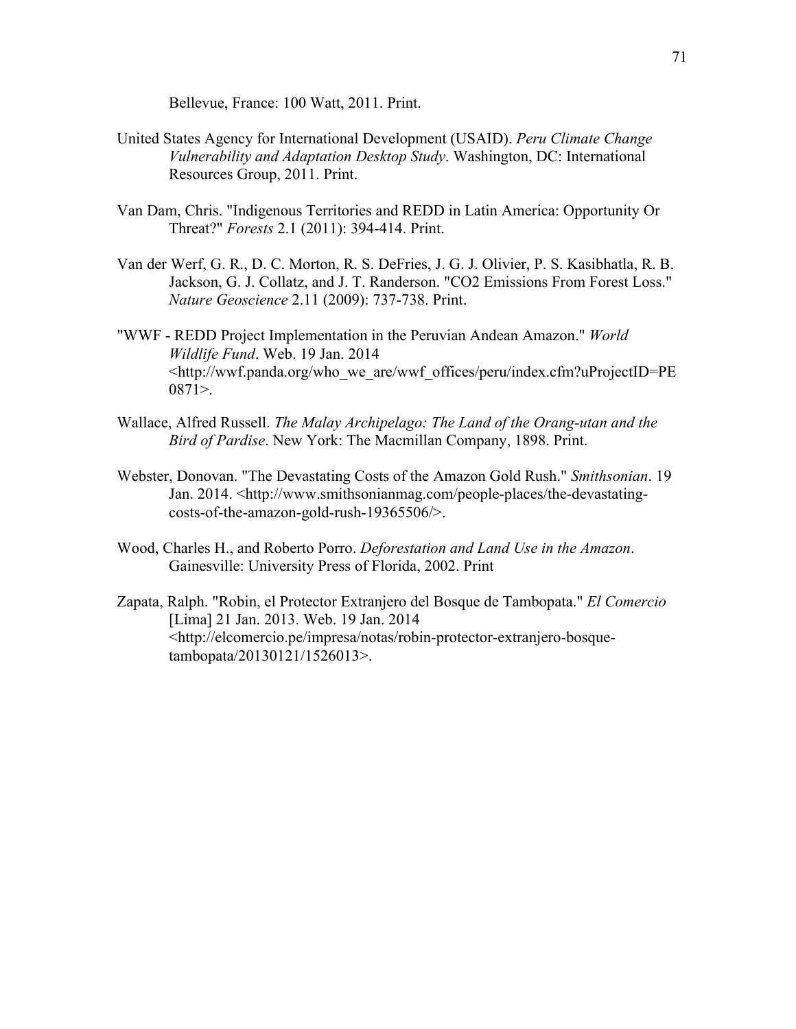Bellevue, France: 100 Watt, 2011. Print.

United States Agency for International Development (USAID). *Peru Climate Change Vulnerability and Adaptation Desktop Study*. Washington, DC: International Resources Group, 2011. Print.

Van Dam, Chris. "Indigenous Territories and REDD in Latin America: Opportunity Or Threat?" *Forests* 2.1 (2011): 394-414. Print.

Van der Werf, G. R., D. C. Morton, R. S. DeFries, J. G. J. Olivier, P. S. Kasibhatla, R. B. Jackson, G. J. Collatz, and J. T. Randerson. "CO2 Emissions From Forest Loss." *Nature Geoscience* 2.11 (2009): 737-738. Print.

"WWF - REDD Project Implementation in the Peruvian Andean Amazon." *World Wildlife Fund*. Web. 19 Jan. 2014 <http://wwf.panda.org/who_we_are/wwf_offices/peru/index.cfm?uProjectID=PE0871>.

Wallace, Alfred Russell. *The Malay Archipelago: The Land of the Orang-utan and the Bird of Pardise*. New York: The Macmillan Company, 1898. Print.

Webster, Donovan. "The Devastating Costs of the Amazon Gold Rush." *Smithsonian*. 19 Jan. 2014. <http://www.smithsonianmag.com/people-places/the-devastating-costs-of-the-amazon-gold-rush-19365506/>.

Wood, Charles H., and Roberto Porro. *Deforestation and Land Use in the Amazon*. Gainesville: University Press of Florida, 2002. Print

Zapata, Ralph. "Robin, el Protector Extranjero del Bosque de Tambopata." *El Comercio* [Lima] 21 Jan. 2013. Web. 19 Jan. 2014 <http://elcomercio.pe/impresa/notas/robin-protector-extranjero-bosque-tambopata/20130121/1526013>.